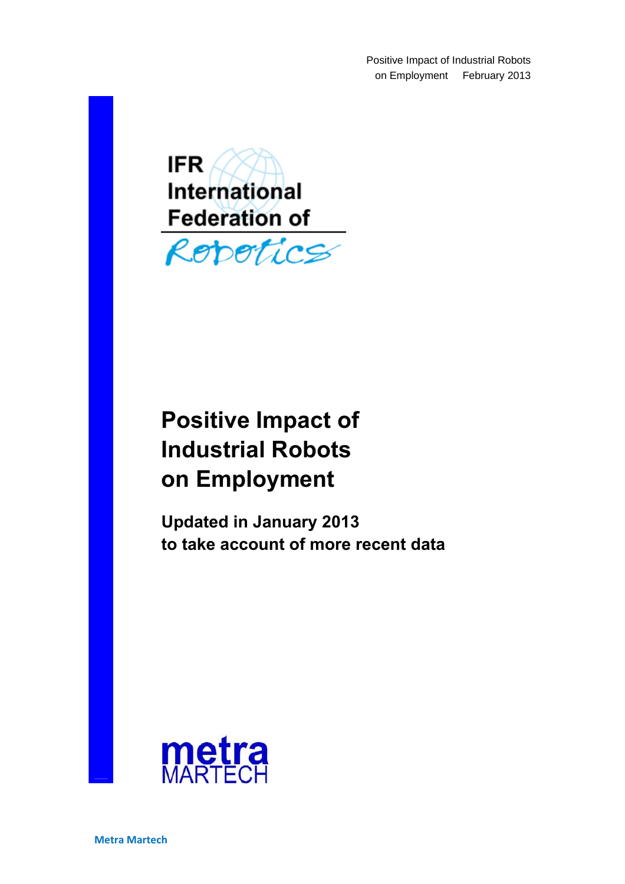IFR International Federation of Robotics

# Positive Impact of Industrial Robots on Employment

## Updated in January 2013 to take account of more recent data

metra MARTECH

Metra Martech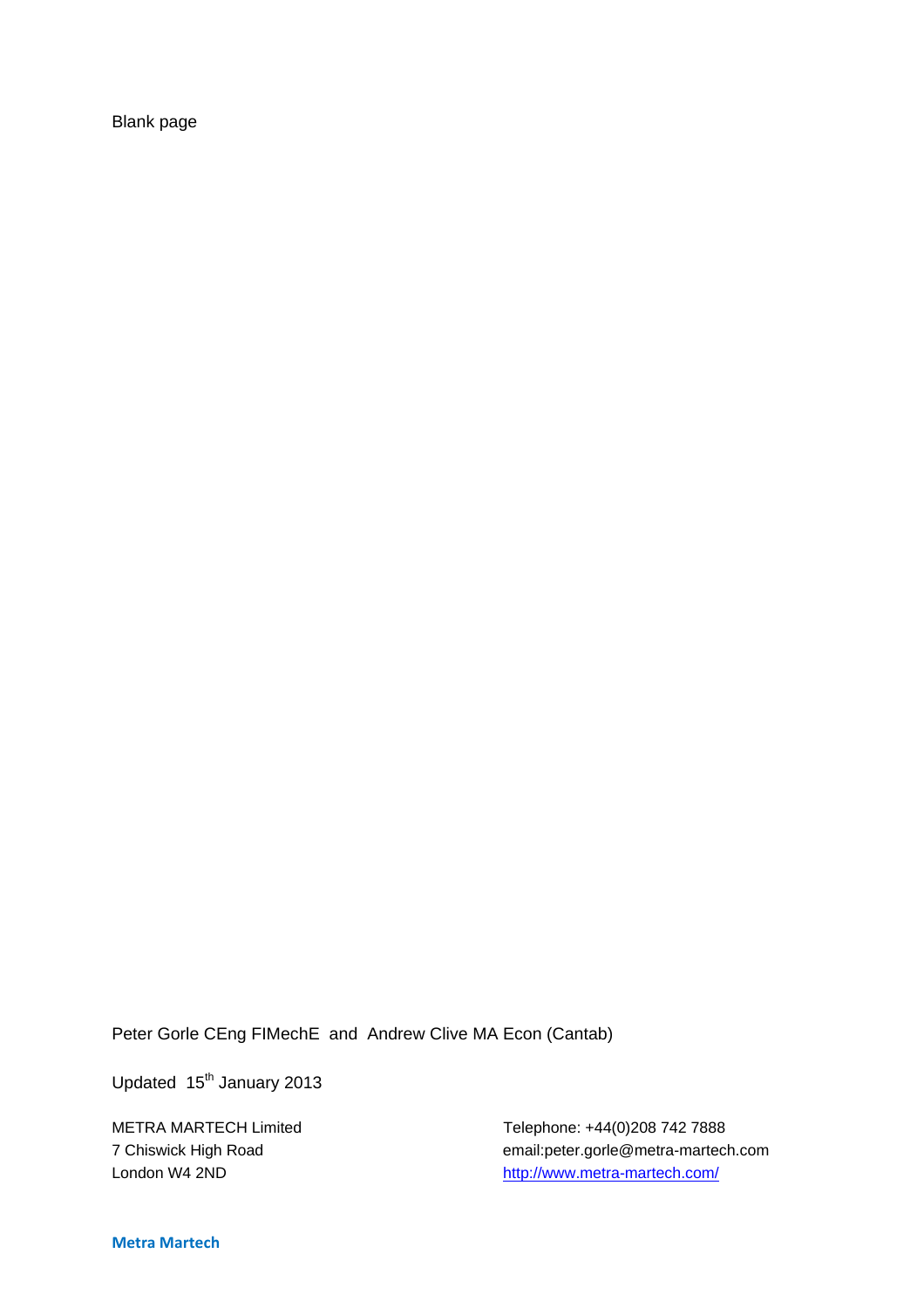Blank page

Peter Gorle CEng FIMechE and Andrew Clive MA Econ (Cantab)

Updated 15th January 2013

METRA MARTECH Limited
7 Chiswick High Road
London W4 2ND

Telephone: +44(0)208 742 7888
email:peter.gorle@metra-martech.com
http://www.metra-martech.com/

**Metra Martech**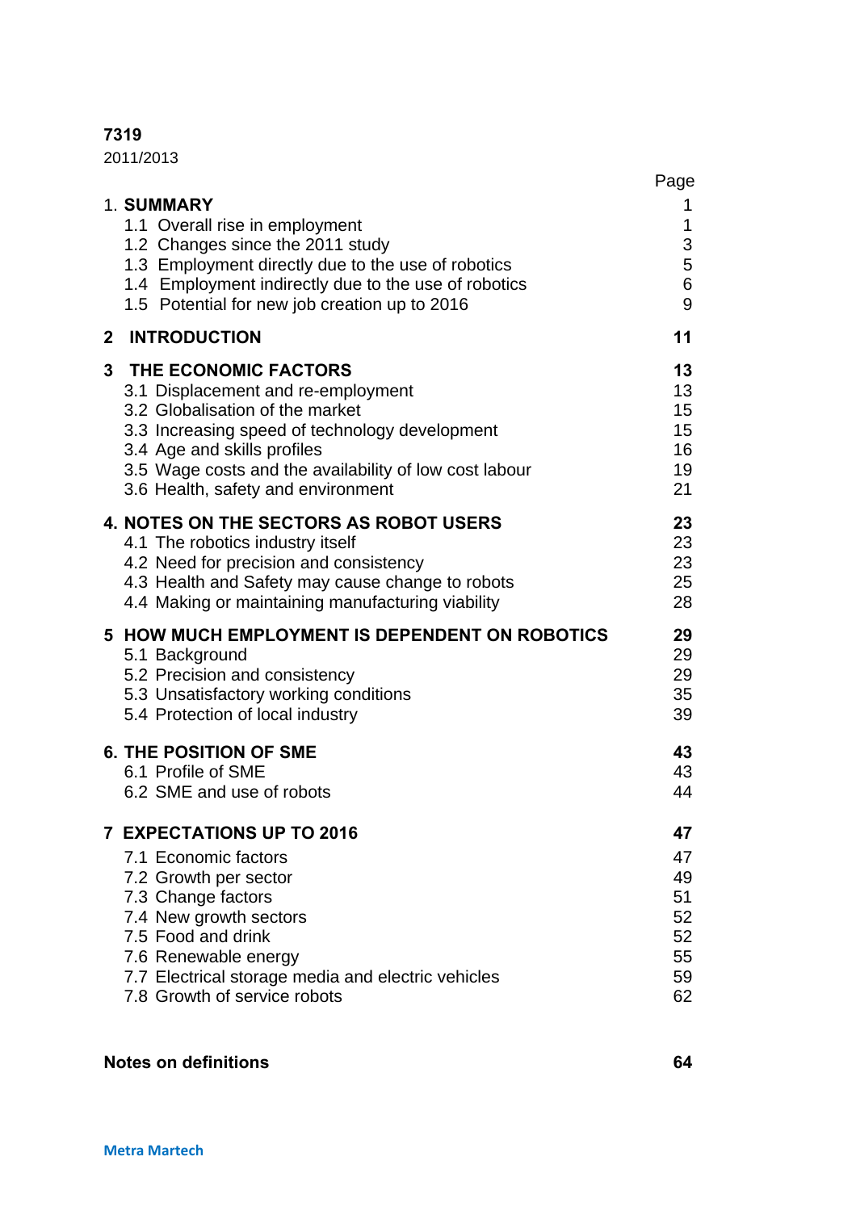**7319**

2011/2013

| | Page |
|---|---|
| 1. **SUMMARY** | 1 |
| 1.1 Overall rise in employment | 1 |
| 1.2 Changes since the 2011 study | 3 |
| 1.3 Employment directly due to the use of robotics | 5 |
| 1.4 Employment indirectly due to the use of robotics | 6 |
| 1.5 Potential for new job creation up to 2016 | 9 |
| **2 INTRODUCTION** | **11** |
| **3 THE ECONOMIC FACTORS** | **13** |
| 3.1 Displacement and re-employment | 13 |
| 3.2 Globalisation of the market | 15 |
| 3.3 Increasing speed of technology development | 15 |
| 3.4 Age and skills profiles | 16 |
| 3.5 Wage costs and the availability of low cost labour | 19 |
| 3.6 Health, safety and environment | 21 |
| **4. NOTES ON THE SECTORS AS ROBOT USERS** | **23** |
| 4.1 The robotics industry itself | 23 |
| 4.2 Need for precision and consistency | 23 |
| 4.3 Health and Safety may cause change to robots | 25 |
| 4.4 Making or maintaining manufacturing viability | 28 |
| **5 HOW MUCH EMPLOYMENT IS DEPENDENT ON ROBOTICS** | **29** |
| 5.1 Background | 29 |
| 5.2 Precision and consistency | 29 |
| 5.3 Unsatisfactory working conditions | 35 |
| 5.4 Protection of local industry | 39 |
| **6. THE POSITION OF SME** | **43** |
| 6.1 Profile of SME | 43 |
| 6.2 SME and use of robots | 44 |
| **7 EXPECTATIONS UP TO 2016** | **47** |
| 7.1 Economic factors | 47 |
| 7.2 Growth per sector | 49 |
| 7.3 Change factors | 51 |
| 7.4 New growth sectors | 52 |
| 7.5 Food and drink | 52 |
| 7.6 Renewable energy | 55 |
| 7.7 Electrical storage media and electric vehicles | 59 |
| 7.8 Growth of service robots | 62 |
| **Notes on definitions** | **64** |

Metra Martech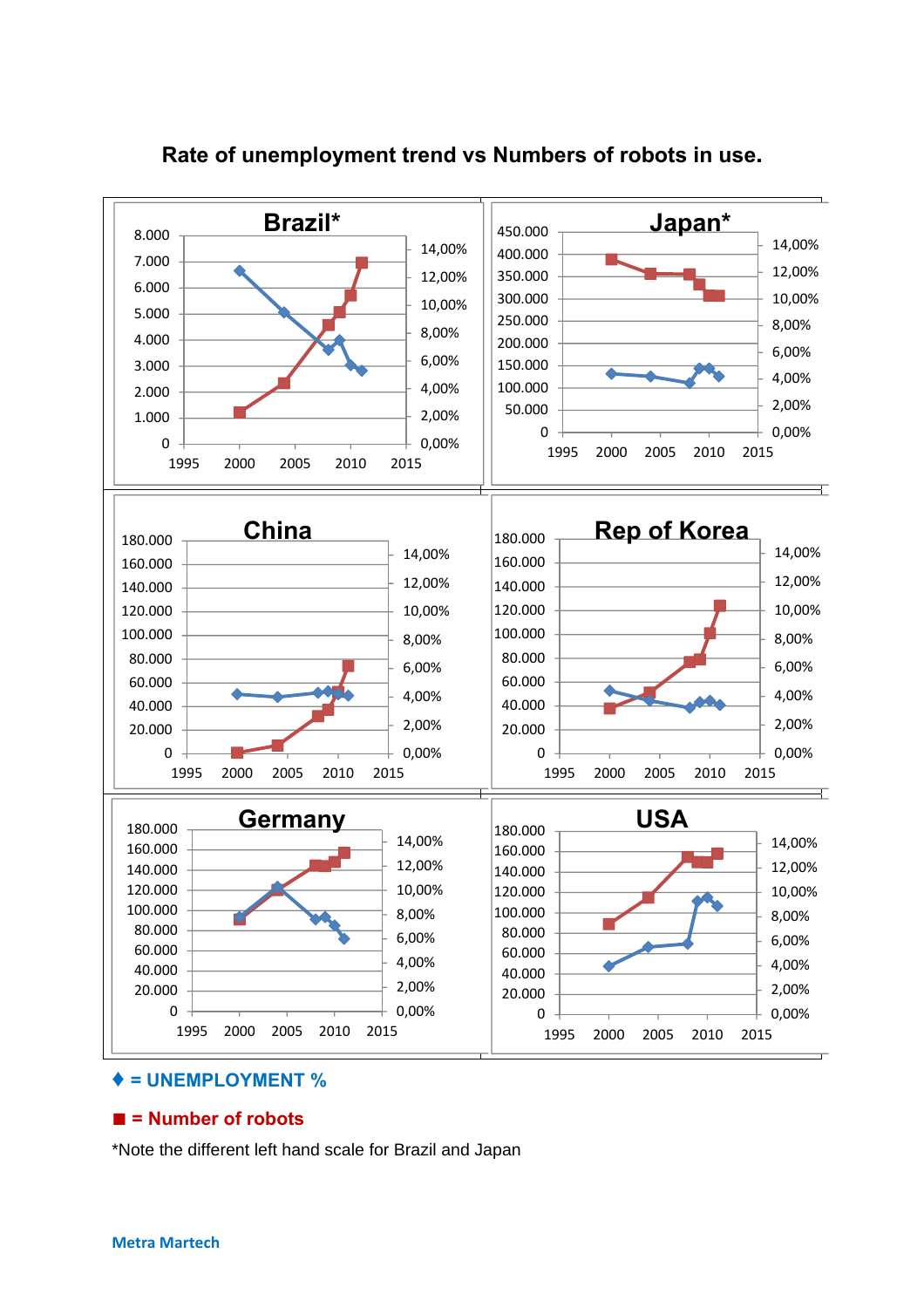# Rate of unemployment trend vs Numbers of robots in use.

♦ = UNEMPLOYMENT %

■ = Number of robots

*Note the different left hand scale for Brazil and Japan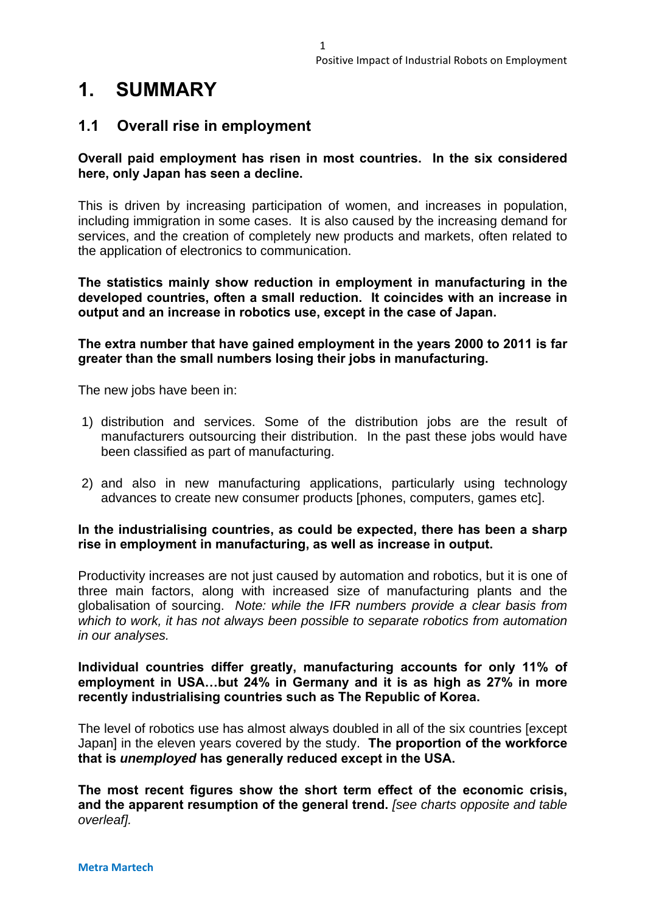# 1. SUMMARY

## 1.1 Overall rise in employment

**Overall paid employment has risen in most countries. In the six considered here, only Japan has seen a decline.**

This is driven by increasing participation of women, and increases in population, including immigration in some cases. It is also caused by the increasing demand for services, and the creation of completely new products and markets, often related to the application of electronics to communication.

**The statistics mainly show reduction in employment in manufacturing in the developed countries, often a small reduction. It coincides with an increase in output and an increase in robotics use, except in the case of Japan.**

**The extra number that have gained employment in the years 2000 to 2011 is far greater than the small numbers losing their jobs in manufacturing.**

The new jobs have been in:

1) distribution and services. Some of the distribution jobs are the result of manufacturers outsourcing their distribution. In the past these jobs would have been classified as part of manufacturing.

2) and also in new manufacturing applications, particularly using technology advances to create new consumer products [phones, computers, games etc].

**In the industrialising countries, as could be expected, there has been a sharp rise in employment in manufacturing, as well as increase in output.**

Productivity increases are not just caused by automation and robotics, but it is one of three main factors, along with increased size of manufacturing plants and the globalisation of sourcing. *Note: while the IFR numbers provide a clear basis from which to work, it has not always been possible to separate robotics from automation in our analyses.*

**Individual countries differ greatly, manufacturing accounts for only 11% of employment in USA…but 24% in Germany and it is as high as 27% in more recently industrialising countries such as The Republic of Korea.**

The level of robotics use has almost always doubled in all of the six countries [except Japan] in the eleven years covered by the study. **The proportion of the workforce that is *unemployed* has generally reduced except in the USA.**

**The most recent figures show the short term effect of the economic crisis, and the apparent resumption of the general trend.** *[see charts opposite and table overleaf].*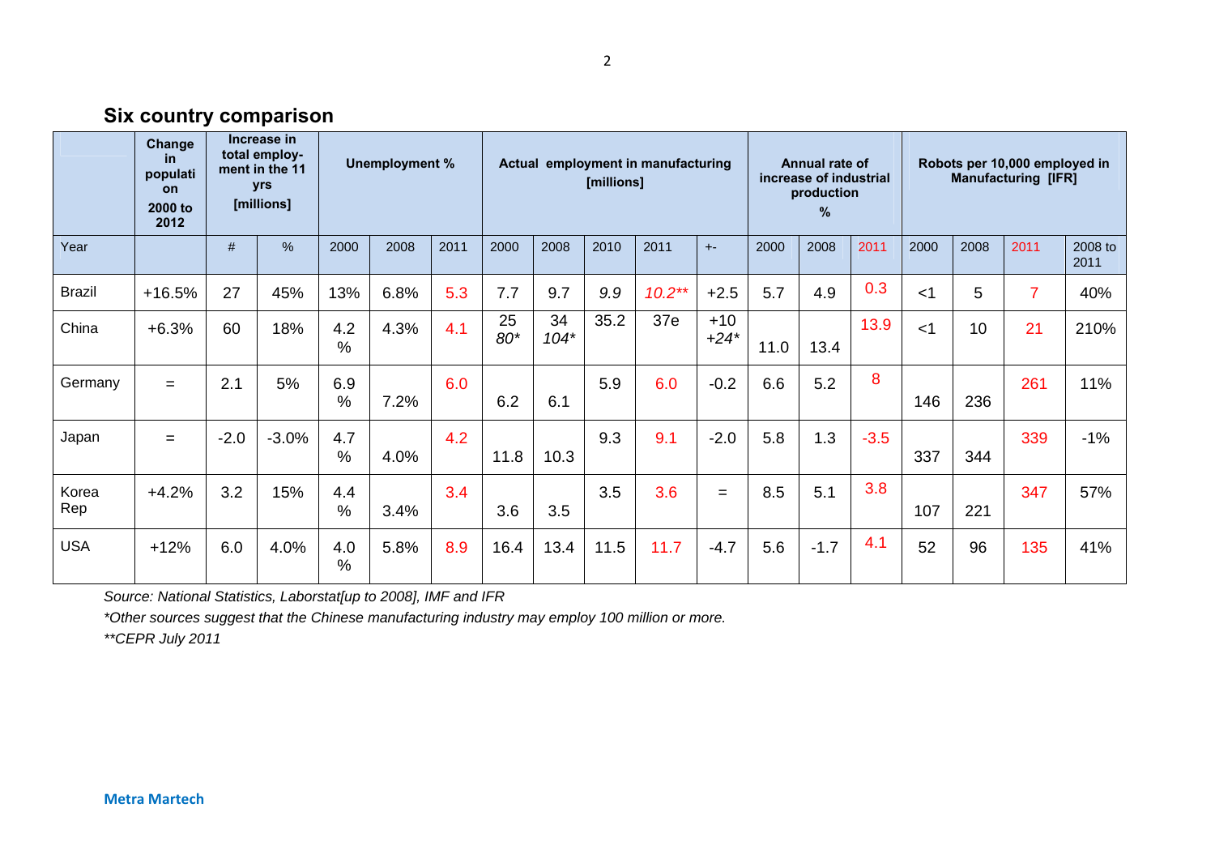## Six country comparison

| | Change in population 2000 to 2012 | Increase in total employ-ment in the 11 yrs [millions] | | Unemployment % | | | Actual employment in manufacturing [millions] | | | | | Annual rate of increase of industrial production % | | | Robots per 10,000 employed in Manufacturing [IFR] | | | |
|---|---|---|---|---|---|---|---|---|---|---|---|---|---|---|---|---|---|---|
| Year | | # | % | 2000 | 2008 | 2011 | 2000 | 2008 | 2010 | 2011 | +- | 2000 | 2008 | 2011 | 2000 | 2008 | 2011 | 2008 to 2011 |
| Brazil | +16.5% | 27 | 45% | 13% | 6.8% | 5.3 | 7.7 | 9.7 | *9.9* | *10.2*** | +2.5 | 5.7 | 4.9 | 0.3 | <1 | 5 | 7 | 40% |
| China | +6.3% | 60 | 18% | 4.2 % | 4.3% | 4.1 | 25 *80** | 34 *104** | 35.2 | 37e | +10 *+24** | 11.0 | 13.4 | 13.9 | <1 | 10 | 21 | 210% |
| Germany | = | 2.1 | 5% | 6.9 % | 7.2% | 6.0 | 6.2 | 6.1 | 5.9 | 6.0 | -0.2 | 6.6 | 5.2 | 8 | 146 | 236 | 261 | 11% |
| Japan | = | -2.0 | -3.0% | 4.7 % | 4.0% | 4.2 | 11.8 | 10.3 | 9.3 | 9.1 | -2.0 | 5.8 | 1.3 | -3.5 | 337 | 344 | 339 | -1% |
| Korea Rep | +4.2% | 3.2 | 15% | 4.4 % | 3.4% | 3.4 | 3.6 | 3.5 | 3.5 | 3.6 | = | 8.5 | 5.1 | 3.8 | 107 | 221 | 347 | 57% |
| USA | +12% | 6.0 | 4.0% | 4.0 % | 5.8% | 8.9 | 16.4 | 13.4 | 11.5 | 11.7 | -4.7 | 5.6 | -1.7 | 4.1 | 52 | 96 | 135 | 41% |

*Source: National Statistics, Laborstat[up to 2008], IMF and IFR*

*\*Other sources suggest that the Chinese manufacturing industry may employ 100 million or more.*

*\*\*CEPR July 2011*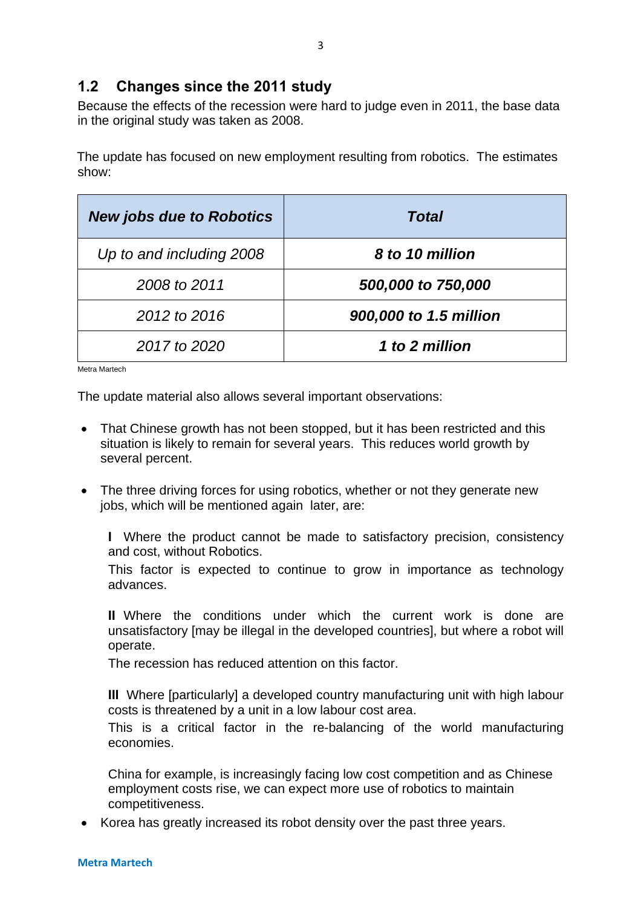## 1.2 Changes since the 2011 study

Because the effects of the recession were hard to judge even in 2011, the base data in the original study was taken as 2008.

The update has focused on new employment resulting from robotics. The estimates show:

| *New jobs due to Robotics* | *Total* |
|---|---|
| *Up to and including 2008* | ***8 to 10 million*** |
| *2008 to 2011* | ***500,000 to 750,000*** |
| *2012 to 2016* | ***900,000 to 1.5 million*** |
| *2017 to 2020* | ***1 to 2 million*** |

Metra Martech

The update material also allows several important observations:

- That Chinese growth has not been stopped, but it has been restricted and this situation is likely to remain for several years. This reduces world growth by several percent.
- The three driving forces for using robotics, whether or not they generate new jobs, which will be mentioned again later, are:

  **I** Where the product cannot be made to satisfactory precision, consistency and cost, without Robotics.
  This factor is expected to continue to grow in importance as technology advances.

  **II** Where the conditions under which the current work is done are unsatisfactory [may be illegal in the developed countries], but where a robot will operate.
  The recession has reduced attention on this factor.

  **III** Where [particularly] a developed country manufacturing unit with high labour costs is threatened by a unit in a low labour cost area.
  This is a critical factor in the re-balancing of the world manufacturing economies.

  China for example, is increasingly facing low cost competition and as Chinese employment costs rise, we can expect more use of robotics to maintain competitiveness.

- Korea has greatly increased its robot density over the past three years.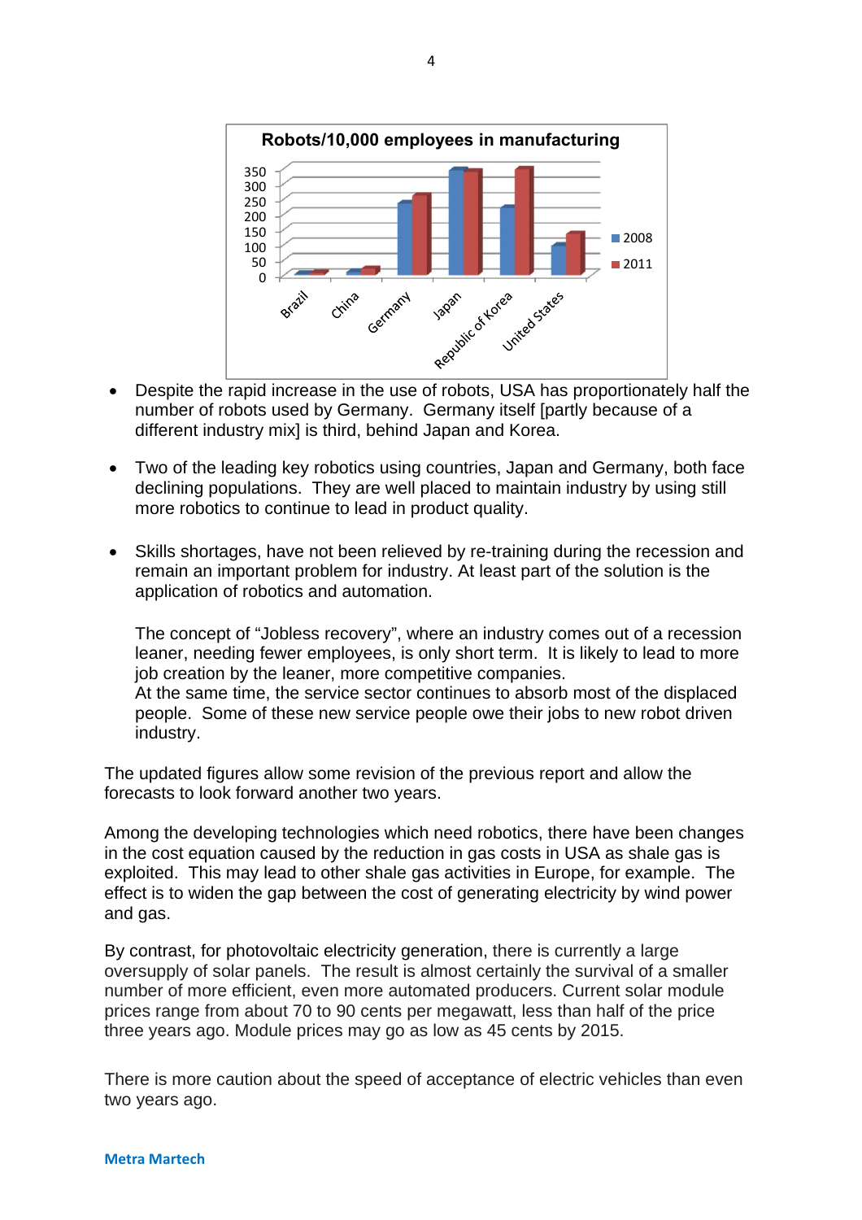Robots/10,000 employees in manufacturing

- Despite the rapid increase in the use of robots, USA has proportionately half the number of robots used by Germany. Germany itself [partly because of a different industry mix] is third, behind Japan and Korea.

- Two of the leading key robotics using countries, Japan and Germany, both face declining populations. They are well placed to maintain industry by using still more robotics to continue to lead in product quality.

- Skills shortages, have not been relieved by re-training during the recession and remain an important problem for industry. At least part of the solution is the application of robotics and automation.

  The concept of "Jobless recovery", where an industry comes out of a recession leaner, needing fewer employees, is only short term. It is likely to lead to more job creation by the leaner, more competitive companies.
  At the same time, the service sector continues to absorb most of the displaced people. Some of these new service people owe their jobs to new robot driven industry.

The updated figures allow some revision of the previous report and allow the forecasts to look forward another two years.

Among the developing technologies which need robotics, there have been changes in the cost equation caused by the reduction in gas costs in USA as shale gas is exploited. This may lead to other shale gas activities in Europe, for example. The effect is to widen the gap between the cost of generating electricity by wind power and gas.

By contrast, for photovoltaic electricity generation, there is currently a large oversupply of solar panels. The result is almost certainly the survival of a smaller number of more efficient, even more automated producers. Current solar module prices range from about 70 to 90 cents per megawatt, less than half of the price three years ago. Module prices may go as low as 45 cents by 2015.

There is more caution about the speed of acceptance of electric vehicles than even two years ago.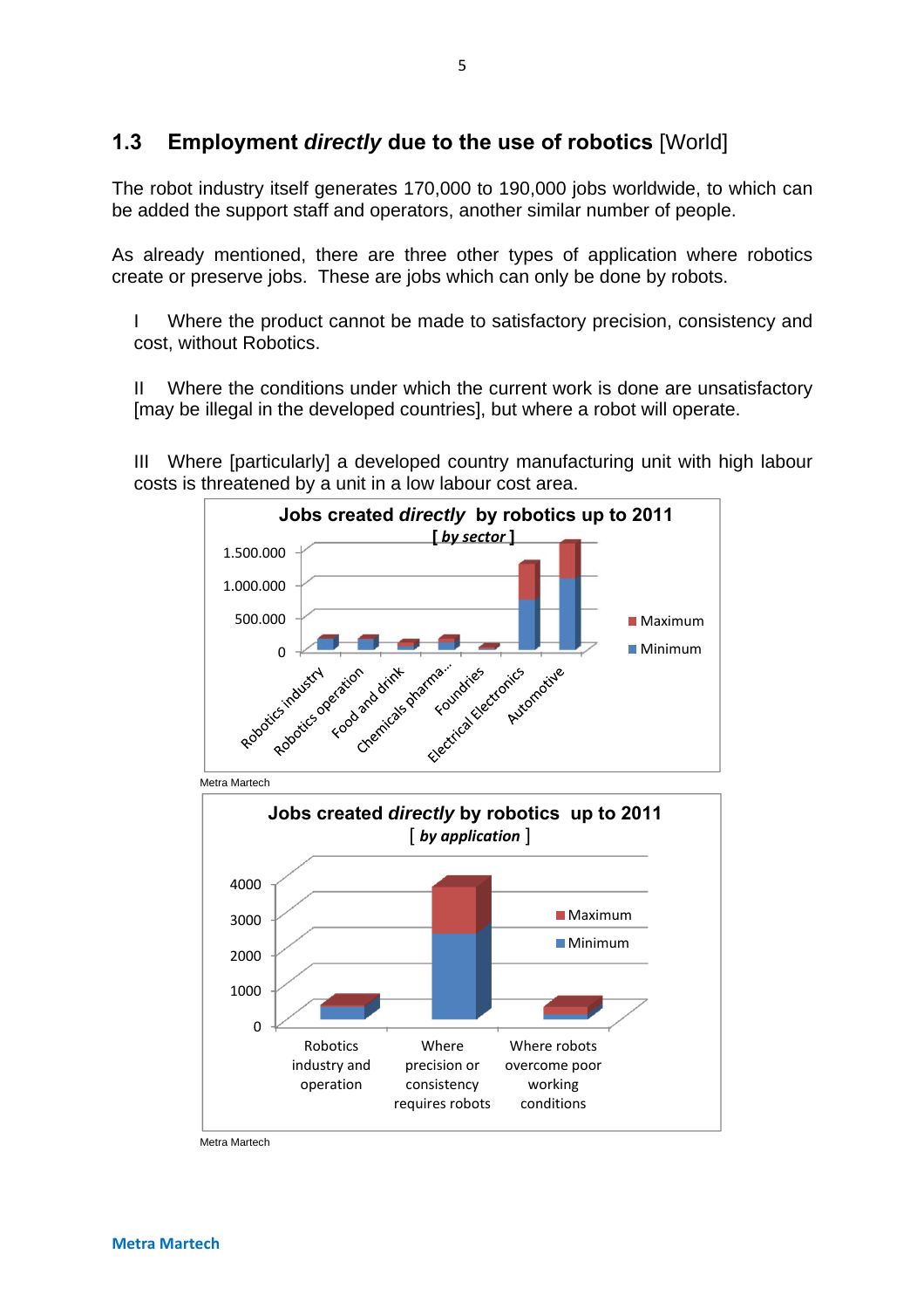## 1.3 Employment *directly* due to the use of robotics [World]

The robot industry itself generates 170,000 to 190,000 jobs worldwide, to which can be added the support staff and operators, another similar number of people.

As already mentioned, there are three other types of application where robotics create or preserve jobs. These are jobs which can only be done by robots.

I Where the product cannot be made to satisfactory precision, consistency and cost, without Robotics.

II Where the conditions under which the current work is done are unsatisfactory [may be illegal in the developed countries], but where a robot will operate.

III Where [particularly] a developed country manufacturing unit with high labour costs is threatened by a unit in a low labour cost area.

**Jobs created *directly* by robotics up to 2011**
**[ *by sector* ]**

Metra Martech

**Jobs created *directly* by robotics up to 2011**
**[ *by application* ]**

Metra Martech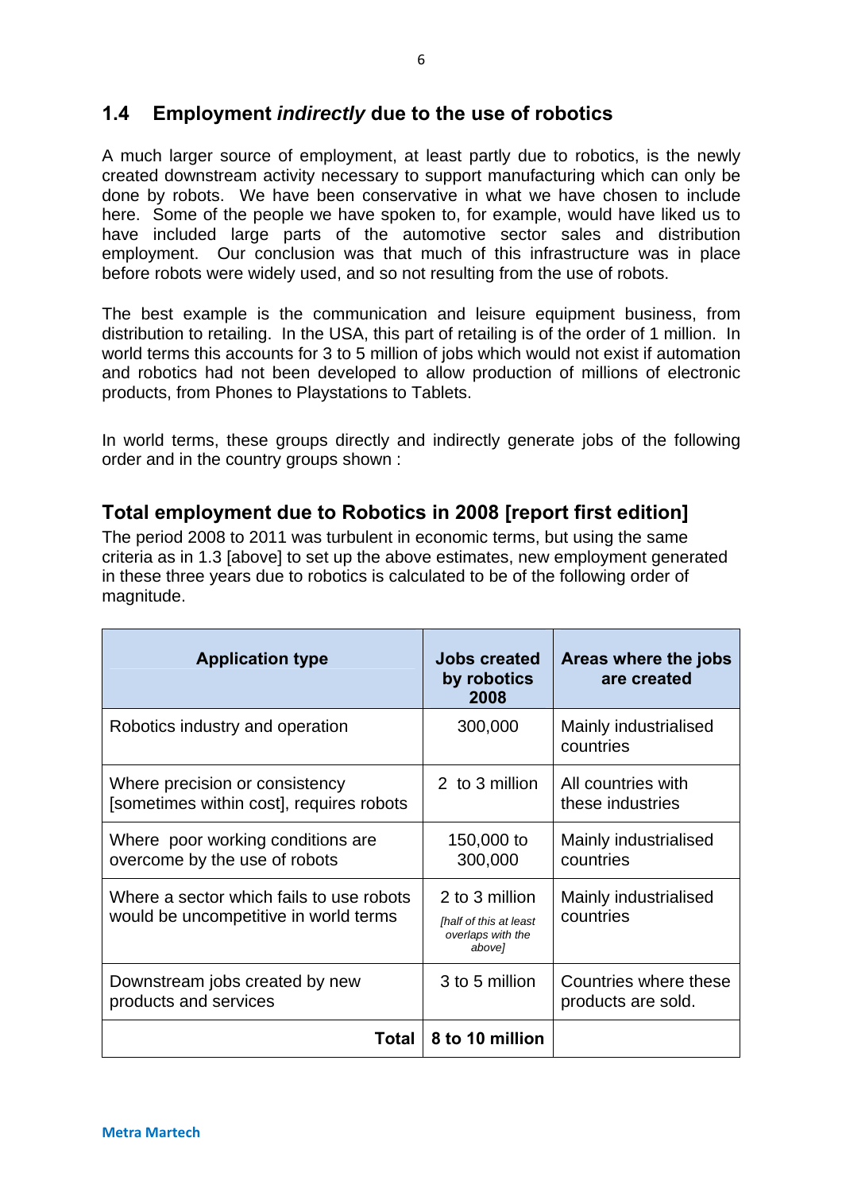## 1.4 Employment *indirectly* due to the use of robotics

A much larger source of employment, at least partly due to robotics, is the newly created downstream activity necessary to support manufacturing which can only be done by robots. We have been conservative in what we have chosen to include here. Some of the people we have spoken to, for example, would have liked us to have included large parts of the automotive sector sales and distribution employment. Our conclusion was that much of this infrastructure was in place before robots were widely used, and so not resulting from the use of robots.

The best example is the communication and leisure equipment business, from distribution to retailing. In the USA, this part of retailing is of the order of 1 million. In world terms this accounts for 3 to 5 million of jobs which would not exist if automation and robotics had not been developed to allow production of millions of electronic products, from Phones to Playstations to Tablets.

In world terms, these groups directly and indirectly generate jobs of the following order and in the country groups shown :

## Total employment due to Robotics in 2008 [report first edition]

The period 2008 to 2011 was turbulent in economic terms, but using the same criteria as in 1.3 [above] to set up the above estimates, new employment generated in these three years due to robotics is calculated to be of the following order of magnitude.

| Application type | Jobs created by robotics 2008 | Areas where the jobs are created |
|---|---|---|
| Robotics industry and operation | 300,000 | Mainly industrialised countries |
| Where precision or consistency [sometimes within cost], requires robots | 2 to 3 million | All countries with these industries |
| Where poor working conditions are overcome by the use of robots | 150,000 to 300,000 | Mainly industrialised countries |
| Where a sector which fails to use robots would be uncompetitive in world terms | 2 to 3 million *[half of this at least overlaps with the above]* | Mainly industrialised countries |
| Downstream jobs created by new products and services | 3 to 5 million | Countries where these products are sold. |
| **Total** | **8 to 10 million** | |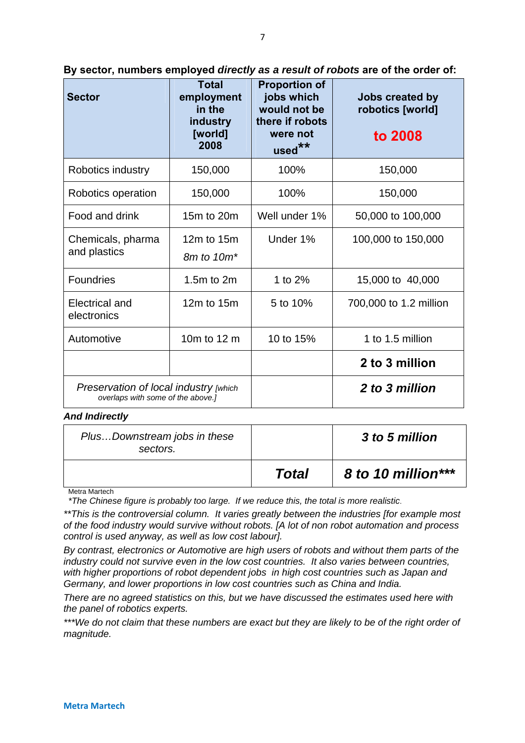**By sector, numbers employed *directly as a result of robots* are of the order of:**

| Sector | Total employment in the industry [world] 2008 | Proportion of jobs which would not be there if robots were not used** | Jobs created by robotics [world] **to 2008** |
|---|---|---|---|
| Robotics industry | 150,000 | 100% | 150,000 |
| Robotics operation | 150,000 | 100% | 150,000 |
| Food and drink | 15m to 20m | Well under 1% | 50,000 to 100,000 |
| Chemicals, pharma and plastics | 12m to 15m *8m to 10m** | Under 1% | 100,000 to 150,000 |
| Foundries | 1.5m to 2m | 1 to 2% | 15,000 to 40,000 |
| Electrical and electronics | 12m to 15m | 5 to 10% | 700,000 to 1.2 million |
| Automotive | 10m to 12 m | 10 to 15% | 1 to 1.5 million |
| | | | **2 to 3 million** |
| *Preservation of local industry [which overlaps with some of the above.]* | | | ***2 to 3 million*** |

***And Indirectly***

| | | |
|---|---|---|
| *Plus…Downstream jobs in these sectors.* | | ***3 to 5 million*** |
| | ***Total*** | ***8 to 10 million**** |

Metra Martech

*\*The Chinese figure is probably too large. If we reduce this, the total is more realistic.*

*\*\*This is the controversial column. It varies greatly between the industries [for example most of the food industry would survive without robots. [A lot of non robot automation and process control is used anyway, as well as low cost labour].*

*By contrast, electronics or Automotive are high users of robots and without them parts of the industry could not survive even in the low cost countries. It also varies between countries, with higher proportions of robot dependent jobs in high cost countries such as Japan and Germany, and lower proportions in low cost countries such as China and India.*

*There are no agreed statistics on this, but we have discussed the estimates used here with the panel of robotics experts.*

*\*\*\*We do not claim that these numbers are exact but they are likely to be of the right order of magnitude.*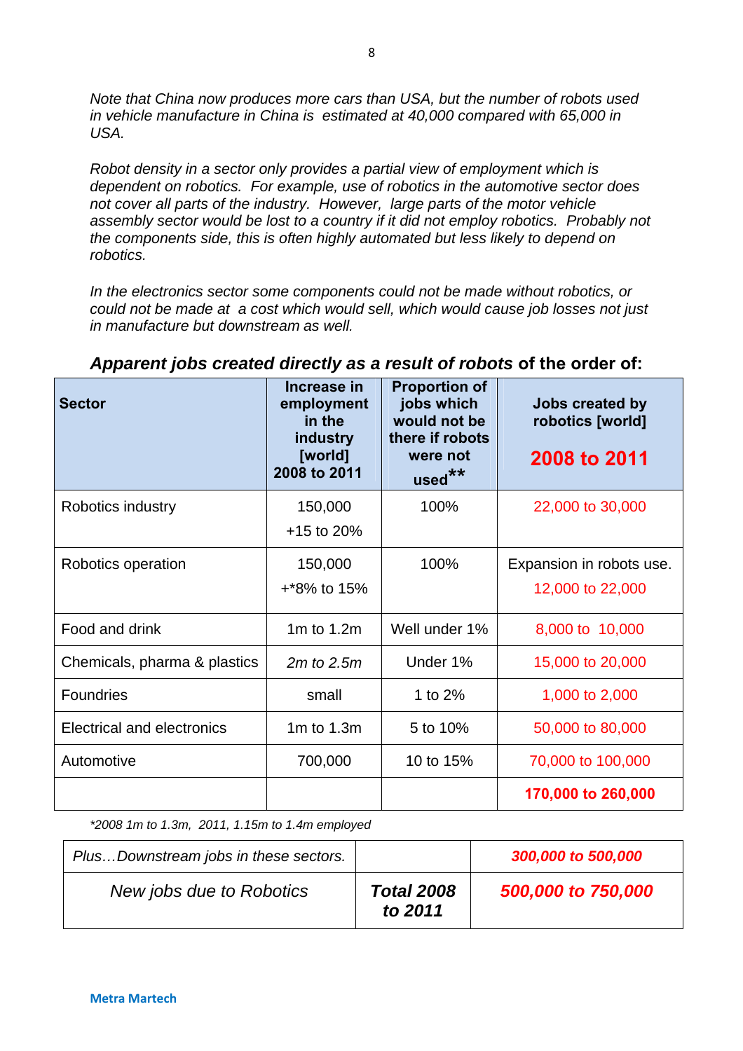*Note that China now produces more cars than USA, but the number of robots used in vehicle manufacture in China is estimated at 40,000 compared with 65,000 in USA.*

*Robot density in a sector only provides a partial view of employment which is dependent on robotics. For example, use of robotics in the automotive sector does not cover all parts of the industry. However, large parts of the motor vehicle assembly sector would be lost to a country if it did not employ robotics. Probably not the components side, this is often highly automated but less likely to depend on robotics.*

*In the electronics sector some components could not be made without robotics, or could not be made at a cost which would sell, which would cause job losses not just in manufacture but downstream as well.*

### *Apparent jobs created directly as a result of robots* of the order of:

| Sector | Increase in employment in the industry [world] 2008 to 2011 | Proportion of jobs which would not be there if robots were not used** | Jobs created by robotics [world] 2008 to 2011 |
|---|---|---|---|
| Robotics industry | 150,000 +15 to 20% | 100% | 22,000 to 30,000 |
| Robotics operation | 150,000 +*8% to 15% | 100% | Expansion in robots use. 12,000 to 22,000 |
| Food and drink | 1m to 1.2m | Well under 1% | 8,000 to 10,000 |
| Chemicals, pharma & plastics | *2m to 2.5m* | Under 1% | 15,000 to 20,000 |
| Foundries | small | 1 to 2% | 1,000 to 2,000 |
| Electrical and electronics | 1m to 1.3m | 5 to 10% | 50,000 to 80,000 |
| Automotive | 700,000 | 10 to 15% | 70,000 to 100,000 |
| | | | **170,000 to 260,000** |

*\*2008 1m to 1.3m, 2011, 1.15m to 1.4m employed*

| *Plus…Downstream jobs in these sectors.* | | ***300,000 to 500,000*** |
|---|---|---|
| *New jobs due to Robotics* | ***Total 2008 to 2011*** | ***500,000 to 750,000*** |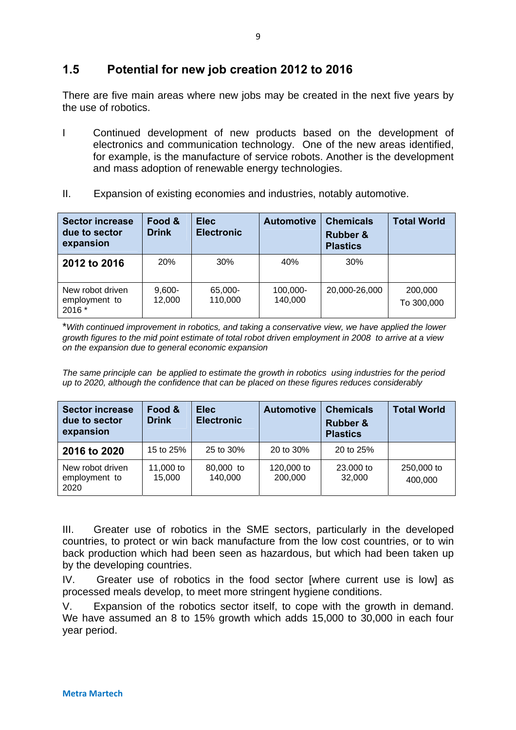## 1.5 Potential for new job creation 2012 to 2016

There are five main areas where new jobs may be created in the next five years by the use of robotics.

I Continued development of new products based on the development of electronics and communication technology. One of the new areas identified, for example, is the manufacture of service robots. Another is the development and mass adoption of renewable energy technologies.

II. Expansion of existing economies and industries, notably automotive.

| **Sector increase due to sector expansion** | **Food & Drink** | **Elec Electronic** | **Automotive** | **Chemicals Rubber & Plastics** | **Total World** |
|---|---|---|---|---|---|
| **2012 to 2016** | 20% | 30% | 40% | 30% | |
| New robot driven employment to 2016 * | 9,600-12,000 | 65,000-110,000 | 100,000-140,000 | 20,000-26,000 | 200,000 To 300,000 |

**With continued improvement in robotics, and taking a conservative view, we have applied the lower growth figures to the mid point estimate of total robot driven employment in 2008 to arrive at a view on the expansion due to general economic expansion*

*The same principle can be applied to estimate the growth in robotics using industries for the period up to 2020, although the confidence that can be placed on these figures reduces considerably*

| **Sector increase due to sector expansion** | **Food & Drink** | **Elec Electronic** | **Automotive** | **Chemicals Rubber & Plastics** | **Total World** |
|---|---|---|---|---|---|
| **2016 to 2020** | 15 to 25% | 25 to 30% | 20 to 30% | 20 to 25% | |
| New robot driven employment to 2020 | 11,000 to 15,000 | 80,000 to 140,000 | 120,000 to 200,000 | 23.000 to 32,000 | 250,000 to 400,000 |

III. Greater use of robotics in the SME sectors, particularly in the developed countries, to protect or win back manufacture from the low cost countries, or to win back production which had been seen as hazardous, but which had been taken up by the developing countries.

IV. Greater use of robotics in the food sector [where current use is low] as processed meals develop, to meet more stringent hygiene conditions.

V. Expansion of the robotics sector itself, to cope with the growth in demand. We have assumed an 8 to 15% growth which adds 15,000 to 30,000 in each four year period.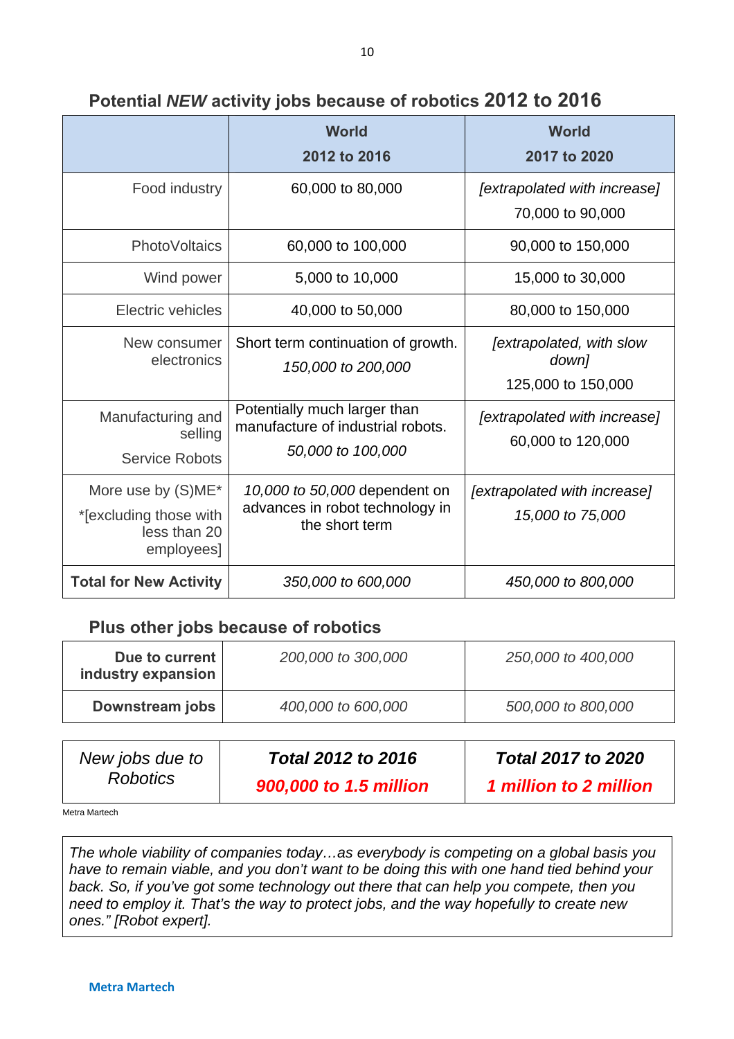## Potential *NEW* activity jobs because of robotics 2012 to 2016

| | World 2012 to 2016 | World 2017 to 2020 |
|---|---|---|
| Food industry | 60,000 to 80,000 | *[extrapolated with increase]* 70,000 to 90,000 |
| PhotoVoltaics | 60,000 to 100,000 | 90,000 to 150,000 |
| Wind power | 5,000 to 10,000 | 15,000 to 30,000 |
| Electric vehicles | 40,000 to 50,000 | 80,000 to 150,000 |
| New consumer electronics | Short term continuation of growth. *150,000 to 200,000* | *[extrapolated, with slow down]* 125,000 to 150,000 |
| Manufacturing and selling Service Robots | Potentially much larger than manufacture of industrial robots. *50,000 to 100,000* | *[extrapolated with increase]* 60,000 to 120,000 |
| More use by (S)ME* *[excluding those with less than 20 employees] | *10,000 to 50,000* dependent on advances in robot technology in the short term | *[extrapolated with increase]* *15,000 to 75,000* |
| **Total for New Activity** | *350,000 to 600,000* | *450,000 to 800,000* |

## Plus other jobs because of robotics

| | | |
|---|---|---|
| **Due to current industry expansion** | *200,000 to 300,000* | *250,000 to 400,000* |
| **Downstream jobs** | *400,000 to 600,000* | *500,000 to 800,000* |

| *New jobs due to Robotics* | ***Total 2012 to 2016*** | ***Total 2017 to 2020*** |
|---|---|---|
| | ***900,000 to 1.5 million*** | ***1 million to 2 million*** |

Metra Martech

*The whole viability of companies today…as everybody is competing on a global basis you have to remain viable, and you don't want to be doing this with one hand tied behind your back. So, if you've got some technology out there that can help you compete, then you need to employ it. That's the way to protect jobs, and the way hopefully to create new ones." [Robot expert].*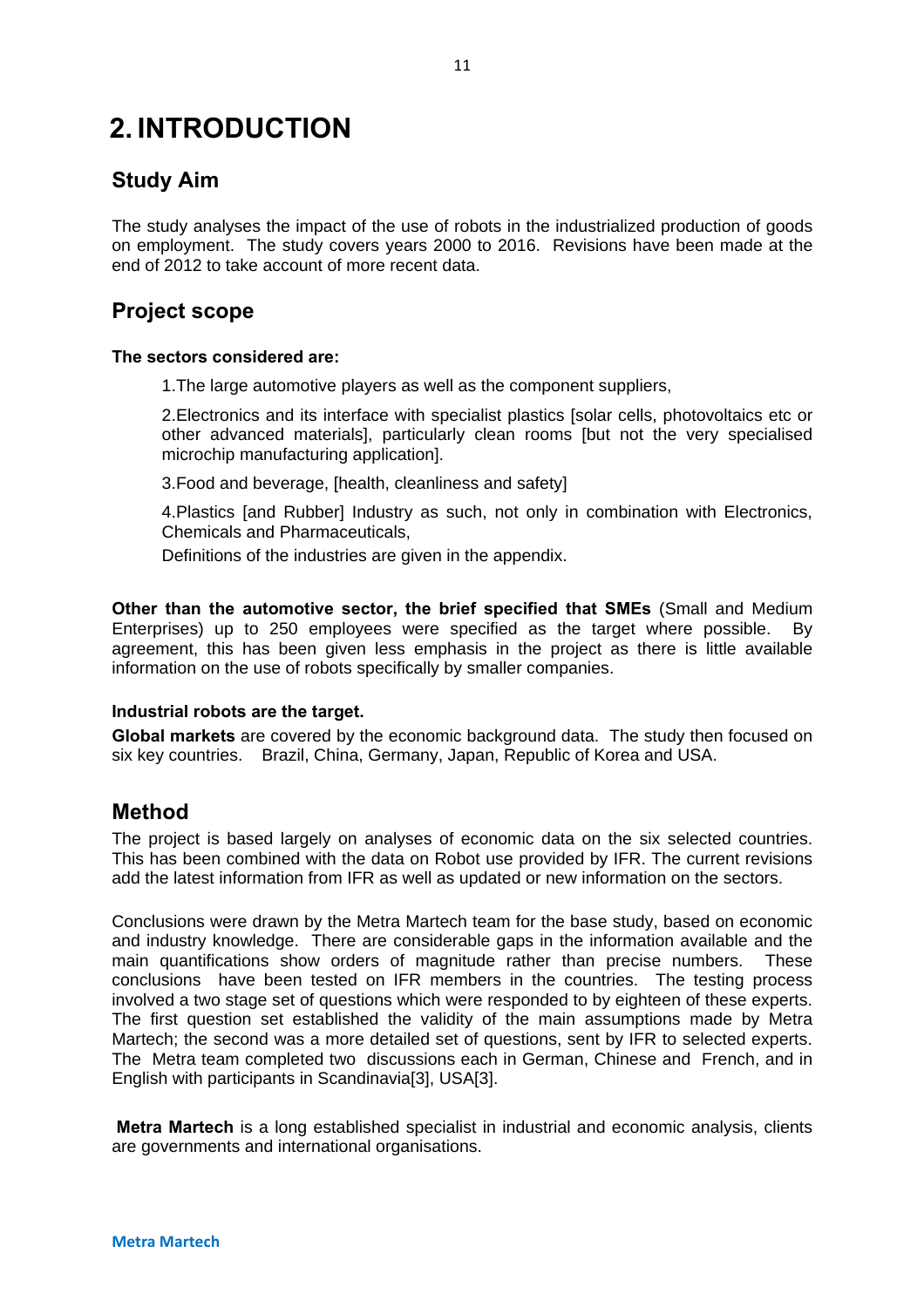# 2. INTRODUCTION

## Study Aim

The study analyses the impact of the use of robots in the industrialized production of goods on employment. The study covers years 2000 to 2016. Revisions have been made at the end of 2012 to take account of more recent data.

## Project scope

**The sectors considered are:**

1.The large automotive players as well as the component suppliers,

2.Electronics and its interface with specialist plastics [solar cells, photovoltaics etc or other advanced materials], particularly clean rooms [but not the very specialised microchip manufacturing application].

3.Food and beverage, [health, cleanliness and safety]

4.Plastics [and Rubber] Industry as such, not only in combination with Electronics, Chemicals and Pharmaceuticals,

Definitions of the industries are given in the appendix.

**Other than the automotive sector, the brief specified that SMEs** (Small and Medium Enterprises) up to 250 employees were specified as the target where possible. By agreement, this has been given less emphasis in the project as there is little available information on the use of robots specifically by smaller companies.

**Industrial robots are the target.**

**Global markets** are covered by the economic background data. The study then focused on six key countries. Brazil, China, Germany, Japan, Republic of Korea and USA.

## Method

The project is based largely on analyses of economic data on the six selected countries. This has been combined with the data on Robot use provided by IFR. The current revisions add the latest information from IFR as well as updated or new information on the sectors.

Conclusions were drawn by the Metra Martech team for the base study, based on economic and industry knowledge. There are considerable gaps in the information available and the main quantifications show orders of magnitude rather than precise numbers. These conclusions have been tested on IFR members in the countries. The testing process involved a two stage set of questions which were responded to by eighteen of these experts. The first question set established the validity of the main assumptions made by Metra Martech; the second was a more detailed set of questions, sent by IFR to selected experts. The Metra team completed two discussions each in German, Chinese and French, and in English with participants in Scandinavia[3], USA[3].

**Metra Martech** is a long established specialist in industrial and economic analysis, clients are governments and international organisations.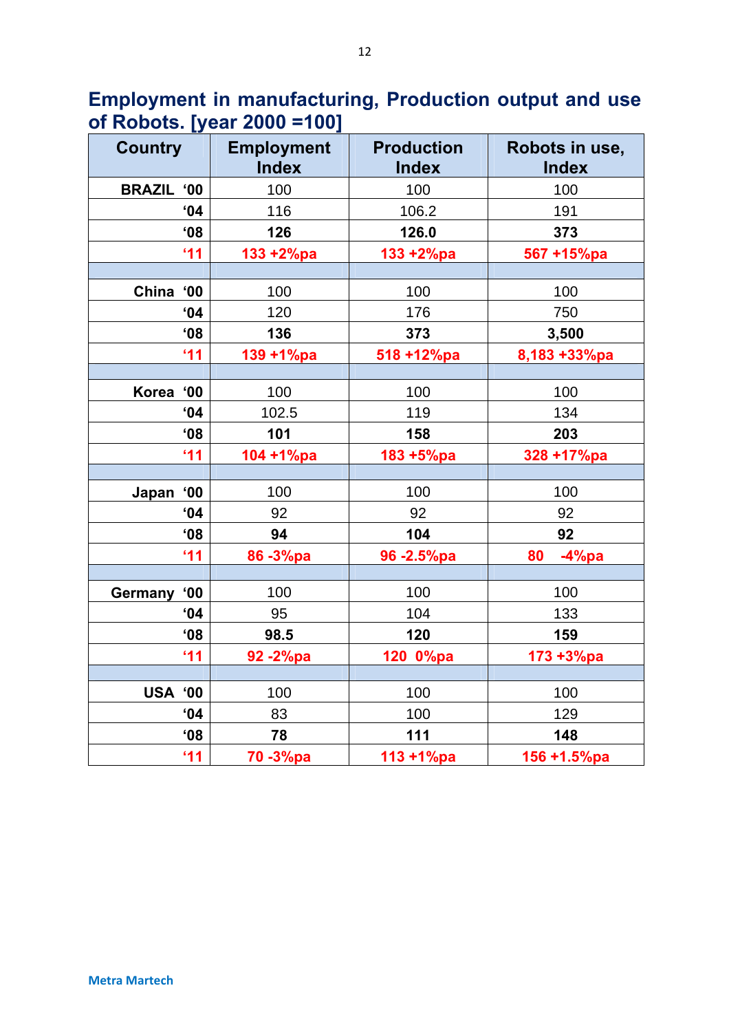## Employment in manufacturing, Production output and use of Robots. [year 2000 =100]

| Country | Employment Index | Production Index | Robots in use, Index |
|---|---|---|---|
| **BRAZIL ‘00** | 100 | 100 | 100 |
| **‘04** | 116 | 106.2 | 191 |
| **‘08** | **126** | **126.0** | **373** |
| **‘11** | **133 +2%pa** | **133 +2%pa** | **567 +15%pa** |
| | | | |
| **China ‘00** | 100 | 100 | 100 |
| **‘04** | 120 | 176 | 750 |
| **‘08** | **136** | **373** | **3,500** |
| **‘11** | **139 +1%pa** | **518 +12%pa** | **8,183 +33%pa** |
| | | | |
| **Korea ‘00** | 100 | 100 | 100 |
| **‘04** | 102.5 | 119 | 134 |
| **‘08** | **101** | **158** | **203** |
| **‘11** | **104 +1%pa** | **183 +5%pa** | **328 +17%pa** |
| | | | |
| **Japan ‘00** | 100 | 100 | 100 |
| **‘04** | 92 | 92 | 92 |
| **‘08** | **94** | **104** | **92** |
| **‘11** | **86 -3%pa** | **96 -2.5%pa** | **80 -4%pa** |
| | | | |
| **Germany ‘00** | 100 | 100 | 100 |
| **‘04** | 95 | 104 | 133 |
| **‘08** | **98.5** | **120** | **159** |
| **‘11** | **92 -2%pa** | **120 0%pa** | **173 +3%pa** |
| | | | |
| **USA ‘00** | 100 | 100 | 100 |
| **‘04** | 83 | 100 | 129 |
| **‘08** | **78** | **111** | **148** |
| **‘11** | **70 -3%pa** | **113 +1%pa** | **156 +1.5%pa** |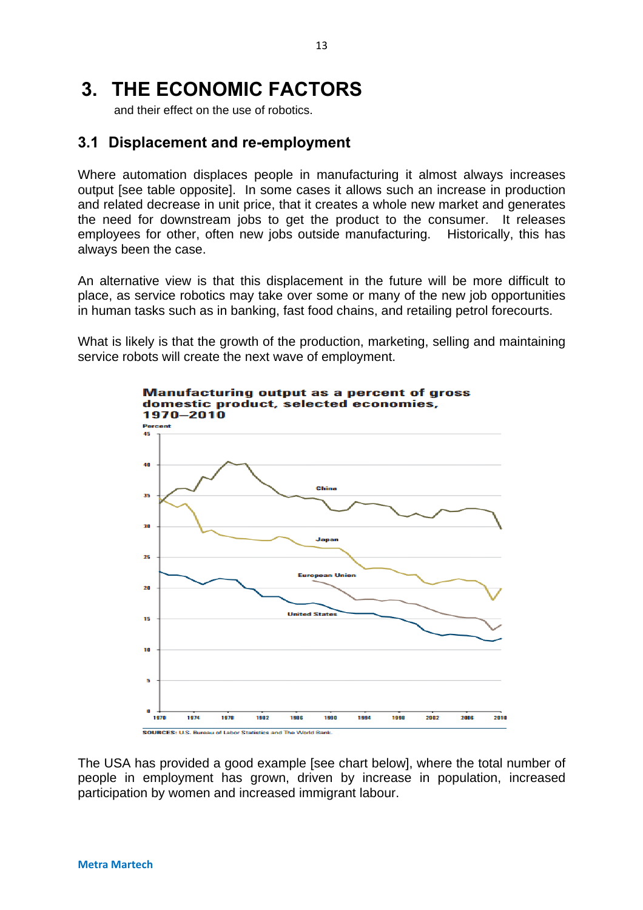# 3. THE ECONOMIC FACTORS

and their effect on the use of robotics.

## 3.1 Displacement and re-employment

Where automation displaces people in manufacturing it almost always increases output [see table opposite]. In some cases it allows such an increase in production and related decrease in unit price, that it creates a whole new market and generates the need for downstream jobs to get the product to the consumer. It releases employees for other, often new jobs outside manufacturing. Historically, this has always been the case.

An alternative view is that this displacement in the future will be more difficult to place, as service robotics may take over some or many of the new job opportunities in human tasks such as in banking, fast food chains, and retailing petrol forecourts.

What is likely is that the growth of the production, marketing, selling and maintaining service robots will create the next wave of employment.

**Manufacturing output as a percent of gross domestic product, selected economies, 1970—2010**

SOURCES: U.S. Bureau of Labor Statistics and The World Bank.

The USA has provided a good example [see chart below], where the total number of people in employment has grown, driven by increase in population, increased participation by women and increased immigrant labour.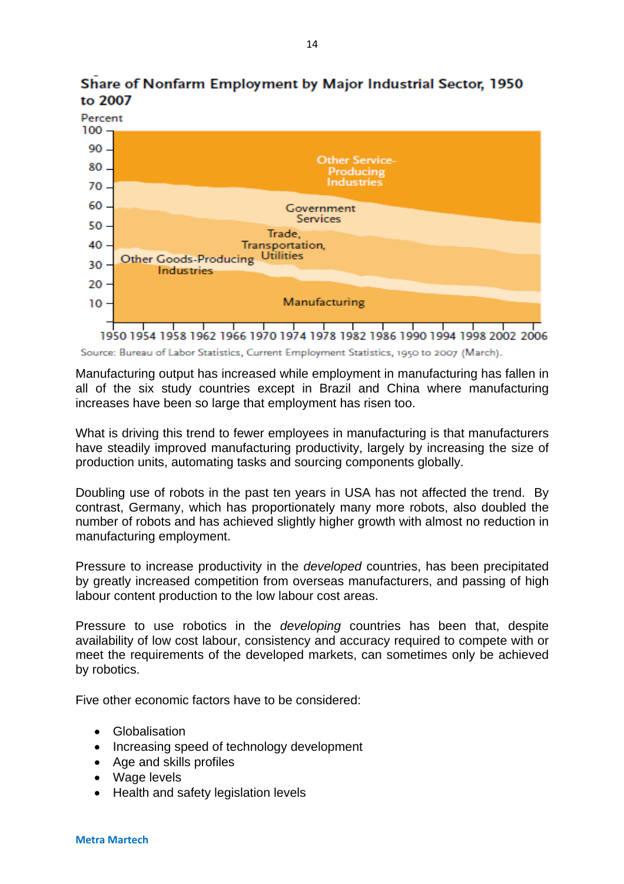**Share of Nonfarm Employment by Major Industrial Sector, 1950 to 2007**

Source: Bureau of Labor Statistics, Current Employment Statistics, 1950 to 2007 (March).

Manufacturing output has increased while employment in manufacturing has fallen in all of the six study countries except in Brazil and China where manufacturing increases have been so large that employment has risen too.

What is driving this trend to fewer employees in manufacturing is that manufacturers have steadily improved manufacturing productivity, largely by increasing the size of production units, automating tasks and sourcing components globally.

Doubling use of robots in the past ten years in USA has not affected the trend. By contrast, Germany, which has proportionately many more robots, also doubled the number of robots and has achieved slightly higher growth with almost no reduction in manufacturing employment.

Pressure to increase productivity in the *developed* countries, has been precipitated by greatly increased competition from overseas manufacturers, and passing of high labour content production to the low labour cost areas.

Pressure to use robotics in the *developing* countries has been that, despite availability of low cost labour, consistency and accuracy required to compete with or meet the requirements of the developed markets, can sometimes only be achieved by robotics.

Five other economic factors have to be considered:

- Globalisation
- Increasing speed of technology development
- Age and skills profiles
- Wage levels
- Health and safety legislation levels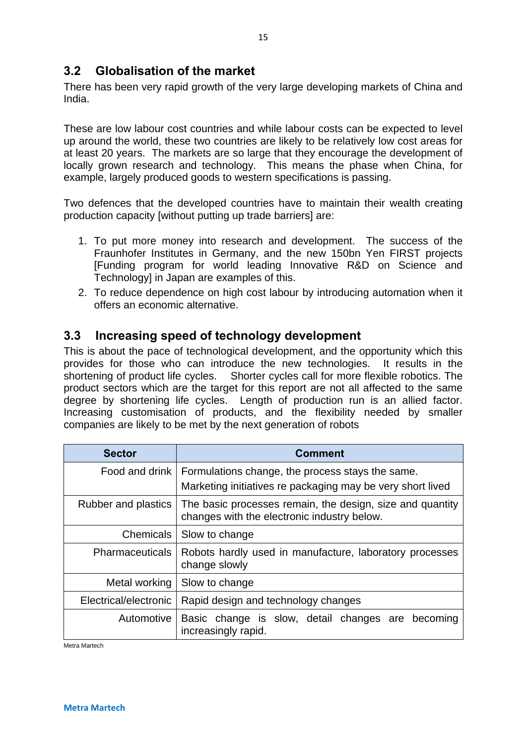## 3.2 Globalisation of the market

There has been very rapid growth of the very large developing markets of China and India.

These are low labour cost countries and while labour costs can be expected to level up around the world, these two countries are likely to be relatively low cost areas for at least 20 years. The markets are so large that they encourage the development of locally grown research and technology. This means the phase when China, for example, largely produced goods to western specifications is passing.

Two defences that the developed countries have to maintain their wealth creating production capacity [without putting up trade barriers] are:

1. To put more money into research and development. The success of the Fraunhofer Institutes in Germany, and the new 150bn Yen FIRST projects [Funding program for world leading Innovative R&D on Science and Technology] in Japan are examples of this.
2. To reduce dependence on high cost labour by introducing automation when it offers an economic alternative.

## 3.3 Increasing speed of technology development

This is about the pace of technological development, and the opportunity which this provides for those who can introduce the new technologies. It results in the shortening of product life cycles. Shorter cycles call for more flexible robotics. The product sectors which are the target for this report are not all affected to the same degree by shortening life cycles. Length of production run is an allied factor. Increasing customisation of products, and the flexibility needed by smaller companies are likely to be met by the next generation of robots

| Sector | Comment |
|---|---|
| Food and drink | Formulations change, the process stays the same.<br>Marketing initiatives re packaging may be very short lived |
| Rubber and plastics | The basic processes remain, the design, size and quantity changes with the electronic industry below. |
| Chemicals | Slow to change |
| Pharmaceuticals | Robots hardly used in manufacture, laboratory processes change slowly |
| Metal working | Slow to change |
| Electrical/electronic | Rapid design and technology changes |
| Automotive | Basic change is slow, detail changes are becoming increasingly rapid. |

Metra Martech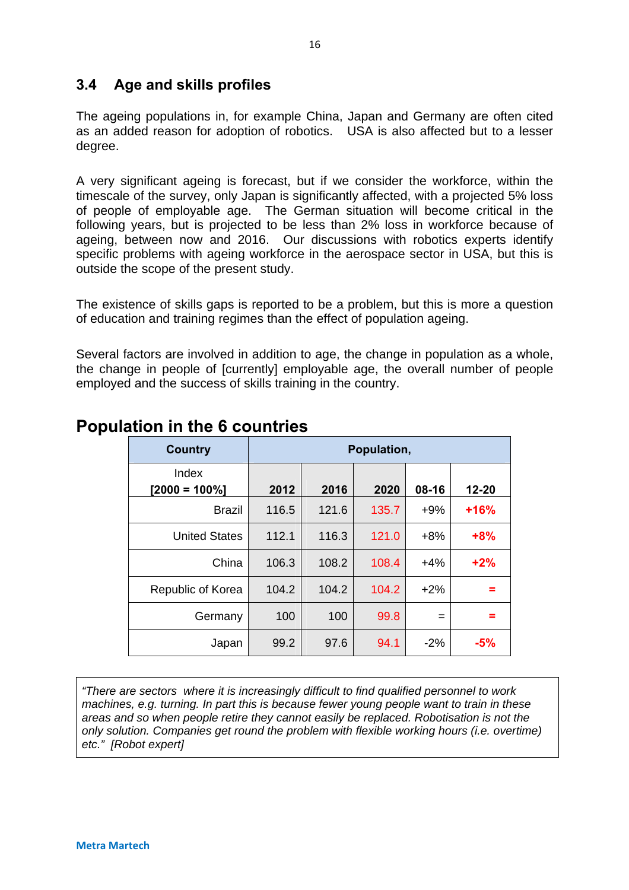## 3.4 Age and skills profiles

The ageing populations in, for example China, Japan and Germany are often cited as an added reason for adoption of robotics. USA is also affected but to a lesser degree.

A very significant ageing is forecast, but if we consider the workforce, within the timescale of the survey, only Japan is significantly affected, with a projected 5% loss of people of employable age. The German situation will become critical in the following years, but is projected to be less than 2% loss in workforce because of ageing, between now and 2016. Our discussions with robotics experts identify specific problems with ageing workforce in the aerospace sector in USA, but this is outside the scope of the present study.

The existence of skills gaps is reported to be a problem, but this is more a question of education and training regimes than the effect of population ageing.

Several factors are involved in addition to age, the change in population as a whole, the change in people of [currently] employable age, the overall number of people employed and the success of skills training in the country.

## Population in the 6 countries

| Country | Population, | | | | |
|---|---|---|---|---|---|
| Index [2000 = 100%] | 2012 | 2016 | 2020 | 08-16 | 12-20 |
| Brazil | 116.5 | 121.6 | 135.7 | +9% | **+16%** |
| United States | 112.1 | 116.3 | 121.0 | +8% | **+8%** |
| China | 106.3 | 108.2 | 108.4 | +4% | **+2%** |
| Republic of Korea | 104.2 | 104.2 | 104.2 | +2% | **=** |
| Germany | 100 | 100 | 99.8 | = | **=** |
| Japan | 99.2 | 97.6 | 94.1 | -2% | **-5%** |

*"There are sectors where it is increasingly difficult to find qualified personnel to work machines, e.g. turning. In part this is because fewer young people want to train in these areas and so when people retire they cannot easily be replaced. Robotisation is not the only solution. Companies get round the problem with flexible working hours (i.e. overtime) etc." [Robot expert]*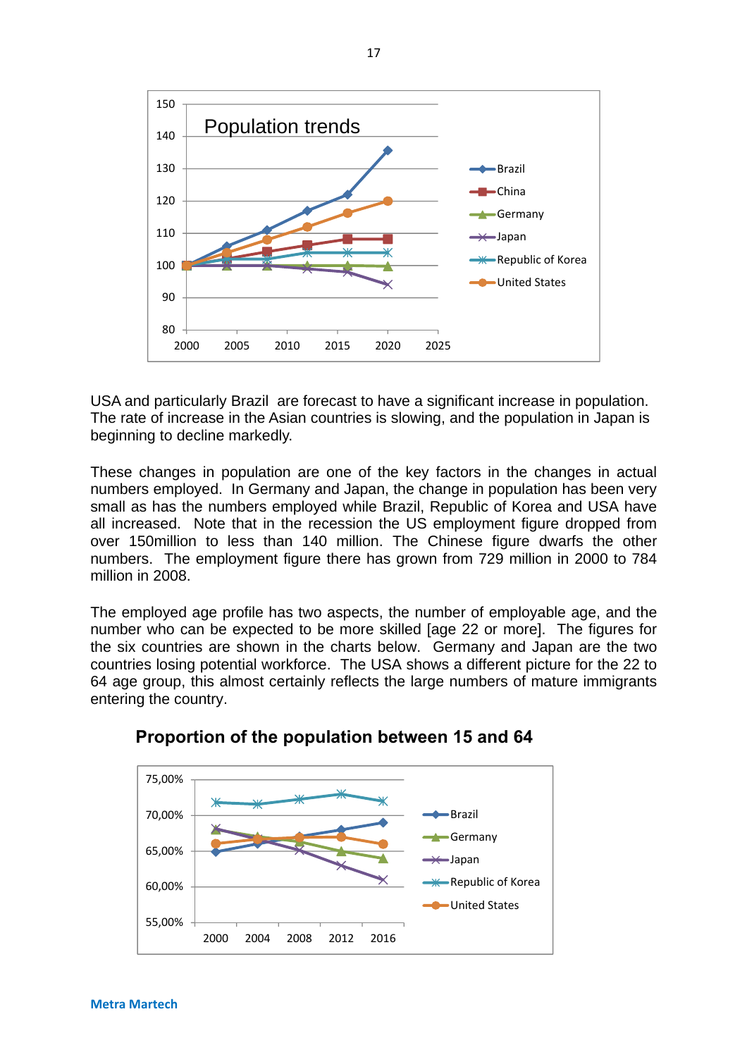USA and particularly Brazil  are forecast to have a significant increase in population. The rate of increase in the Asian countries is slowing, and the population in Japan is beginning to decline markedly.

These changes in population are one of the key factors in the changes in actual numbers employed.  In Germany and Japan, the change in population has been very small as has the numbers employed while Brazil, Republic of Korea and USA have all increased.  Note that in the recession the US employment figure dropped from over 150million to less than 140 million. The Chinese figure dwarfs the other numbers.  The employment figure there has grown from 729 million in 2000 to 784 million in 2008.

The employed age profile has two aspects, the number of employable age, and the number who can be expected to be more skilled [age 22 or more].  The figures for the six countries are shown in the charts below.  Germany and Japan are the two countries losing potential workforce.  The USA shows a different picture for the 22 to 64 age group, this almost certainly reflects the large numbers of mature immigrants entering the country.

**Proportion of the population between 15 and 64**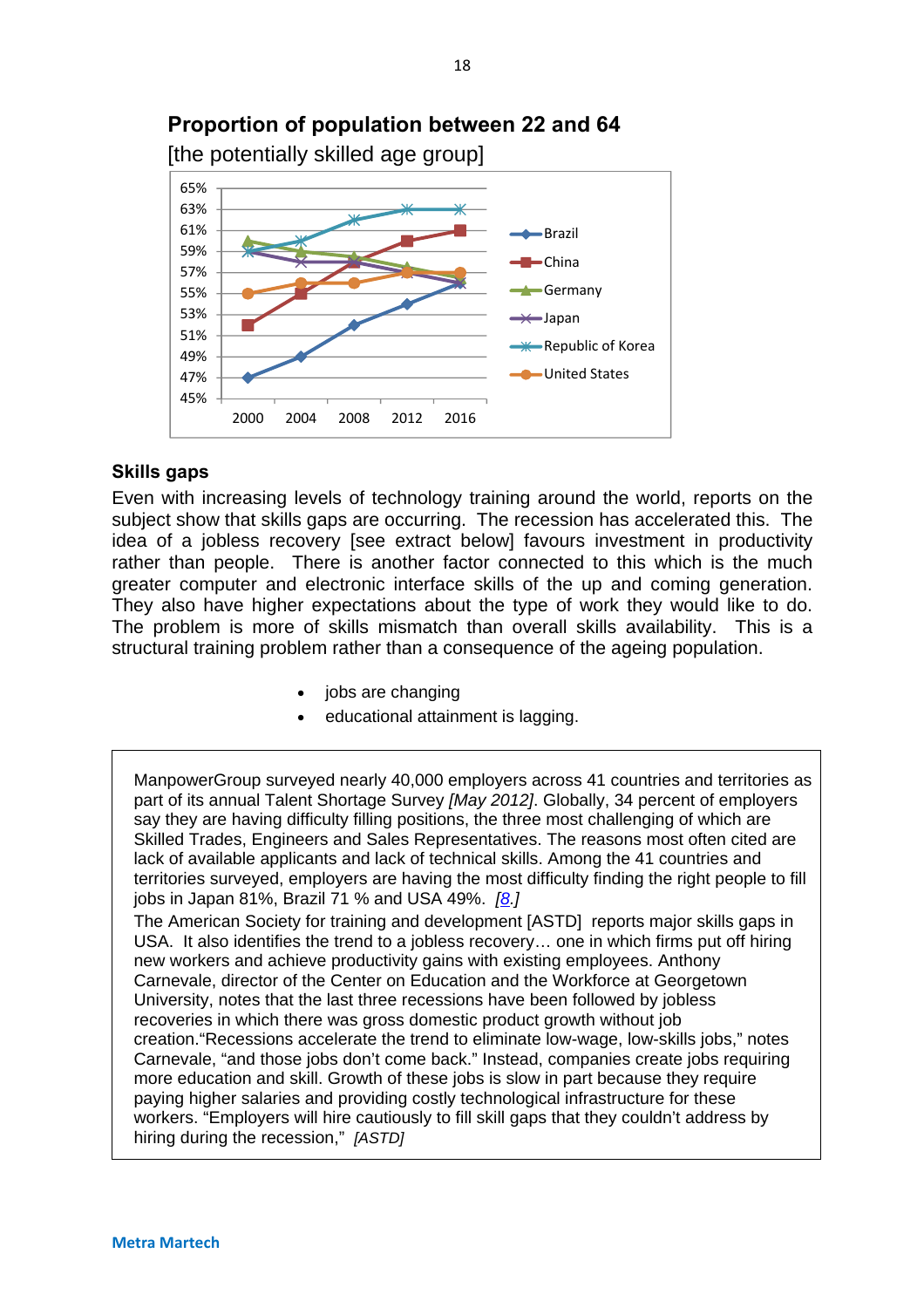**Proportion of population between 22 and 64**

[the potentially skilled age group]

### Skills gaps

Even with increasing levels of technology training around the world, reports on the subject show that skills gaps are occurring. The recession has accelerated this. The idea of a jobless recovery [see extract below] favours investment in productivity rather than people. There is another factor connected to this which is the much greater computer and electronic interface skills of the up and coming generation. They also have higher expectations about the type of work they would like to do. The problem is more of skills mismatch than overall skills availability. This is a structural training problem rather than a consequence of the ageing population.

- jobs are changing
- educational attainment is lagging.

> ManpowerGroup surveyed nearly 40,000 employers across 41 countries and territories as part of its annual Talent Shortage Survey *[May 2012]*. Globally, 34 percent of employers say they are having difficulty filling positions, the three most challenging of which are Skilled Trades, Engineers and Sales Representatives. The reasons most often cited are lack of available applicants and lack of technical skills. Among the 41 countries and territories surveyed, employers are having the most difficulty finding the right people to fill jobs in Japan 81%, Brazil 71 % and USA 49%. *[8.]*
>
> The American Society for training and development [ASTD] reports major skills gaps in USA. It also identifies the trend to a jobless recovery… one in which firms put off hiring new workers and achieve productivity gains with existing employees. Anthony Carnevale, director of the Center on Education and the Workforce at Georgetown University, notes that the last three recessions have been followed by jobless recoveries in which there was gross domestic product growth without job creation."Recessions accelerate the trend to eliminate low-wage, low-skills jobs," notes Carnevale, "and those jobs don't come back." Instead, companies create jobs requiring more education and skill. Growth of these jobs is slow in part because they require paying higher salaries and providing costly technological infrastructure for these workers. "Employers will hire cautiously to fill skill gaps that they couldn't address by hiring during the recession," *[ASTD]*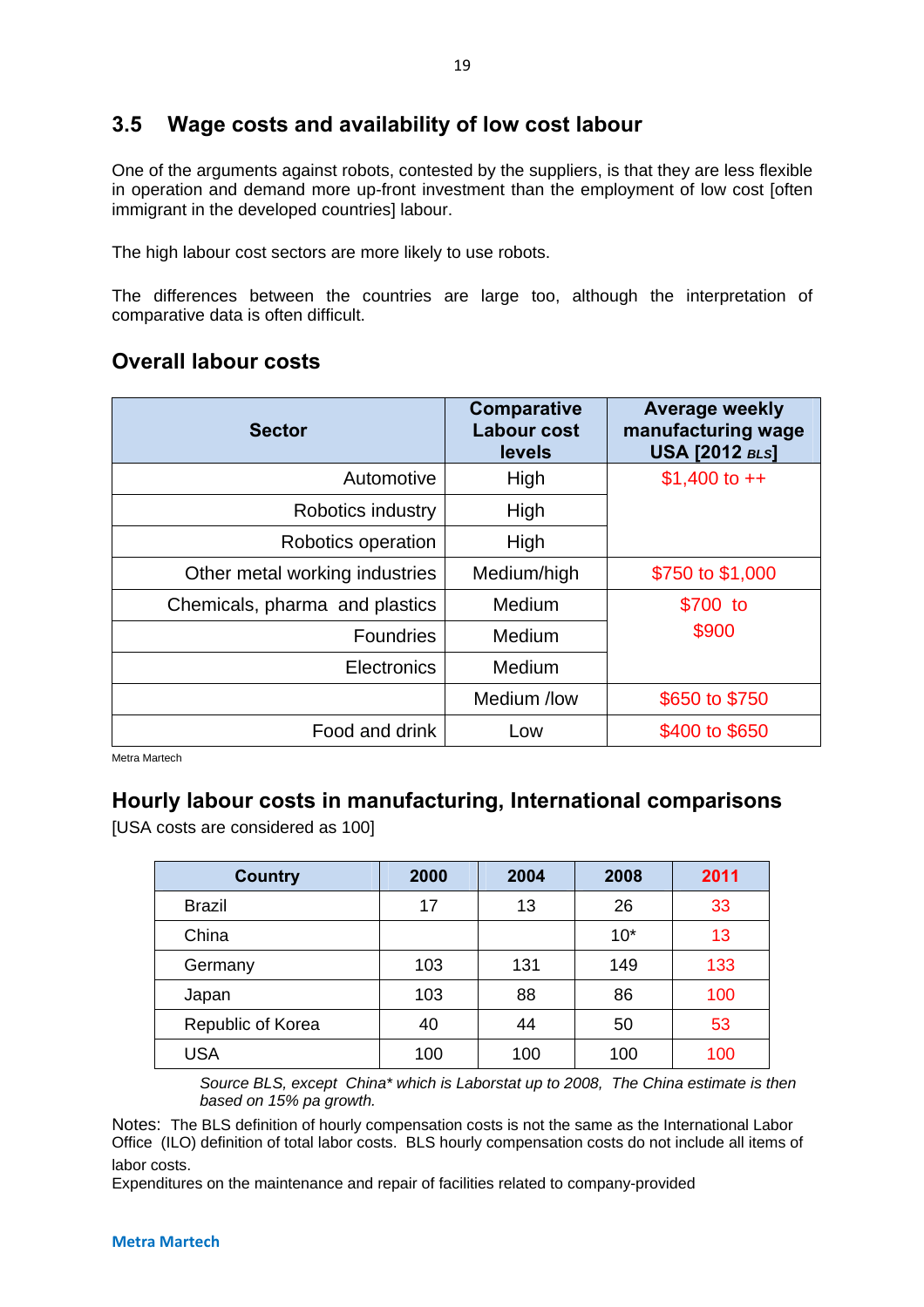## 3.5 Wage costs and availability of low cost labour

One of the arguments against robots, contested by the suppliers, is that they are less flexible in operation and demand more up-front investment than the employment of low cost [often immigrant in the developed countries] labour.

The high labour cost sectors are more likely to use robots.

The differences between the countries are large too, although the interpretation of comparative data is often difficult.

### Overall labour costs

| Sector | Comparative Labour cost levels | Average weekly manufacturing wage USA [2012 *BLS*] |
|---|---|---|
| Automotive | High | $1,400 to ++ |
| Robotics industry | High | |
| Robotics operation | High | |
| Other metal working industries | Medium/high | $750 to $1,000 |
| Chemicals, pharma and plastics | Medium | $700 to $900 |
| Foundries | Medium | |
| Electronics | Medium | |
| | Medium /low | $650 to $750 |
| Food and drink | Low | $400 to $650 |

Metra Martech

### Hourly labour costs in manufacturing, International comparisons

[USA costs are considered as 100]

| Country | 2000 | 2004 | 2008 | 2011 |
|---|---|---|---|---|
| Brazil | 17 | 13 | 26 | 33 |
| China | | | 10* | 13 |
| Germany | 103 | 131 | 149 | 133 |
| Japan | 103 | 88 | 86 | 100 |
| Republic of Korea | 40 | 44 | 50 | 53 |
| USA | 100 | 100 | 100 | 100 |

*Source BLS, except China* which is Laborstat up to 2008, The China estimate is then based on 15% pa growth.*

Notes: The BLS definition of hourly compensation costs is not the same as the International Labor Office (ILO) definition of total labor costs. BLS hourly compensation costs do not include all items of labor costs.

Expenditures on the maintenance and repair of facilities related to company-provided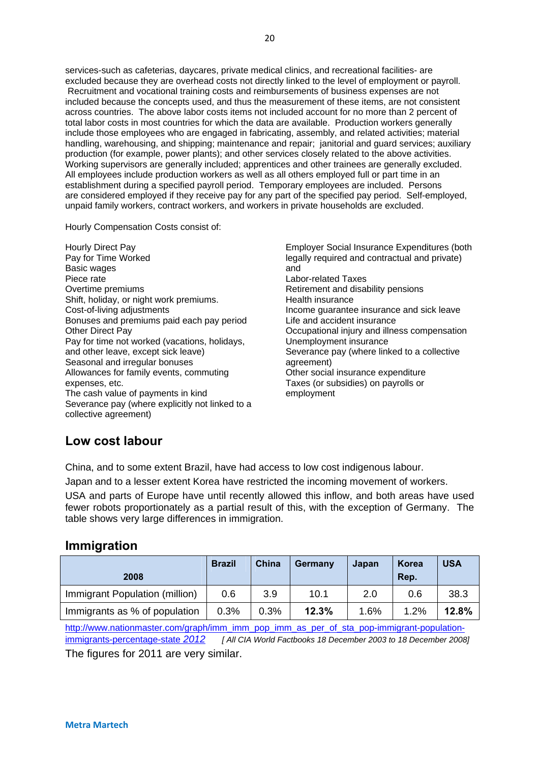services-such as cafeterias, daycares, private medical clinics, and recreational facilities- are excluded because they are overhead costs not directly linked to the level of employment or payroll. Recruitment and vocational training costs and reimbursements of business expenses are not included because the concepts used, and thus the measurement of these items, are not consistent across countries. The above labor costs items not included account for no more than 2 percent of total labor costs in most countries for which the data are available. Production workers generally include those employees who are engaged in fabricating, assembly, and related activities; material handling, warehousing, and shipping; maintenance and repair; janitorial and guard services; auxiliary production (for example, power plants); and other services closely related to the above activities. Working supervisors are generally included; apprentices and other trainees are generally excluded. All employees include production workers as well as all others employed full or part time in an establishment during a specified payroll period. Temporary employees are included. Persons are considered employed if they receive pay for any part of the specified pay period. Self-employed, unpaid family workers, contract workers, and workers in private households are excluded.

Hourly Compensation Costs consist of:

Hourly Direct Pay
Pay for Time Worked
Basic wages
Piece rate
Overtime premiums
Shift, holiday, or night work premiums.
Cost-of-living adjustments
Bonuses and premiums paid each pay period
Other Direct Pay
Pay for time not worked (vacations, holidays, and other leave, except sick leave)
Seasonal and irregular bonuses
Allowances for family events, commuting expenses, etc.
The cash value of payments in kind
Severance pay (where explicitly not linked to a collective agreement)

Employer Social Insurance Expenditures (both legally required and contractual and private) and
Labor-related Taxes
Retirement and disability pensions
Health insurance
Income guarantee insurance and sick leave
Life and accident insurance
Occupational injury and illness compensation
Unemployment insurance
Severance pay (where linked to a collective agreement)
Other social insurance expenditure
Taxes (or subsidies) on payrolls or employment

## Low cost labour

China, and to some extent Brazil, have had access to low cost indigenous labour.

Japan and to a lesser extent Korea have restricted the incoming movement of workers.

USA and parts of Europe have until recently allowed this inflow, and both areas have used fewer robots proportionately as a partial result of this, with the exception of Germany. The table shows very large differences in immigration.

## Immigration

| 2008 | Brazil | China | Germany | Japan | Korea Rep. | USA |
|---|---|---|---|---|---|---|
| Immigrant Population (million) | 0.6 | 3.9 | 10.1 | 2.0 | 0.6 | 38.3 |
| Immigrants as % of population | 0.3% | 0.3% | **12.3%** | 1.6% | 1.2% | **12.8%** |

http://www.nationmaster.com/graph/imm_imm_pop_imm_as_per_of_sta_pop-immigrant-population-immigrants-percentage-state *2012* *[ All CIA World Factbooks 18 December 2003 to 18 December 2008]*

The figures for 2011 are very similar.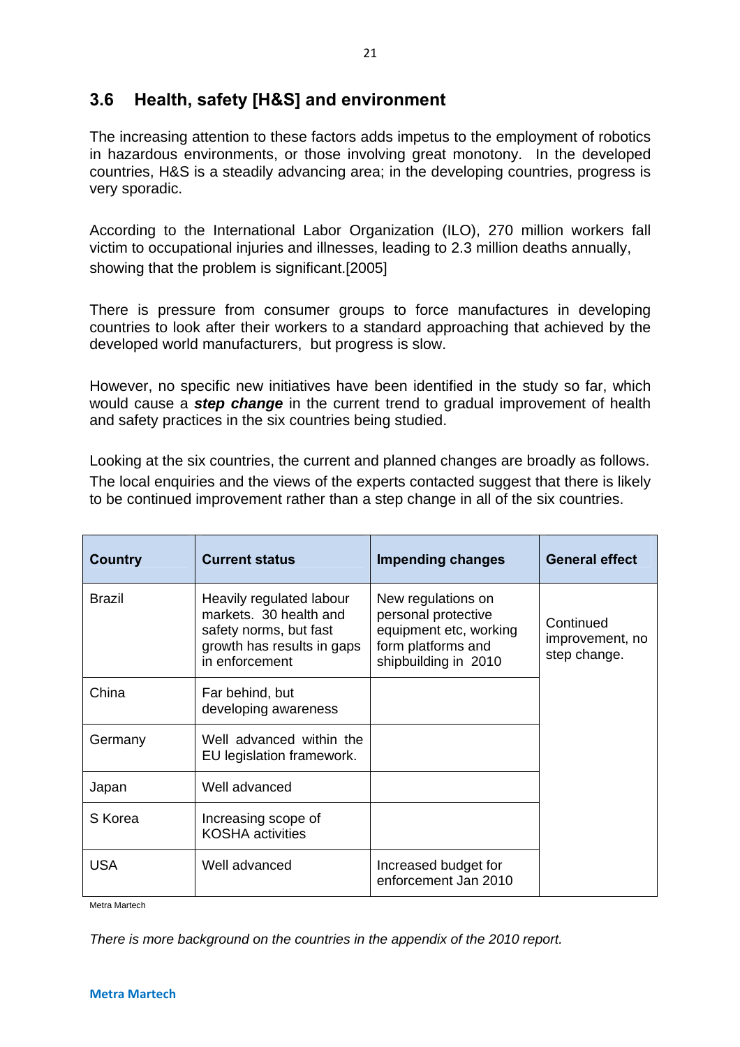## 3.6 Health, safety [H&S] and environment

The increasing attention to these factors adds impetus to the employment of robotics in hazardous environments, or those involving great monotony. In the developed countries, H&S is a steadily advancing area; in the developing countries, progress is very sporadic.

According to the International Labor Organization (ILO), 270 million workers fall victim to occupational injuries and illnesses, leading to 2.3 million deaths annually, showing that the problem is significant.[2005]

There is pressure from consumer groups to force manufactures in developing countries to look after their workers to a standard approaching that achieved by the developed world manufacturers, but progress is slow.

However, no specific new initiatives have been identified in the study so far, which would cause a ***step change*** in the current trend to gradual improvement of health and safety practices in the six countries being studied.

Looking at the six countries, the current and planned changes are broadly as follows. The local enquiries and the views of the experts contacted suggest that there is likely to be continued improvement rather than a step change in all of the six countries.

| Country | Current status | Impending changes | General effect |
|---|---|---|---|
| Brazil | Heavily regulated labour markets. 30 health and safety norms, but fast growth has results in gaps in enforcement | New regulations on personal protective equipment etc, working form platforms and shipbuilding in 2010 | Continued improvement, no step change. |
| China | Far behind, but developing awareness | | |
| Germany | Well advanced within the EU legislation framework. | | |
| Japan | Well advanced | | |
| S Korea | Increasing scope of KOSHA activities | | |
| USA | Well advanced | Increased budget for enforcement Jan 2010 | |

Metra Martech

*There is more background on the countries in the appendix of the 2010 report.*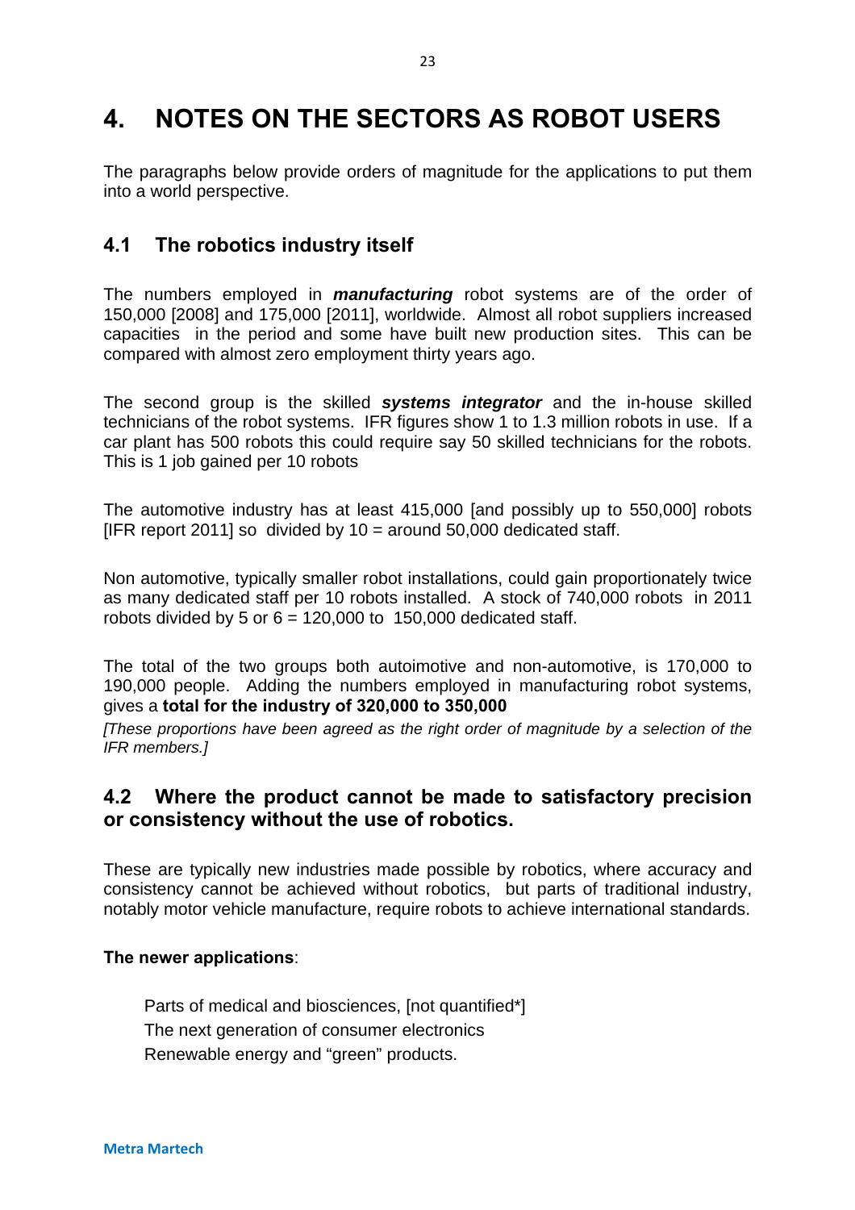# 4. NOTES ON THE SECTORS AS ROBOT USERS

The paragraphs below provide orders of magnitude for the applications to put them into a world perspective.

## 4.1 The robotics industry itself

The numbers employed in ***manufacturing*** robot systems are of the order of 150,000 [2008] and 175,000 [2011], worldwide. Almost all robot suppliers increased capacities in the period and some have built new production sites. This can be compared with almost zero employment thirty years ago.

The second group is the skilled ***systems integrator*** and the in-house skilled technicians of the robot systems. IFR figures show 1 to 1.3 million robots in use. If a car plant has 500 robots this could require say 50 skilled technicians for the robots. This is 1 job gained per 10 robots

The automotive industry has at least 415,000 [and possibly up to 550,000] robots [IFR report 2011] so divided by 10 = around 50,000 dedicated staff.

Non automotive, typically smaller robot installations, could gain proportionately twice as many dedicated staff per 10 robots installed. A stock of 740,000 robots in 2011 robots divided by 5 or 6 = 120,000 to 150,000 dedicated staff.

The total of the two groups both autoimotive and non-automotive, is 170,000 to 190,000 people. Adding the numbers employed in manufacturing robot systems, gives a **total for the industry of 320,000 to 350,000**

*[These proportions have been agreed as the right order of magnitude by a selection of the IFR members.]*

## 4.2 Where the product cannot be made to satisfactory precision or consistency without the use of robotics.

These are typically new industries made possible by robotics, where accuracy and consistency cannot be achieved without robotics, but parts of traditional industry, notably motor vehicle manufacture, require robots to achieve international standards.

**The newer applications**:

- Parts of medical and biosciences, [not quantified*]
- The next generation of consumer electronics
- Renewable energy and "green" products.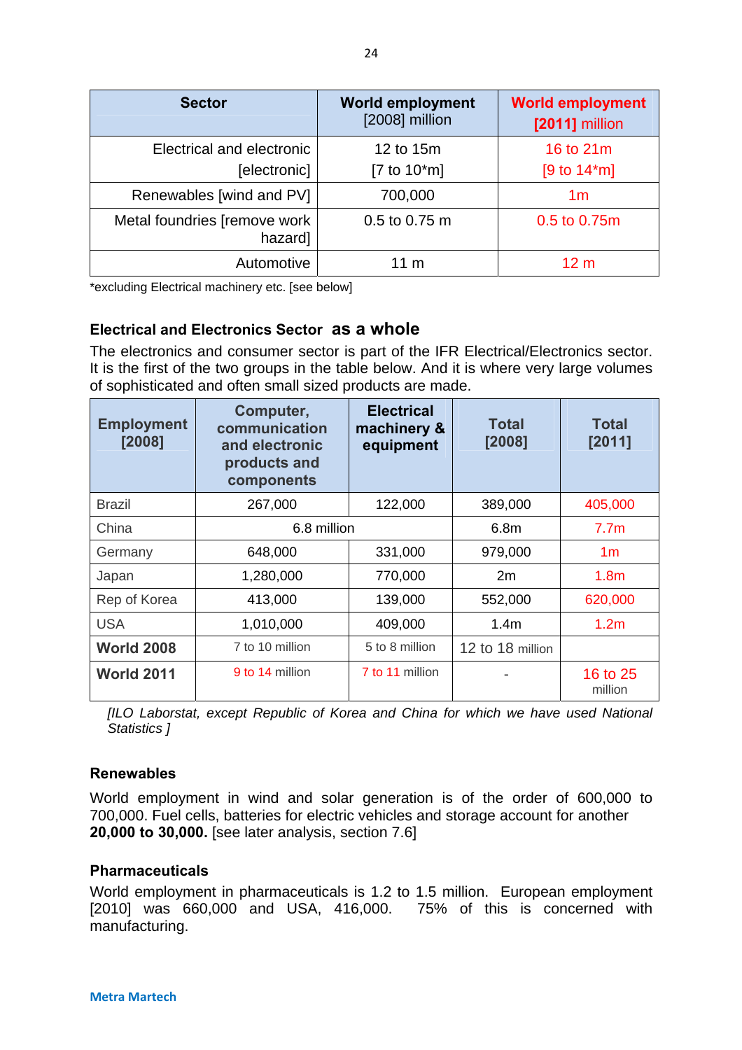| Sector | World employment [2008] million | World employment [2011] million |
|---|---|---|
| Electrical and electronic [electronic] | 12 to 15m [7 to 10*m] | 16 to 21m [9 to 14*m] |
| Renewables [wind and PV] | 700,000 | 1m |
| Metal foundries [remove work hazard] | 0.5 to 0.75 m | 0.5 to 0.75m |
| Automotive | 11 m | 12 m |

*excluding Electrical machinery etc. [see below]

### Electrical and Electronics Sector as a whole

The electronics and consumer sector is part of the IFR Electrical/Electronics sector. It is the first of the two groups in the table below. And it is where very large volumes of sophisticated and often small sized products are made.

| Employment [2008] | Computer, communication and electronic products and components | Electrical machinery & equipment | Total [2008] | Total [2011] |
|---|---|---|---|---|
| Brazil | 267,000 | 122,000 | 389,000 | 405,000 |
| China | 6.8 million | | 6.8m | 7.7m |
| Germany | 648,000 | 331,000 | 979,000 | 1m |
| Japan | 1,280,000 | 770,000 | 2m | 1.8m |
| Rep of Korea | 413,000 | 139,000 | 552,000 | 620,000 |
| USA | 1,010,000 | 409,000 | 1.4m | 1.2m |
| **World 2008** | 7 to 10 million | 5 to 8 million | 12 to 18 million | |
| **World 2011** | 9 to 14 million | 7 to 11 million | - | 16 to 25 million |

*[ILO Laborstat, except Republic of Korea and China for which we have used National Statistics ]*

### Renewables

World employment in wind and solar generation is of the order of 600,000 to 700,000. Fuel cells, batteries for electric vehicles and storage account for another **20,000 to 30,000.** [see later analysis, section 7.6]

### Pharmaceuticals

World employment in pharmaceuticals is 1.2 to 1.5 million. European employment [2010] was 660,000 and USA, 416,000. 75% of this is concerned with manufacturing.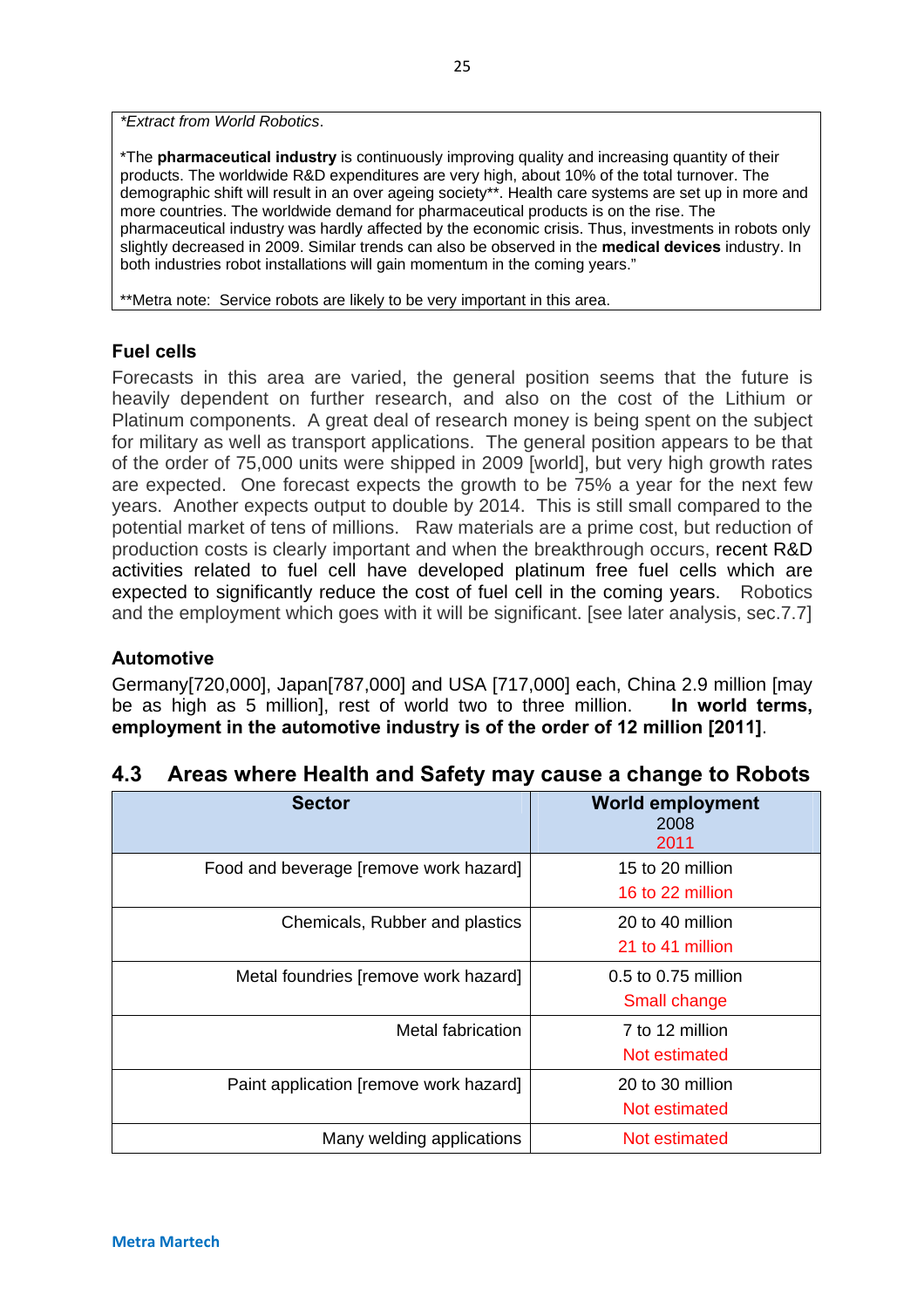*Extract from World Robotics*.

*The **pharmaceutical industry** is continuously improving quality and increasing quantity of their products. The worldwide R&D expenditures are very high, about 10% of the total turnover. The demographic shift will result in an over ageing society**. Health care systems are set up in more and more countries. The worldwide demand for pharmaceutical products is on the rise. The pharmaceutical industry was hardly affected by the economic crisis. Thus, investments in robots only slightly decreased in 2009. Similar trends can also be observed in the **medical devices** industry. In both industries robot installations will gain momentum in the coming years."

**Metra note: Service robots are likely to be very important in this area.

### Fuel cells

Forecasts in this area are varied, the general position seems that the future is heavily dependent on further research, and also on the cost of the Lithium or Platinum components. A great deal of research money is being spent on the subject for military as well as transport applications. The general position appears to be that of the order of 75,000 units were shipped in 2009 [world], but very high growth rates are expected. One forecast expects the growth to be 75% a year for the next few years. Another expects output to double by 2014. This is still small compared to the potential market of tens of millions. Raw materials are a prime cost, but reduction of production costs is clearly important and when the breakthrough occurs, recent R&D activities related to fuel cell have developed platinum free fuel cells which are expected to significantly reduce the cost of fuel cell in the coming years. Robotics and the employment which goes with it will be significant. [see later analysis, sec.7.7]

### Automotive

Germany[720,000], Japan[787,000] and USA [717,000] each, China 2.9 million [may be as high as 5 million], rest of world two to three million. **In world terms, employment in the automotive industry is of the order of 12 million [2011]**.

## 4.3 Areas where Health and Safety may cause a change to Robots

| Sector | World employment<br>2008<br>2011 |
|---|---|
| Food and beverage [remove work hazard] | 15 to 20 million<br>16 to 22 million |
| Chemicals, Rubber and plastics | 20 to 40 million<br>21 to 41 million |
| Metal foundries [remove work hazard] | 0.5 to 0.75 million<br>Small change |
| Metal fabrication | 7 to 12 million<br>Not estimated |
| Paint application [remove work hazard] | 20 to 30 million<br>Not estimated |
| Many welding applications | Not estimated |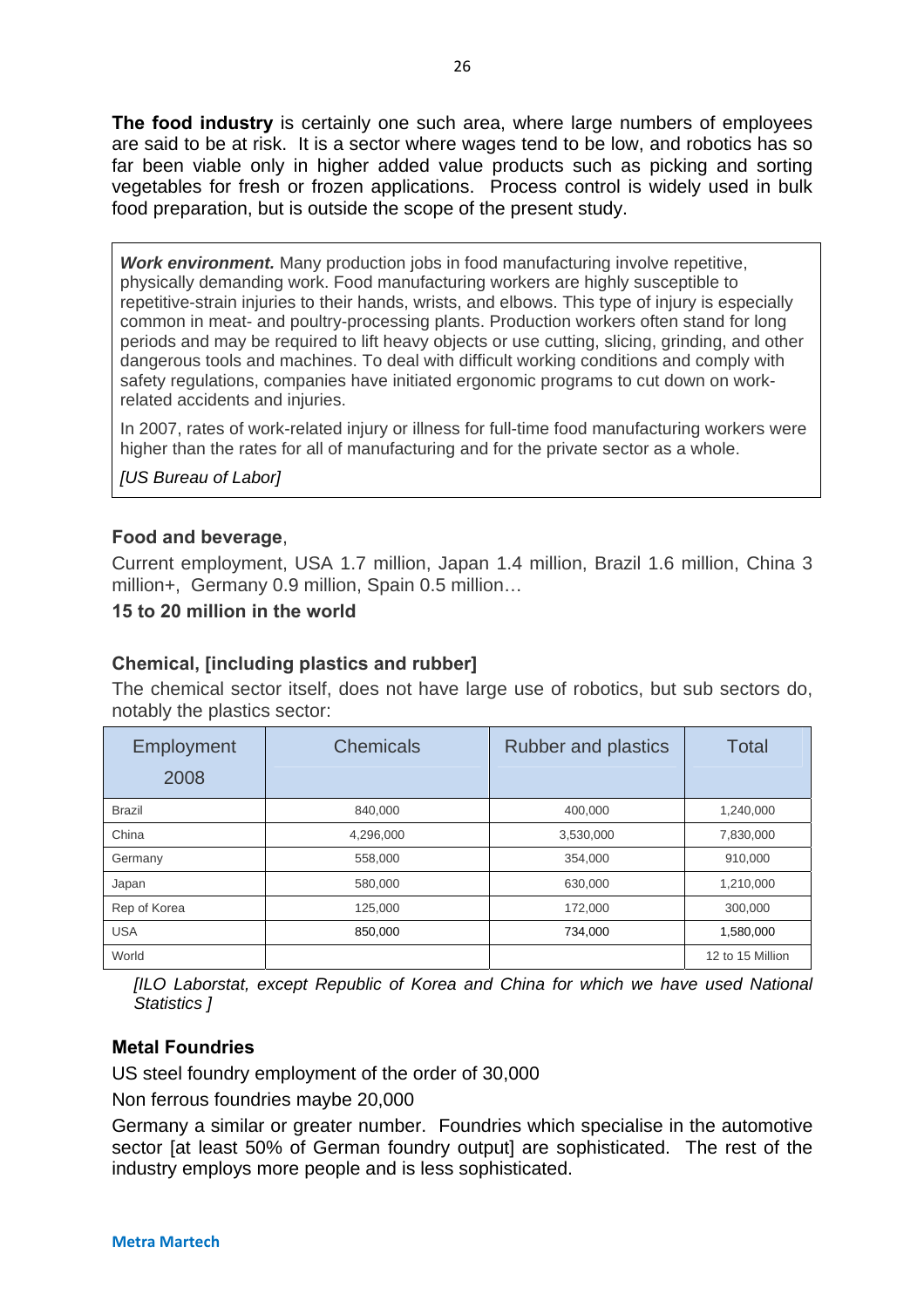**The food industry** is certainly one such area, where large numbers of employees are said to be at risk. It is a sector where wages tend to be low, and robotics has so far been viable only in higher added value products such as picking and sorting vegetables for fresh or frozen applications. Process control is widely used in bulk food preparation, but is outside the scope of the present study.

> ***Work environment.*** Many production jobs in food manufacturing involve repetitive, physically demanding work. Food manufacturing workers are highly susceptible to repetitive-strain injuries to their hands, wrists, and elbows. This type of injury is especially common in meat- and poultry-processing plants. Production workers often stand for long periods and may be required to lift heavy objects or use cutting, slicing, grinding, and other dangerous tools and machines. To deal with difficult working conditions and comply with safety regulations, companies have initiated ergonomic programs to cut down on work-related accidents and injuries.
>
> In 2007, rates of work-related injury or illness for full-time food manufacturing workers were higher than the rates for all of manufacturing and for the private sector as a whole.
>
> *[US Bureau of Labor]*

**Food and beverage**,

Current employment, USA 1.7 million, Japan 1.4 million, Brazil 1.6 million, China 3 million+, Germany 0.9 million, Spain 0.5 million…

**15 to 20 million in the world**

**Chemical, [including plastics and rubber]**

The chemical sector itself, does not have large use of robotics, but sub sectors do, notably the plastics sector:

| Employment 2008 | Chemicals | Rubber and plastics | Total |
|---|---|---|---|
| Brazil | 840,000 | 400,000 | 1,240,000 |
| China | 4,296,000 | 3,530,000 | 7,830,000 |
| Germany | 558,000 | 354,000 | 910,000 |
| Japan | 580,000 | 630,000 | 1,210,000 |
| Rep of Korea | 125,000 | 172,000 | 300,000 |
| USA | 850,000 | 734,000 | 1,580,000 |
| World | | | 12 to 15 Million |

*[ILO Laborstat, except Republic of Korea and China for which we have used National Statistics ]*

**Metal Foundries**

US steel foundry employment of the order of 30,000

Non ferrous foundries maybe 20,000

Germany a similar or greater number. Foundries which specialise in the automotive sector [at least 50% of German foundry output] are sophisticated. The rest of the industry employs more people and is less sophisticated.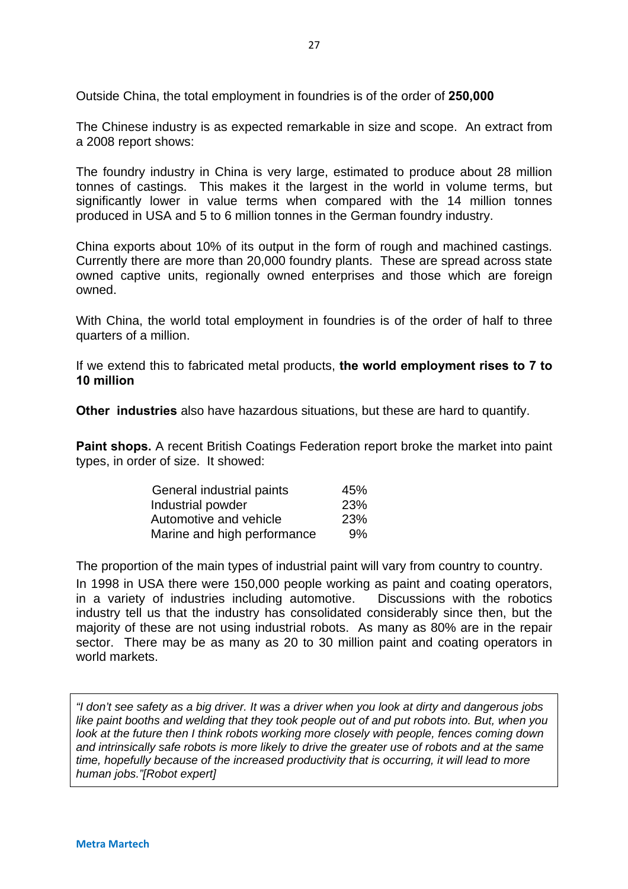Outside China, the total employment in foundries is of the order of **250,000**

The Chinese industry is as expected remarkable in size and scope. An extract from a 2008 report shows:

The foundry industry in China is very large, estimated to produce about 28 million tonnes of castings. This makes it the largest in the world in volume terms, but significantly lower in value terms when compared with the 14 million tonnes produced in USA and 5 to 6 million tonnes in the German foundry industry.

China exports about 10% of its output in the form of rough and machined castings. Currently there are more than 20,000 foundry plants. These are spread across state owned captive units, regionally owned enterprises and those which are foreign owned.

With China, the world total employment in foundries is of the order of half to three quarters of a million.

If we extend this to fabricated metal products, **the world employment rises to 7 to 10 million**

**Other industries** also have hazardous situations, but these are hard to quantify.

**Paint shops.** A recent British Coatings Federation report broke the market into paint types, in order of size. It showed:

| | |
|---|---|
| General industrial paints | 45% |
| Industrial powder | 23% |
| Automotive and vehicle | 23% |
| Marine and high performance | 9% |

The proportion of the main types of industrial paint will vary from country to country.

In 1998 in USA there were 150,000 people working as paint and coating operators, in a variety of industries including automotive. Discussions with the robotics industry tell us that the industry has consolidated considerably since then, but the majority of these are not using industrial robots. As many as 80% are in the repair sector. There may be as many as 20 to 30 million paint and coating operators in world markets.

*"I don't see safety as a big driver. It was a driver when you look at dirty and dangerous jobs like paint booths and welding that they took people out of and put robots into. But, when you look at the future then I think robots working more closely with people, fences coming down and intrinsically safe robots is more likely to drive the greater use of robots and at the same time, hopefully because of the increased productivity that is occurring, it will lead to more human jobs."[Robot expert]*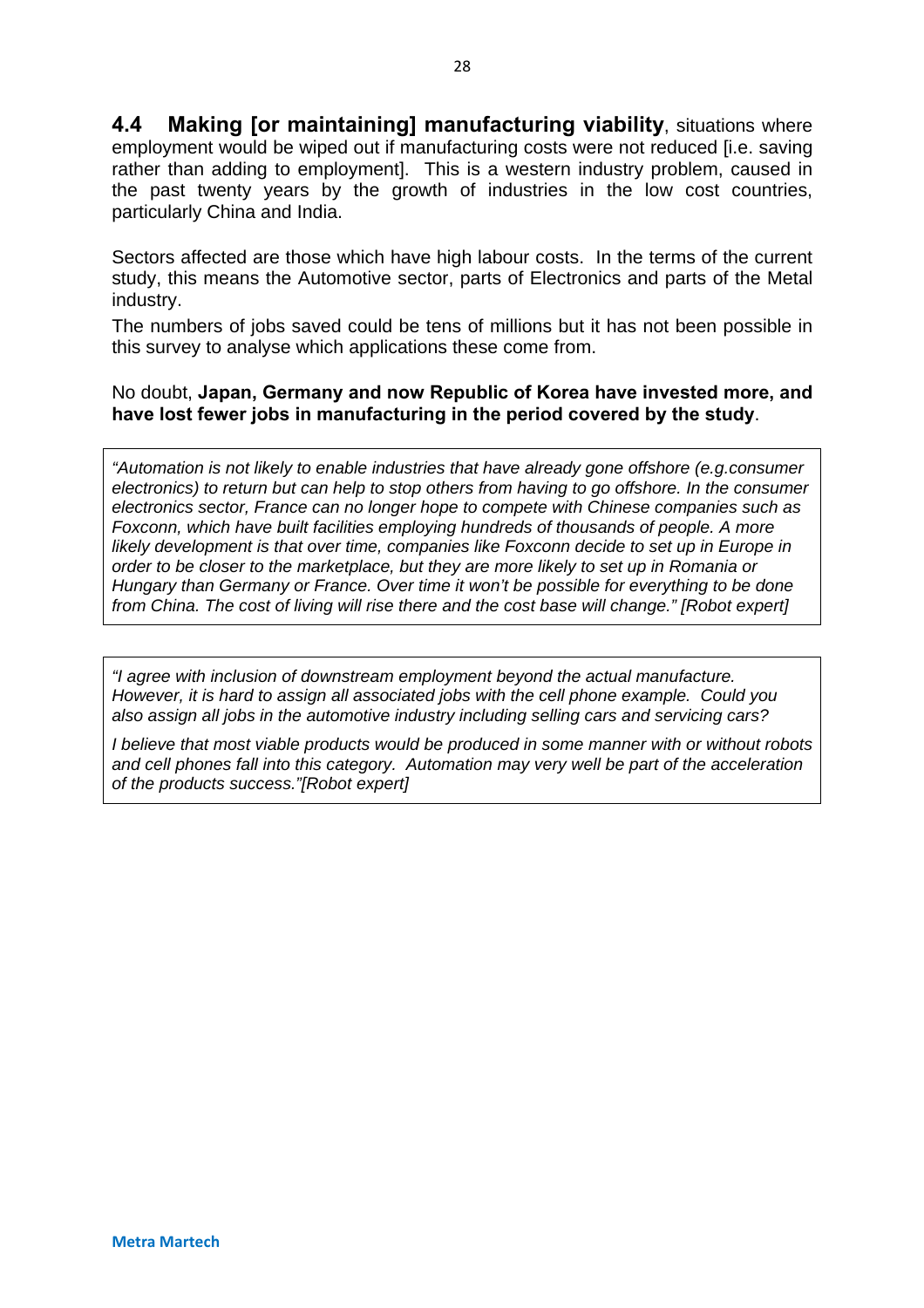**4.4 Making [or maintaining] manufacturing viability**, situations where employment would be wiped out if manufacturing costs were not reduced [i.e. saving rather than adding to employment]. This is a western industry problem, caused in the past twenty years by the growth of industries in the low cost countries, particularly China and India.

Sectors affected are those which have high labour costs. In the terms of the current study, this means the Automotive sector, parts of Electronics and parts of the Metal industry.

The numbers of jobs saved could be tens of millions but it has not been possible in this survey to analyse which applications these come from.

No doubt, **Japan, Germany and now Republic of Korea have invested more, and have lost fewer jobs in manufacturing in the period covered by the study**.

> *"Automation is not likely to enable industries that have already gone offshore (e.g.consumer electronics) to return but can help to stop others from having to go offshore. In the consumer electronics sector, France can no longer hope to compete with Chinese companies such as Foxconn, which have built facilities employing hundreds of thousands of people. A more likely development is that over time, companies like Foxconn decide to set up in Europe in order to be closer to the marketplace, but they are more likely to set up in Romania or Hungary than Germany or France. Over time it won't be possible for everything to be done from China. The cost of living will rise there and the cost base will change." [Robot expert]*

> *"I agree with inclusion of downstream employment beyond the actual manufacture. However, it is hard to assign all associated jobs with the cell phone example. Could you also assign all jobs in the automotive industry including selling cars and servicing cars?*
>
> *I believe that most viable products would be produced in some manner with or without robots and cell phones fall into this category. Automation may very well be part of the acceleration of the products success."[Robot expert]*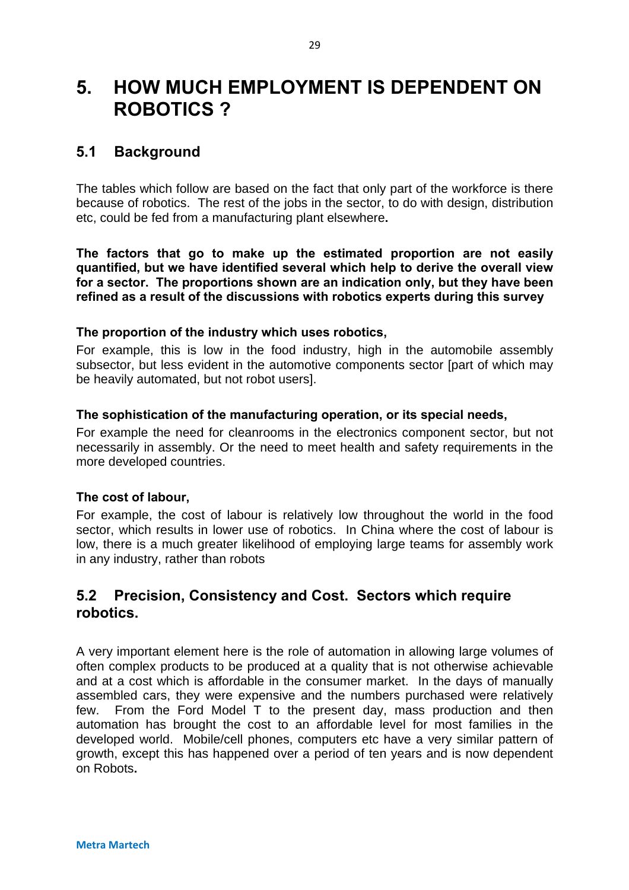# 5. HOW MUCH EMPLOYMENT IS DEPENDENT ON ROBOTICS ?

## 5.1 Background

The tables which follow are based on the fact that only part of the workforce is there because of robotics. The rest of the jobs in the sector, to do with design, distribution etc, could be fed from a manufacturing plant elsewhere**.**

**The factors that go to make up the estimated proportion are not easily quantified, but we have identified several which help to derive the overall view for a sector. The proportions shown are an indication only, but they have been refined as a result of the discussions with robotics experts during this survey**

**The proportion of the industry which uses robotics,**

For example, this is low in the food industry, high in the automobile assembly subsector, but less evident in the automotive components sector [part of which may be heavily automated, but not robot users].

**The sophistication of the manufacturing operation, or its special needs,**

For example the need for cleanrooms in the electronics component sector, but not necessarily in assembly. Or the need to meet health and safety requirements in the more developed countries.

**The cost of labour,**

For example, the cost of labour is relatively low throughout the world in the food sector, which results in lower use of robotics. In China where the cost of labour is low, there is a much greater likelihood of employing large teams for assembly work in any industry, rather than robots

## 5.2 Precision, Consistency and Cost. Sectors which require robotics.

A very important element here is the role of automation in allowing large volumes of often complex products to be produced at a quality that is not otherwise achievable and at a cost which is affordable in the consumer market. In the days of manually assembled cars, they were expensive and the numbers purchased were relatively few. From the Ford Model T to the present day, mass production and then automation has brought the cost to an affordable level for most families in the developed world. Mobile/cell phones, computers etc have a very similar pattern of growth, except this has happened over a period of ten years and is now dependent on Robots**.**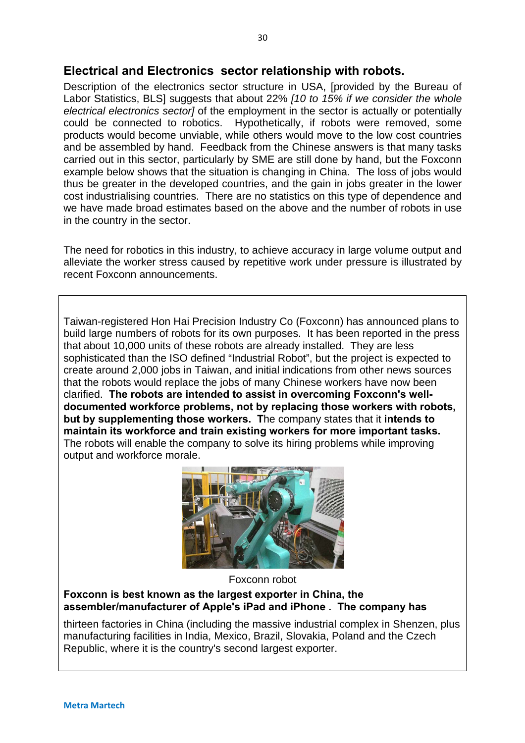## Electrical and Electronics  sector relationship with robots.

Description of the electronics sector structure in USA, [provided by the Bureau of Labor Statistics, BLS] suggests that about 22% *[10 to 15% if we consider the whole electrical electronics sector]* of the employment in the sector is actually or potentially could be connected to robotics.  Hypothetically, if robots were removed, some products would become unviable, while others would move to the low cost countries and be assembled by hand.  Feedback from the Chinese answers is that many tasks carried out in this sector, particularly by SME are still done by hand, but the Foxconn example below shows that the situation is changing in China.  The loss of jobs would thus be greater in the developed countries, and the gain in jobs greater in the lower cost industrialising countries.  There are no statistics on this type of dependence and we have made broad estimates based on the above and the number of robots in use in the country in the sector.

The need for robotics in this industry, to achieve accuracy in large volume output and alleviate the worker stress caused by repetitive work under pressure is illustrated by recent Foxconn announcements.

Taiwan-registered Hon Hai Precision Industry Co (Foxconn) has announced plans to build large numbers of robots for its own purposes.  It has been reported in the press that about 10,000 units of these robots are already installed.  They are less sophisticated than the ISO defined "Industrial Robot", but the project is expected to create around 2,000 jobs in Taiwan, and initial indications from other news sources that the robots would replace the jobs of many Chinese workers have now been clarified.  **The robots are intended to assist in overcoming Foxconn's well-documented workforce problems, not by replacing those workers with robots, but by supplementing those workers.  T**he company states that it **intends to maintain its workforce and train existing workers for more important tasks.** The robots will enable the company to solve its hiring problems while improving output and workforce morale.

Foxconn robot

**Foxconn is best known as the largest exporter in China, the assembler/manufacturer of Apple's iPad and iPhone .  The company has** thirteen factories in China (including the massive industrial complex in Shenzen, plus manufacturing facilities in India, Mexico, Brazil, Slovakia, Poland and the Czech Republic, where it is the country's second largest exporter.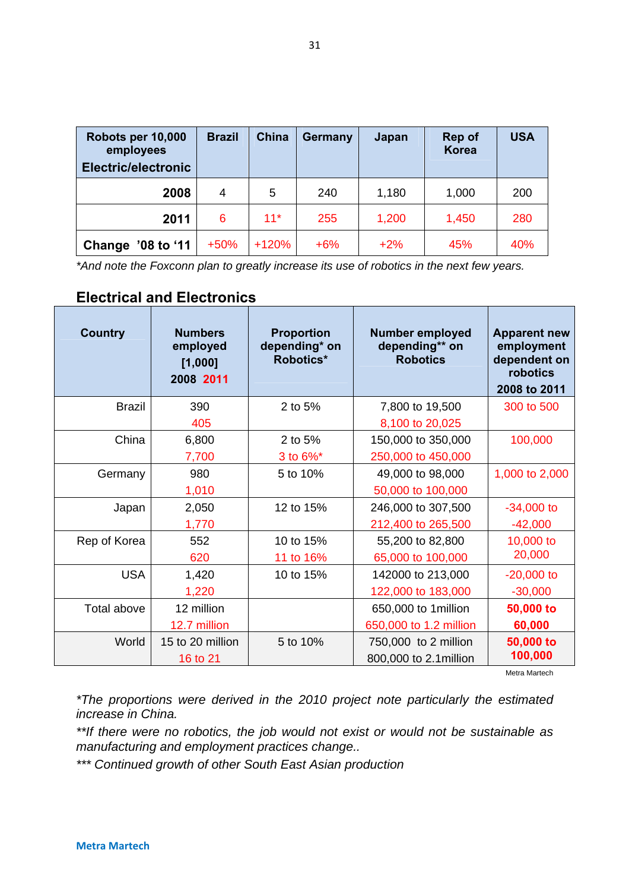| Robots per 10,000 employees Electric/electronic | Brazil | China | Germany | Japan | Rep of Korea | USA |
|---|---|---|---|---|---|---|
| 2008 | 4 | 5 | 240 | 1,180 | 1,000 | 200 |
| 2011 | 6 | 11* | 255 | 1,200 | 1,450 | 280 |
| Change '08 to '11 | +50% | +120% | +6% | +2% | 45% | 40% |

*And note the Foxconn plan to greatly increase its use of robotics in the next few years.*

## Electrical and Electronics

| Country | Numbers employed [1,000] 2008 2011 | Proportion depending* on Robotics* | Number employed depending** on Robotics | Apparent new employment dependent on robotics 2008 to 2011 |
|---|---|---|---|---|
| Brazil | 390<br>405 | 2 to 5% | 7,800 to 19,500<br>8,100 to 20,025 | 300 to 500 |
| China | 6,800<br>7,700 | 2 to 5%<br>3 to 6%* | 150,000 to 350,000<br>250,000 to 450,000 | 100,000 |
| Germany | 980<br>1,010 | 5 to 10% | 49,000 to 98,000<br>50,000 to 100,000 | 1,000 to 2,000 |
| Japan | 2,050<br>1,770 | 12 to 15% | 246,000 to 307,500<br>212,400 to 265,500 | -34,000 to -42,000 |
| Rep of Korea | 552<br>620 | 10 to 15%<br>11 to 16% | 55,200 to 82,800<br>65,000 to 100,000 | 10,000 to 20,000 |
| USA | 1,420<br>1,220 | 10 to 15% | 142000 to 213,000<br>122,000 to 183,000 | -20,000 to -30,000 |
| Total above | 12 million<br>12.7 million | | 650,000 to 1million<br>650,000 to 1.2 million | **50,000 to 60,000** |
| World | 15 to 20 million<br>16 to 21 | 5 to 10% | 750,000 to 2 million<br>800,000 to 2.1million | **50,000 to 100,000** |

Metra Martech

*\*The proportions were derived in the 2010 project note particularly the estimated increase in China.*

*\*\*If there were no robotics, the job would not exist or would not be sustainable as manufacturing and employment practices change..*

*\*\*\* Continued growth of other South East Asian production*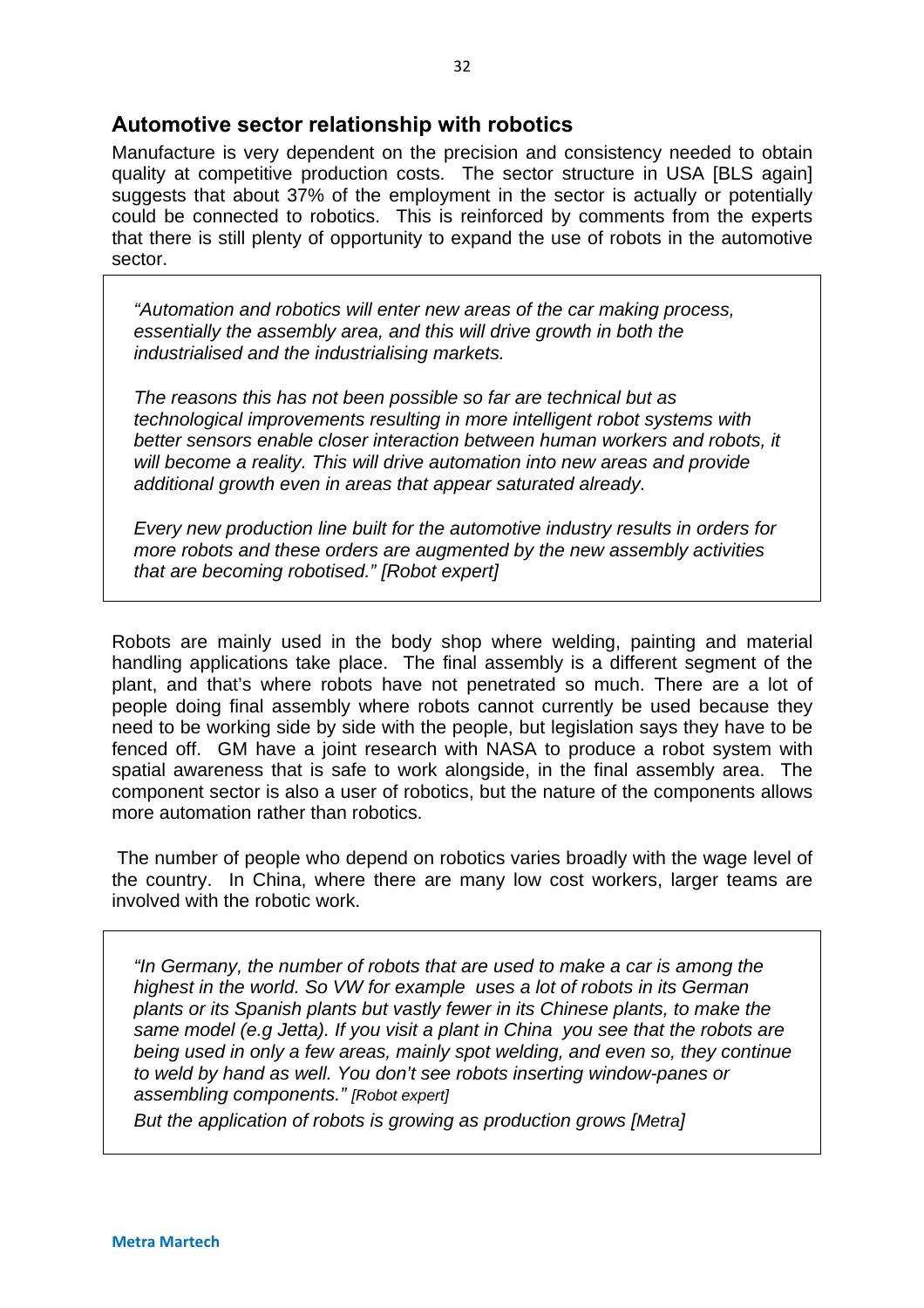## Automotive sector relationship with robotics

Manufacture is very dependent on the precision and consistency needed to obtain quality at competitive production costs. The sector structure in USA [BLS again] suggests that about 37% of the employment in the sector is actually or potentially could be connected to robotics. This is reinforced by comments from the experts that there is still plenty of opportunity to expand the use of robots in the automotive sector.

> *"Automation and robotics will enter new areas of the car making process, essentially the assembly area, and this will drive growth in both the industrialised and the industrialising markets.*
>
> *The reasons this has not been possible so far are technical but as technological improvements resulting in more intelligent robot systems with better sensors enable closer interaction between human workers and robots, it will become a reality. This will drive automation into new areas and provide additional growth even in areas that appear saturated already.*
>
> *Every new production line built for the automotive industry results in orders for more robots and these orders are augmented by the new assembly activities that are becoming robotised." [Robot expert]*

Robots are mainly used in the body shop where welding, painting and material handling applications take place. The final assembly is a different segment of the plant, and that's where robots have not penetrated so much. There are a lot of people doing final assembly where robots cannot currently be used because they need to be working side by side with the people, but legislation says they have to be fenced off. GM have a joint research with NASA to produce a robot system with spatial awareness that is safe to work alongside, in the final assembly area. The component sector is also a user of robotics, but the nature of the components allows more automation rather than robotics.

The number of people who depend on robotics varies broadly with the wage level of the country. In China, where there are many low cost workers, larger teams are involved with the robotic work.

> *"In Germany, the number of robots that are used to make a car is among the highest in the world. So VW for example uses a lot of robots in its German plants or its Spanish plants but vastly fewer in its Chinese plants, to make the same model (e.g Jetta). If you visit a plant in China you see that the robots are being used in only a few areas, mainly spot welding, and even so, they continue to weld by hand as well. You don't see robots inserting window-panes or assembling components." [Robot expert]*
>
> *But the application of robots is growing as production grows [Metra]*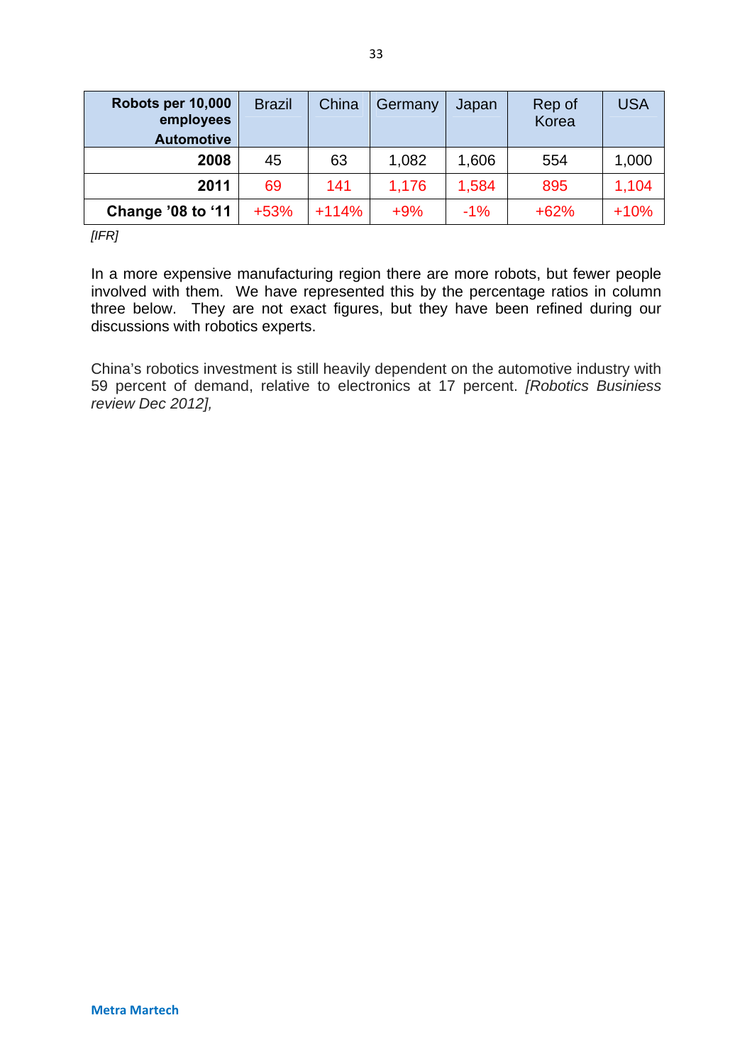| Robots per 10,000 employees Automotive | Brazil | China | Germany | Japan | Rep of Korea | USA |
|---|---|---|---|---|---|---|
| **2008** | 45 | 63 | 1,082 | 1,606 | 554 | 1,000 |
| **2011** | 69 | 141 | 1,176 | 1,584 | 895 | 1,104 |
| **Change '08 to '11** | +53% | +114% | +9% | -1% | +62% | +10% |

*[IFR]*

In a more expensive manufacturing region there are more robots, but fewer people involved with them. We have represented this by the percentage ratios in column three below. They are not exact figures, but they have been refined during our discussions with robotics experts.

China's robotics investment is still heavily dependent on the automotive industry with 59 percent of demand, relative to electronics at 17 percent. *[Robotics Businiess review Dec 2012],*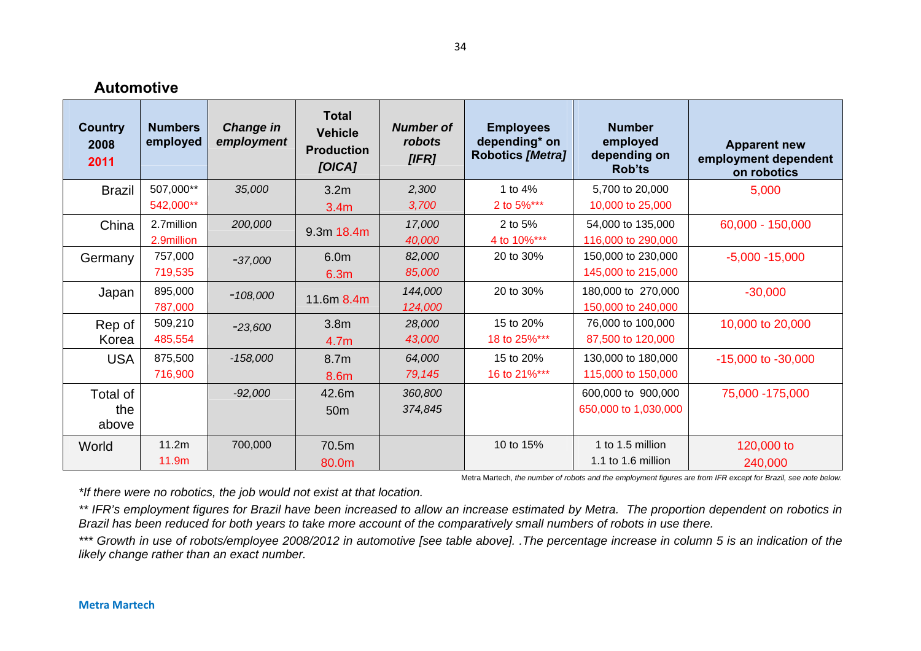## Automotive

| Country 2008 2011 | Numbers employed | *Change in employment* | Total Vehicle Production *[OICA]* | *Number of robots [IFR]* | Employees depending* on Robotics *[Metra]* | Number employed depending on Rob'ts | Apparent new employment dependent on robotics |
|---|---|---|---|---|---|---|---|
| Brazil | 507,000** 542,000** | *35,000* | 3.2m 3.4m | *2,300* *3,700* | 1 to 4% 2 to 5%*** | 5,700 to 20,000 10,000 to 25,000 | 5,000 |
| China | 2.7million 2.9million | *200,000* | 9.3m 18.4m | *17,000* *40,000* | 2 to 5% 4 to 10%*** | 54,000 to 135,000 116,000 to 290,000 | 60,000 - 150,000 |
| Germany | 757,000 719,535 | *-37,000* | 6.0m 6.3m | *82,000* *85,000* | 20 to 30% | 150,000 to 230,000 145,000 to 215,000 | -5,000 -15,000 |
| Japan | 895,000 787,000 | *-108,000* | 11.6m 8.4m | *144,000* *124,000* | 20 to 30% | 180,000 to 270,000 150,000 to 240,000 | -30,000 |
| Rep of Korea | 509,210 485,554 | *-23,600* | 3.8m 4.7m | *28,000* *43,000* | 15 to 20% 18 to 25%*** | 76,000 to 100,000 87,500 to 120,000 | 10,000 to 20,000 |
| USA | 875,500 716,900 | *-158,000* | 8.7m 8.6m | *64,000* *79,145* | 15 to 20% 16 to 21%*** | 130,000 to 180,000 115,000 to 150,000 | -15,000 to -30,000 |
| Total of the above | | *-92,000* | 42.6m 50m | *360,800* *374,845* | | 600,000 to 900,000 650,000 to 1,030,000 | 75,000 -175,000 |
| World | 11.2m 11.9m | 700,000 | 70.5m 80.0m | | 10 to 15% | 1 to 1.5 million 1.1 to 1.6 million | 120,000 to 240,000 |

Metra Martech, *the number of robots and the employment figures are from IFR except for Brazil, see note below.*

**If there were no robotics, the job would not exist at that location.*

*** IFR's employment figures for Brazil have been increased to allow an increase estimated by Metra. The proportion dependent on robotics in Brazil has been reduced for both years to take more account of the comparatively small numbers of robots in use there.*

**** Growth in use of robots/employee 2008/2012 in automotive [see table above]. .The percentage increase in column 5 is an indication of the likely change rather than an exact number.*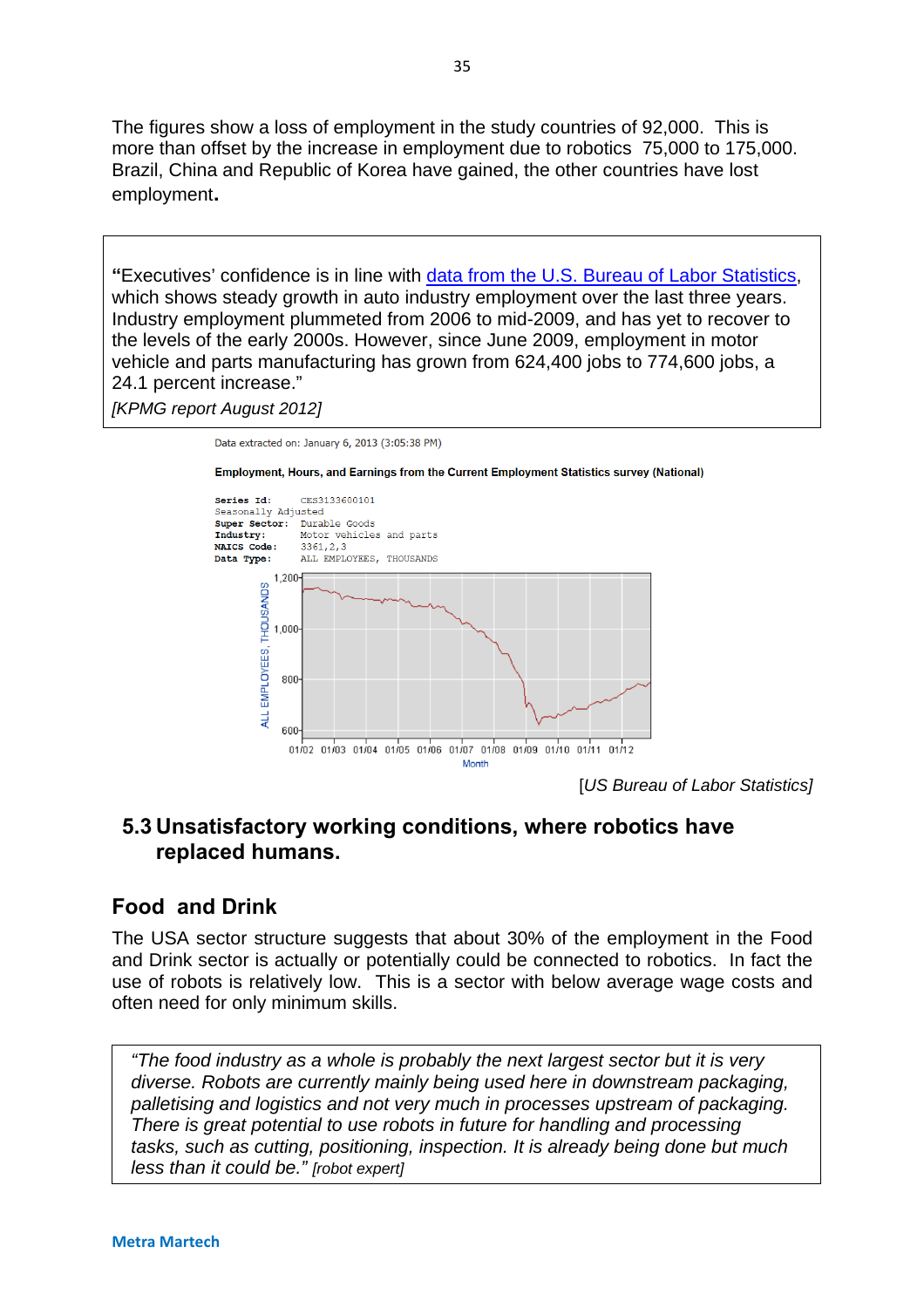The figures show a loss of employment in the study countries of 92,000. This is more than offset by the increase in employment due to robotics 75,000 to 175,000. Brazil, China and Republic of Korea have gained, the other countries have lost employment**.**

> **"**Executives' confidence is in line with data from the U.S. Bureau of Labor Statistics, which shows steady growth in auto industry employment over the last three years. Industry employment plummeted from 2006 to mid-2009, and has yet to recover to the levels of the early 2000s. However, since June 2009, employment in motor vehicle and parts manufacturing has grown from 624,400 jobs to 774,600 jobs, a 24.1 percent increase."
>
> *[KPMG report August 2012]*

Data extracted on: January 6, 2013 (3:05:38 PM)

**Employment, Hours, and Earnings from the Current Employment Statistics survey (National)**

```
Series Id:     CES3133600101
Seasonally Adjusted
Super Sector:  Durable Goods
Industry:      Motor vehicles and parts
NAICS Code:    3361,2,3
Data Type:     ALL EMPLOYEES, THOUSANDS
```

[US Bureau of Labor Statistics]

## 5.3 Unsatisfactory working conditions, where robotics have replaced humans.

### Food and Drink

The USA sector structure suggests that about 30% of the employment in the Food and Drink sector is actually or potentially could be connected to robotics. In fact the use of robots is relatively low. This is a sector with below average wage costs and often need for only minimum skills.

> *"The food industry as a whole is probably the next largest sector but it is very diverse. Robots are currently mainly being used here in downstream packaging, palletising and logistics and not very much in processes upstream of packaging. There is great potential to use robots in future for handling and processing tasks, such as cutting, positioning, inspection. It is already being done but much less than it could be."* [robot expert]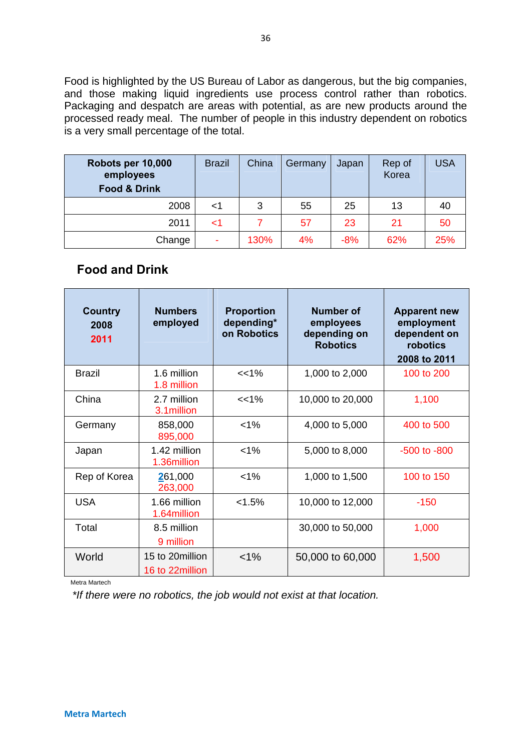Food is highlighted by the US Bureau of Labor as dangerous, but the big companies, and those making liquid ingredients use process control rather than robotics. Packaging and despatch are areas with potential, as are new products around the processed ready meal. The number of people in this industry dependent on robotics is a very small percentage of the total.

| Robots per 10,000 employees Food & Drink | Brazil | China | Germany | Japan | Rep of Korea | USA |
|---|---|---|---|---|---|---|
| 2008 | <1 | 3 | 55 | 25 | 13 | 40 |
| 2011 | <1 | 7 | 57 | 23 | 21 | 50 |
| Change | - | 130% | 4% | -8% | 62% | 25% |

## Food and Drink

| Country 2008 2011 | Numbers employed | Proportion depending* on Robotics | Number of employees depending on Robotics | Apparent new employment dependent on robotics 2008 to 2011 |
|---|---|---|---|---|
| Brazil | 1.6 million 1.8 million | <<1% | 1,000 to 2,000 | 100 to 200 |
| China | 2.7 million 3.1million | <<1% | 10,000 to 20,000 | 1,100 |
| Germany | 858,000 895,000 | <1% | 4,000 to 5,000 | 400 to 500 |
| Japan | 1.42 million 1.36million | <1% | 5,000 to 8,000 | -500 to -800 |
| Rep of Korea | 261,000 263,000 | <1% | 1,000 to 1,500 | 100 to 150 |
| USA | 1.66 million 1.64million | <1.5% | 10,000 to 12,000 | -150 |
| Total | 8.5 million 9 million | | 30,000 to 50,000 | 1,000 |
| World | 15 to 20million 16 to 22million | <1% | 50,000 to 60,000 | 1,500 |

Metra Martech

*If there were no robotics, the job would not exist at that location.*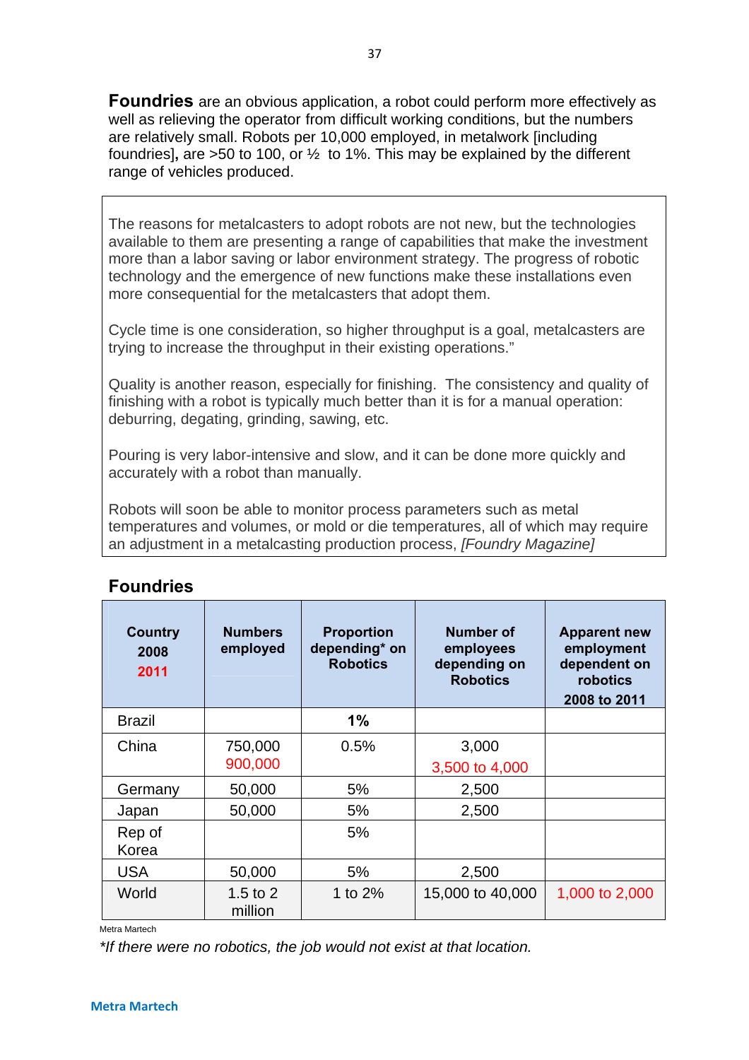**Foundries** are an obvious application, a robot could perform more effectively as well as relieving the operator from difficult working conditions, but the numbers are relatively small. Robots per 10,000 employed, in metalwork [including foundries]**,** are >50 to 100, or ½  to 1%. This may be explained by the different range of vehicles produced.

> The reasons for metalcasters to adopt robots are not new, but the technologies available to them are presenting a range of capabilities that make the investment more than a labor saving or labor environment strategy. The progress of robotic technology and the emergence of new functions make these installations even more consequential for the metalcasters that adopt them.
>
> Cycle time is one consideration, so higher throughput is a goal, metalcasters are trying to increase the throughput in their existing operations."
>
> Quality is another reason, especially for finishing.  The consistency and quality of finishing with a robot is typically much better than it is for a manual operation: deburring, degating, grinding, sawing, etc.
>
> Pouring is very labor-intensive and slow, and it can be done more quickly and accurately with a robot than manually.
>
> Robots will soon be able to monitor process parameters such as metal temperatures and volumes, or mold or die temperatures, all of which may require an adjustment in a metalcasting production process, *[Foundry Magazine]*

## Foundries

| Country 2008 2011 | Numbers employed | Proportion depending* on Robotics | Number of employees depending on Robotics | Apparent new employment dependent on robotics 2008 to 2011 |
|---|---|---|---|---|
| Brazil | | **1%** | | |
| China | 750,000 900,000 | 0.5% | 3,000 3,500 to 4,000 | |
| Germany | 50,000 | 5% | 2,500 | |
| Japan | 50,000 | 5% | 2,500 | |
| Rep of Korea | | 5% | | |
| USA | 50,000 | 5% | 2,500 | |
| World | 1.5 to 2 million | 1 to 2% | 15,000 to 40,000 | 1,000 to 2,000 |

Metra Martech

*\*If there were no robotics, the job would not exist at that location.*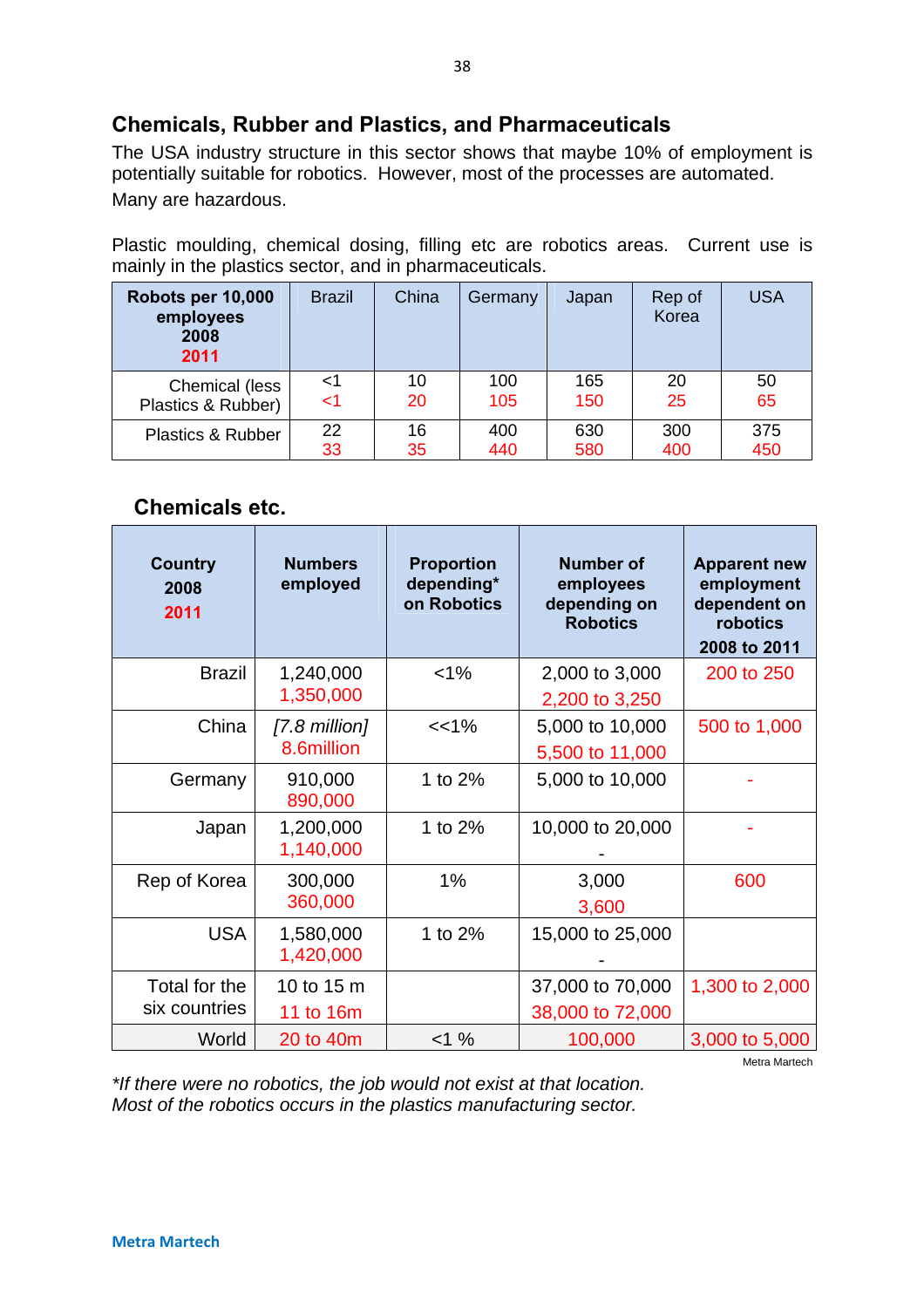## Chemicals, Rubber and Plastics, and Pharmaceuticals

The USA industry structure in this sector shows that maybe 10% of employment is potentially suitable for robotics. However, most of the processes are automated. Many are hazardous.

Plastic moulding, chemical dosing, filling etc are robotics areas. Current use is mainly in the plastics sector, and in pharmaceuticals.

| **Robots per 10,000 employees 2008 2011** | Brazil | China | Germany | Japan | Rep of Korea | USA |
|---|---|---|---|---|---|---|
| Chemical (less Plastics & Rubber) | <1 <1 | 10 20 | 100 105 | 165 150 | 20 25 | 50 65 |
| Plastics & Rubber | 22 33 | 16 35 | 400 440 | 630 580 | 300 400 | 375 450 |

### Chemicals etc.

| **Country 2008 2011** | **Numbers employed** | **Proportion depending* on Robotics** | **Number of employees depending on Robotics** | **Apparent new employment dependent on robotics 2008 to 2011** |
|---|---|---|---|---|
| Brazil | 1,240,000 1,350,000 | <1% | 2,000 to 3,000 2,200 to 3,250 | 200 to 250 |
| China | [7.8 million] 8.6million | <<1% | 5,000 to 10,000 5,500 to 11,000 | 500 to 1,000 |
| Germany | 910,000 890,000 | 1 to 2% | 5,000 to 10,000 | - |
| Japan | 1,200,000 1,140,000 | 1 to 2% | 10,000 to 20,000 - | - |
| Rep of Korea | 300,000 360,000 | 1% | 3,000 3,600 | 600 |
| USA | 1,580,000 1,420,000 | 1 to 2% | 15,000 to 25,000 - | |
| Total for the six countries | 10 to 15 m 11 to 16m | | 37,000 to 70,000 38,000 to 72,000 | 1,300 to 2,000 |
| World | 20 to 40m | <1 % | 100,000 | 3,000 to 5,000 |

Metra Martech

*\*If there were no robotics, the job would not exist at that location.*
*Most of the robotics occurs in the plastics manufacturing sector.*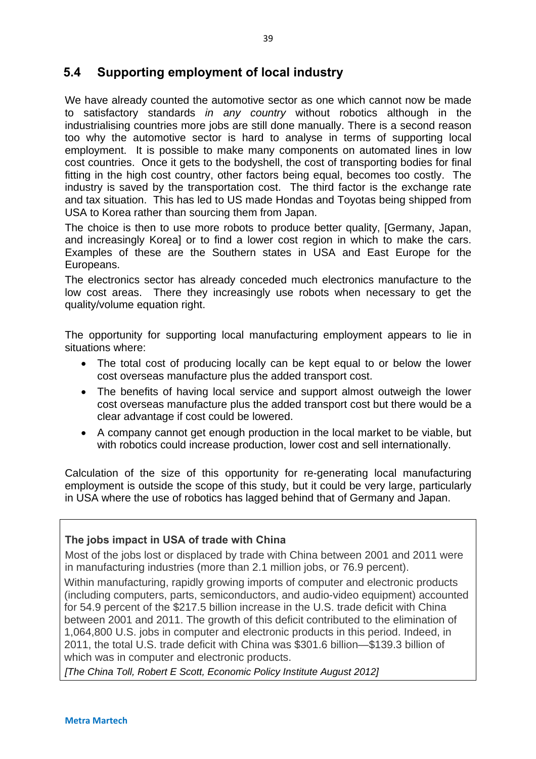## 5.4 Supporting employment of local industry

We have already counted the automotive sector as one which cannot now be made to satisfactory standards *in any country* without robotics although in the industrialising countries more jobs are still done manually. There is a second reason too why the automotive sector is hard to analyse in terms of supporting local employment. It is possible to make many components on automated lines in low cost countries. Once it gets to the bodyshell, the cost of transporting bodies for final fitting in the high cost country, other factors being equal, becomes too costly. The industry is saved by the transportation cost. The third factor is the exchange rate and tax situation. This has led to US made Hondas and Toyotas being shipped from USA to Korea rather than sourcing them from Japan.

The choice is then to use more robots to produce better quality, [Germany, Japan, and increasingly Korea] or to find a lower cost region in which to make the cars. Examples of these are the Southern states in USA and East Europe for the Europeans.

The electronics sector has already conceded much electronics manufacture to the low cost areas. There they increasingly use robots when necessary to get the quality/volume equation right.

The opportunity for supporting local manufacturing employment appears to lie in situations where:

- The total cost of producing locally can be kept equal to or below the lower cost overseas manufacture plus the added transport cost.
- The benefits of having local service and support almost outweigh the lower cost overseas manufacture plus the added transport cost but there would be a clear advantage if cost could be lowered.
- A company cannot get enough production in the local market to be viable, but with robotics could increase production, lower cost and sell internationally.

Calculation of the size of this opportunity for re-generating local manufacturing employment is outside the scope of this study, but it could be very large, particularly in USA where the use of robotics has lagged behind that of Germany and Japan.

**The jobs impact in USA of trade with China**

Most of the jobs lost or displaced by trade with China between 2001 and 2011 were in manufacturing industries (more than 2.1 million jobs, or 76.9 percent).

Within manufacturing, rapidly growing imports of computer and electronic products (including computers, parts, semiconductors, and audio-video equipment) accounted for 54.9 percent of the $217.5 billion increase in the U.S. trade deficit with China between 2001 and 2011. The growth of this deficit contributed to the elimination of 1,064,800 U.S. jobs in computer and electronic products in this period. Indeed, in 2011, the total U.S. trade deficit with China was $301.6 billion—$139.3 billion of which was in computer and electronic products.

*[The China Toll, Robert E Scott, Economic Policy Institute August 2012]*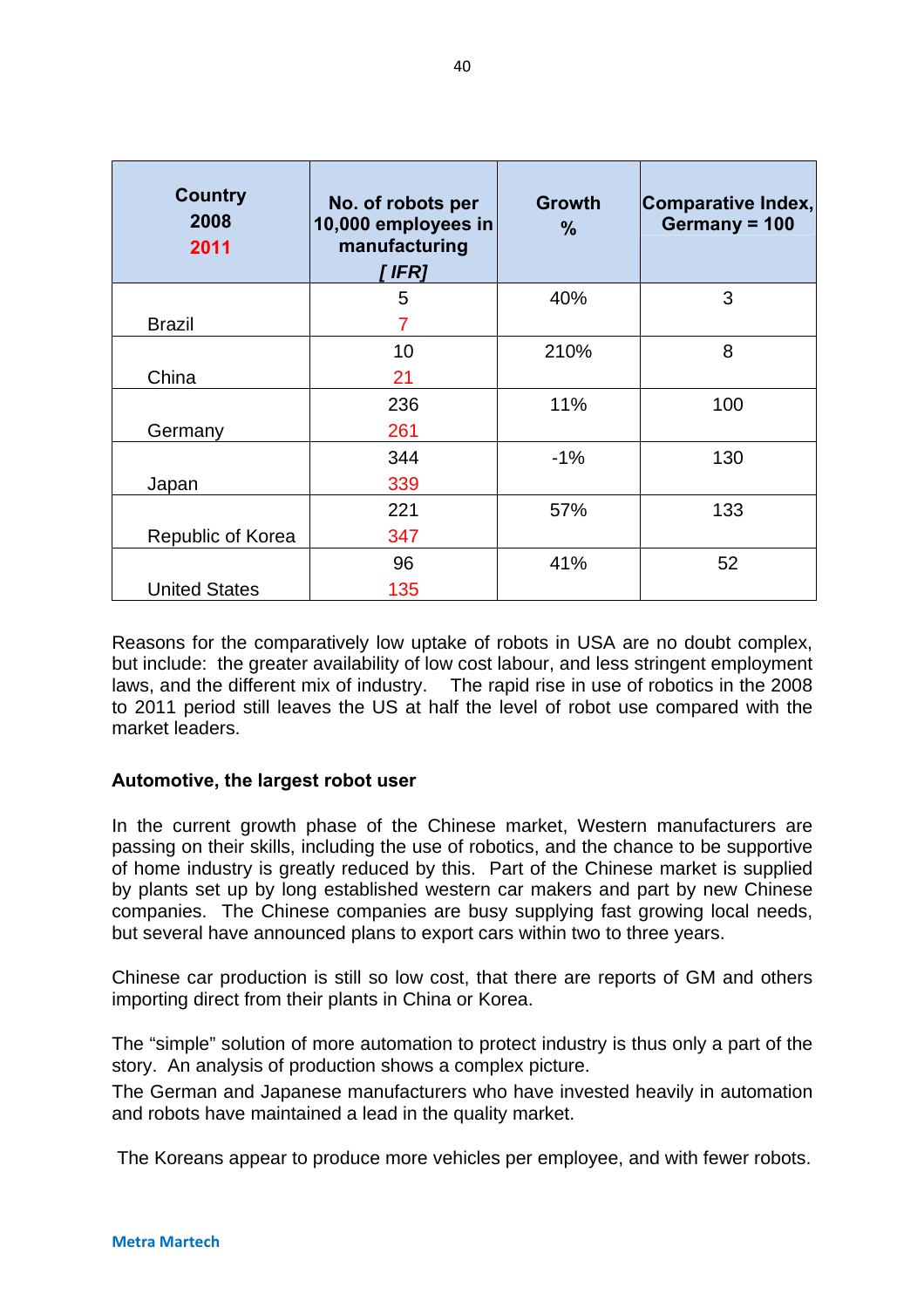| Country 2008 2011 | No. of robots per 10,000 employees in manufacturing [ IFR] | Growth % | Comparative Index, Germany = 100 |
|---|---|---|---|
| Brazil | 5<br>7 | 40% | 3 |
| China | 10<br>21 | 210% | 8 |
| Germany | 236<br>261 | 11% | 100 |
| Japan | 344<br>339 | -1% | 130 |
| Republic of Korea | 221<br>347 | 57% | 133 |
| United States | 96<br>135 | 41% | 52 |

Reasons for the comparatively low uptake of robots in USA are no doubt complex, but include: the greater availability of low cost labour, and less stringent employment laws, and the different mix of industry. The rapid rise in use of robotics in the 2008 to 2011 period still leaves the US at half the level of robot use compared with the market leaders.

**Automotive, the largest robot user**

In the current growth phase of the Chinese market, Western manufacturers are passing on their skills, including the use of robotics, and the chance to be supportive of home industry is greatly reduced by this. Part of the Chinese market is supplied by plants set up by long established western car makers and part by new Chinese companies. The Chinese companies are busy supplying fast growing local needs, but several have announced plans to export cars within two to three years.

Chinese car production is still so low cost, that there are reports of GM and others importing direct from their plants in China or Korea.

The "simple" solution of more automation to protect industry is thus only a part of the story. An analysis of production shows a complex picture.

The German and Japanese manufacturers who have invested heavily in automation and robots have maintained a lead in the quality market.

The Koreans appear to produce more vehicles per employee, and with fewer robots.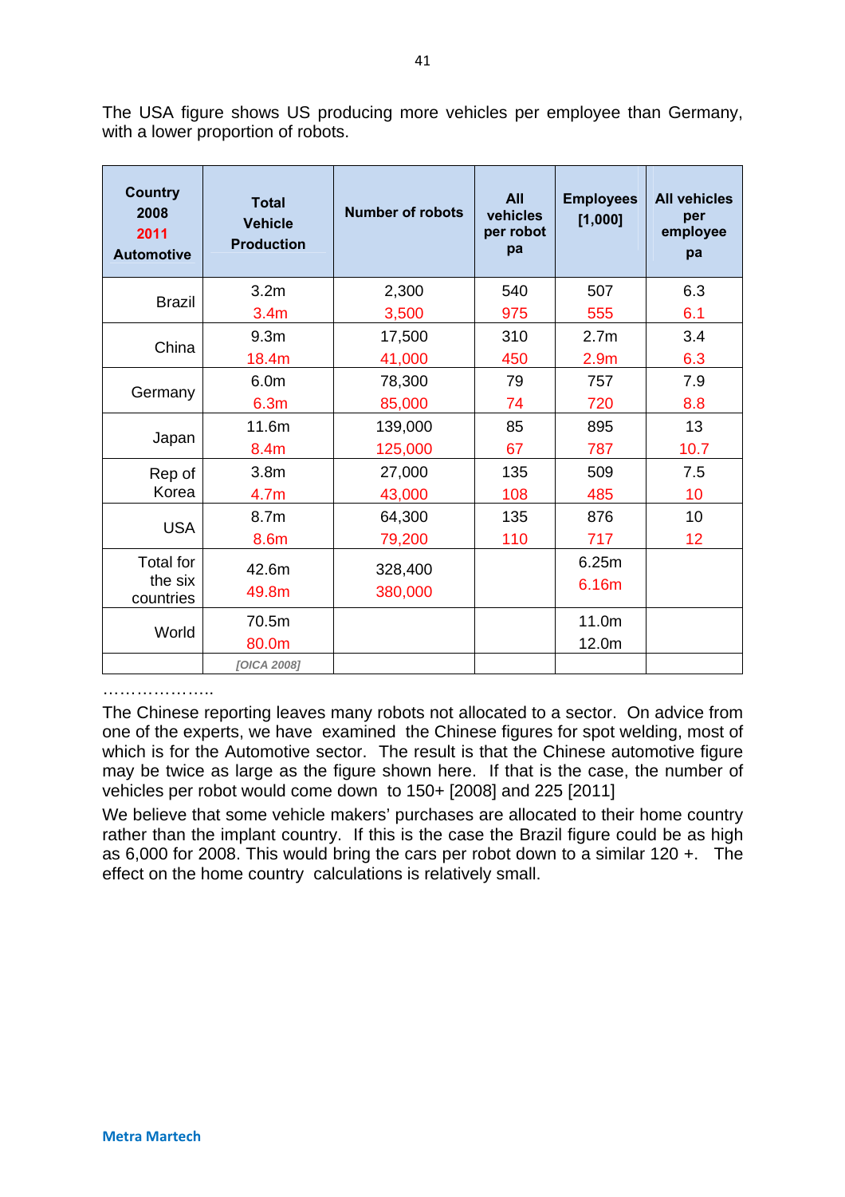The USA figure shows US producing more vehicles per employee than Germany, with a lower proportion of robots.

| Country 2008 2011 Automotive | Total Vehicle Production | Number of robots | All vehicles per robot pa | Employees [1,000] | All vehicles per employee pa |
|---|---|---|---|---|---|
| Brazil | 3.2m<br>3.4m | 2,300<br>3,500 | 540<br>975 | 507<br>555 | 6.3<br>6.1 |
| China | 9.3m<br>18.4m | 17,500<br>41,000 | 310<br>450 | 2.7m<br>2.9m | 3.4<br>6.3 |
| Germany | 6.0m<br>6.3m | 78,300<br>85,000 | 79<br>74 | 757<br>720 | 7.9<br>8.8 |
| Japan | 11.6m<br>8.4m | 139,000<br>125,000 | 85<br>67 | 895<br>787 | 13<br>10.7 |
| Rep of Korea | 3.8m<br>4.7m | 27,000<br>43,000 | 135<br>108 | 509<br>485 | 7.5<br>10 |
| USA | 8.7m<br>8.6m | 64,300<br>79,200 | 135<br>110 | 876<br>717 | 10<br>12 |
| Total for the six countries | 42.6m<br>49.8m | 328,400<br>380,000 | | 6.25m<br>6.16m | |
| World | 70.5m<br>80.0m | | | 11.0m<br>12.0m | |
| | *[OICA 2008]* | | | | |

………………..

The Chinese reporting leaves many robots not allocated to a sector. On advice from one of the experts, we have examined the Chinese figures for spot welding, most of which is for the Automotive sector. The result is that the Chinese automotive figure may be twice as large as the figure shown here. If that is the case, the number of vehicles per robot would come down to 150+ [2008] and 225 [2011]

We believe that some vehicle makers' purchases are allocated to their home country rather than the implant country. If this is the case the Brazil figure could be as high as 6,000 for 2008. This would bring the cars per robot down to a similar 120 +. The effect on the home country calculations is relatively small.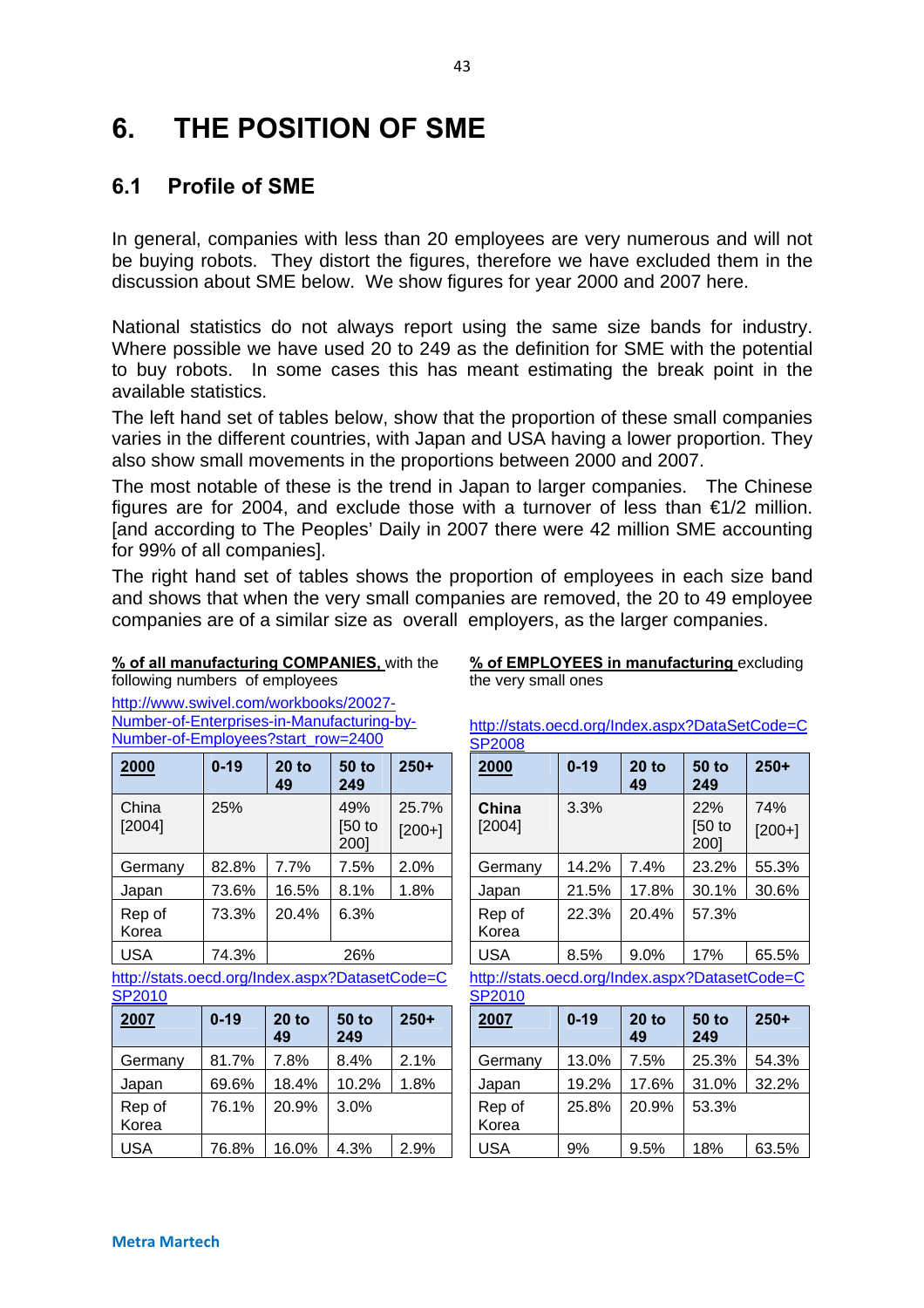# 6. THE POSITION OF SME

## 6.1 Profile of SME

In general, companies with less than 20 employees are very numerous and will not be buying robots. They distort the figures, therefore we have excluded them in the discussion about SME below. We show figures for year 2000 and 2007 here.

National statistics do not always report using the same size bands for industry. Where possible we have used 20 to 249 as the definition for SME with the potential to buy robots. In some cases this has meant estimating the break point in the available statistics.

The left hand set of tables below, show that the proportion of these small companies varies in the different countries, with Japan and USA having a lower proportion. They also show small movements in the proportions between 2000 and 2007.

The most notable of these is the trend in Japan to larger companies. The Chinese figures are for 2004, and exclude those with a turnover of less than €1/2 million. [and according to The Peoples' Daily in 2007 there were 42 million SME accounting for 99% of all companies].

The right hand set of tables shows the proportion of employees in each size band and shows that when the very small companies are removed, the 20 to 49 employee companies are of a similar size as overall employers, as the larger companies.

**% of all manufacturing COMPANIES,** with the following numbers of employees

http://www.swivel.com/workbooks/20027-Number-of-Enterprises-in-Manufacturing-by-Number-of-Employees?start_row=2400

| 2000 | 0-19 | 20 to 49 | 50 to 249 | 250+ |
|---|---|---|---|---|
| China [2004] | 25% | | 49% [50 to 200] | 25.7% [200+] |
| Germany | 82.8% | 7.7% | 7.5% | 2.0% |
| Japan | 73.6% | 16.5% | 8.1% | 1.8% |
| Rep of Korea | 73.3% | 20.4% | 6.3% | |
| USA | 74.3% | 26% | | |

http://stats.oecd.org/Index.aspx?DatasetCode=CSP2010

| 2007 | 0-19 | 20 to 49 | 50 to 249 | 250+ |
|---|---|---|---|---|
| Germany | 81.7% | 7.8% | 8.4% | 2.1% |
| Japan | 69.6% | 18.4% | 10.2% | 1.8% |
| Rep of Korea | 76.1% | 20.9% | 3.0% | |
| USA | 76.8% | 16.0% | 4.3% | 2.9% |

**% of EMPLOYEES in manufacturing** excluding the very small ones

http://stats.oecd.org/Index.aspx?DataSetCode=CSP2008

| 2000 | 0-19 | 20 to 49 | 50 to 249 | 250+ |
|---|---|---|---|---|
| **China** [2004] | 3.3% | | 22% [50 to 200] | 74% [200+] |
| Germany | 14.2% | 7.4% | 23.2% | 55.3% |
| Japan | 21.5% | 17.8% | 30.1% | 30.6% |
| Rep of Korea | 22.3% | 20.4% | 57.3% | |
| USA | 8.5% | 9.0% | 17% | 65.5% |

http://stats.oecd.org/Index.aspx?DatasetCode=CSP2010

| 2007 | 0-19 | 20 to 49 | 50 to 249 | 250+ |
|---|---|---|---|---|
| Germany | 13.0% | 7.5% | 25.3% | 54.3% |
| Japan | 19.2% | 17.6% | 31.0% | 32.2% |
| Rep of Korea | 25.8% | 20.9% | 53.3% | |
| USA | 9% | 9.5% | 18% | 63.5% |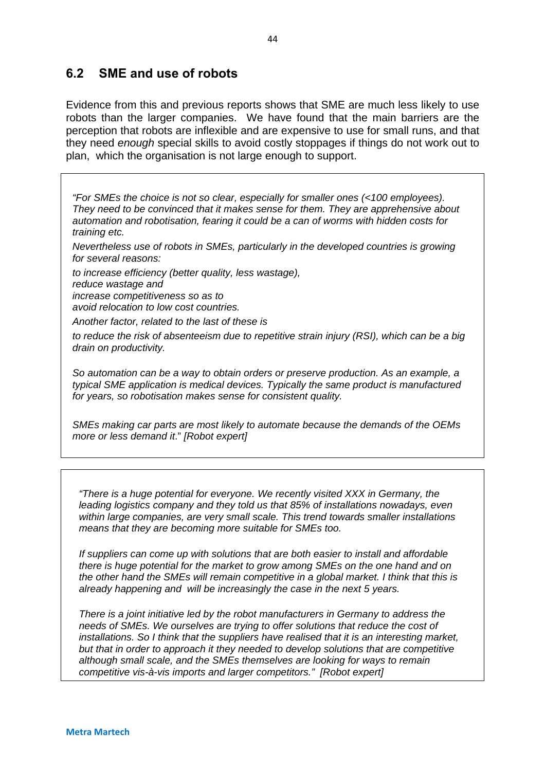## 6.2 SME and use of robots

Evidence from this and previous reports shows that SME are much less likely to use robots than the larger companies. We have found that the main barriers are the perception that robots are inflexible and are expensive to use for small runs, and that they need *enough* special skills to avoid costly stoppages if things do not work out to plan, which the organisation is not large enough to support.

> *"For SMEs the choice is not so clear, especially for smaller ones (<100 employees). They need to be convinced that it makes sense for them. They are apprehensive about automation and robotisation, fearing it could be a can of worms with hidden costs for training etc.*
>
> *Nevertheless use of robots in SMEs, particularly in the developed countries is growing for several reasons:*
>
> *to increase efficiency (better quality, less wastage),*
> *reduce wastage and*
> *increase competitiveness so as to*
> *avoid relocation to low cost countries.*
>
> *Another factor, related to the last of these is*
>
> *to reduce the risk of absenteeism due to repetitive strain injury (RSI), which can be a big drain on productivity.*
>
> *So automation can be a way to obtain orders or preserve production. As an example, a typical SME application is medical devices. Typically the same product is manufactured for years, so robotisation makes sense for consistent quality.*
>
> *SMEs making car parts are most likely to automate because the demands of the OEMs more or less demand it*." *[Robot expert]*

> *"There is a huge potential for everyone. We recently visited XXX in Germany, the leading logistics company and they told us that 85% of installations nowadays, even within large companies, are very small scale. This trend towards smaller installations means that they are becoming more suitable for SMEs too.*
>
> *If suppliers can come up with solutions that are both easier to install and affordable there is huge potential for the market to grow among SMEs on the one hand and on the other hand the SMEs will remain competitive in a global market. I think that this is already happening and will be increasingly the case in the next 5 years.*
>
> *There is a joint initiative led by the robot manufacturers in Germany to address the needs of SMEs. We ourselves are trying to offer solutions that reduce the cost of installations. So I think that the suppliers have realised that it is an interesting market, but that in order to approach it they needed to develop solutions that are competitive although small scale, and the SMEs themselves are looking for ways to remain competitive vis-à-vis imports and larger competitors." [Robot expert]*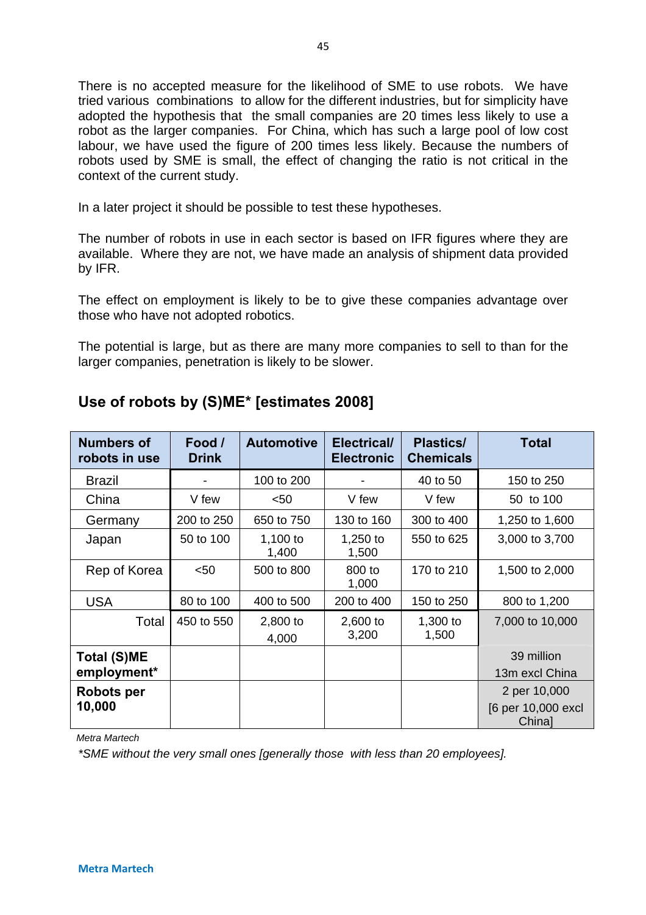There is no accepted measure for the likelihood of SME to use robots. We have tried various combinations to allow for the different industries, but for simplicity have adopted the hypothesis that the small companies are 20 times less likely to use a robot as the larger companies. For China, which has such a large pool of low cost labour, we have used the figure of 200 times less likely. Because the numbers of robots used by SME is small, the effect of changing the ratio is not critical in the context of the current study.

In a later project it should be possible to test these hypotheses.

The number of robots in use in each sector is based on IFR figures where they are available. Where they are not, we have made an analysis of shipment data provided by IFR.

The effect on employment is likely to be to give these companies advantage over those who have not adopted robotics.

The potential is large, but as there are many more companies to sell to than for the larger companies, penetration is likely to be slower.

## Use of robots by (S)ME* [estimates 2008]

| **Numbers of robots in use** | **Food / Drink** | **Automotive** | **Electrical/ Electronic** | **Plastics/ Chemicals** | **Total** |
|---|---|---|---|---|---|
| Brazil | - | 100 to 200 | - | 40 to 50 | 150 to 250 |
| China | V few | <50 | V few | V few | 50 to 100 |
| Germany | 200 to 250 | 650 to 750 | 130 to 160 | 300 to 400 | 1,250 to 1,600 |
| Japan | 50 to 100 | 1,100 to 1,400 | 1,250 to 1,500 | 550 to 625 | 3,000 to 3,700 |
| Rep of Korea | <50 | 500 to 800 | 800 to 1,000 | 170 to 210 | 1,500 to 2,000 |
| USA | 80 to 100 | 400 to 500 | 200 to 400 | 150 to 250 | 800 to 1,200 |
| Total | 450 to 550 | 2,800 to 4,000 | 2,600 to 3,200 | 1,300 to 1,500 | 7,000 to 10,000 |
| **Total (S)ME employment*** | | | | | 39 million 13m excl China |
| **Robots per 10,000** | | | | | 2 per 10,000 [6 per 10,000 excl China] |

*Metra Martech*

*\*SME without the very small ones [generally those with less than 20 employees].*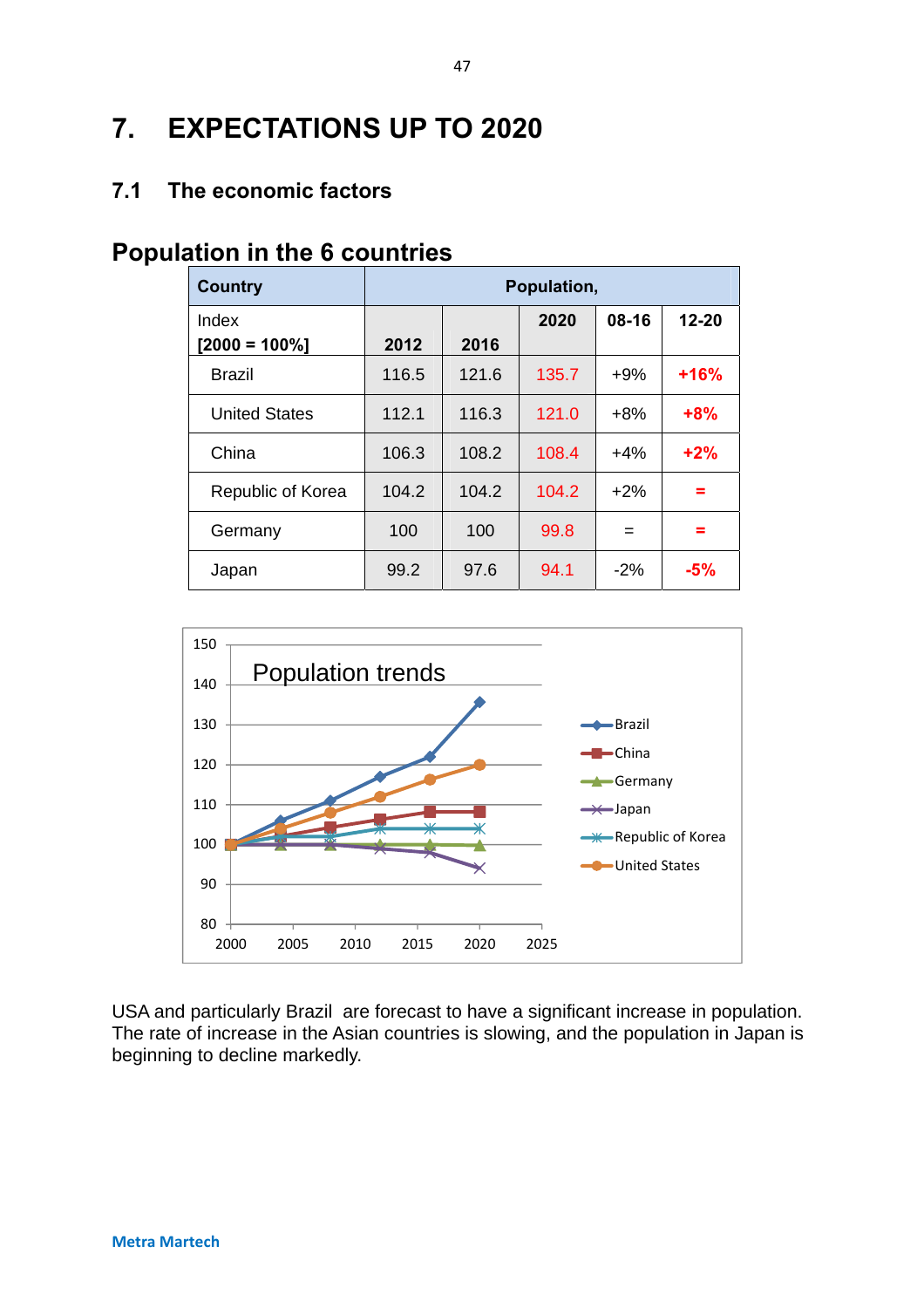# 7. EXPECTATIONS UP TO 2020

## 7.1 The economic factors

### Population in the 6 countries

| Country | Population, | | | | |
|---|---|---|---|---|---|
| Index [2000 = 100%] | 2012 | 2016 | 2020 | 08-16 | 12-20 |
| Brazil | 116.5 | 121.6 | 135.7 | +9% | **+16%** |
| United States | 112.1 | 116.3 | 121.0 | +8% | **+8%** |
| China | 106.3 | 108.2 | 108.4 | +4% | **+2%** |
| Republic of Korea | 104.2 | 104.2 | 104.2 | +2% | **=** |
| Germany | 100 | 100 | 99.8 | = | **=** |
| Japan | 99.2 | 97.6 | 94.1 | -2% | **-5%** |

USA and particularly Brazil are forecast to have a significant increase in population. The rate of increase in the Asian countries is slowing, and the population in Japan is beginning to decline markedly.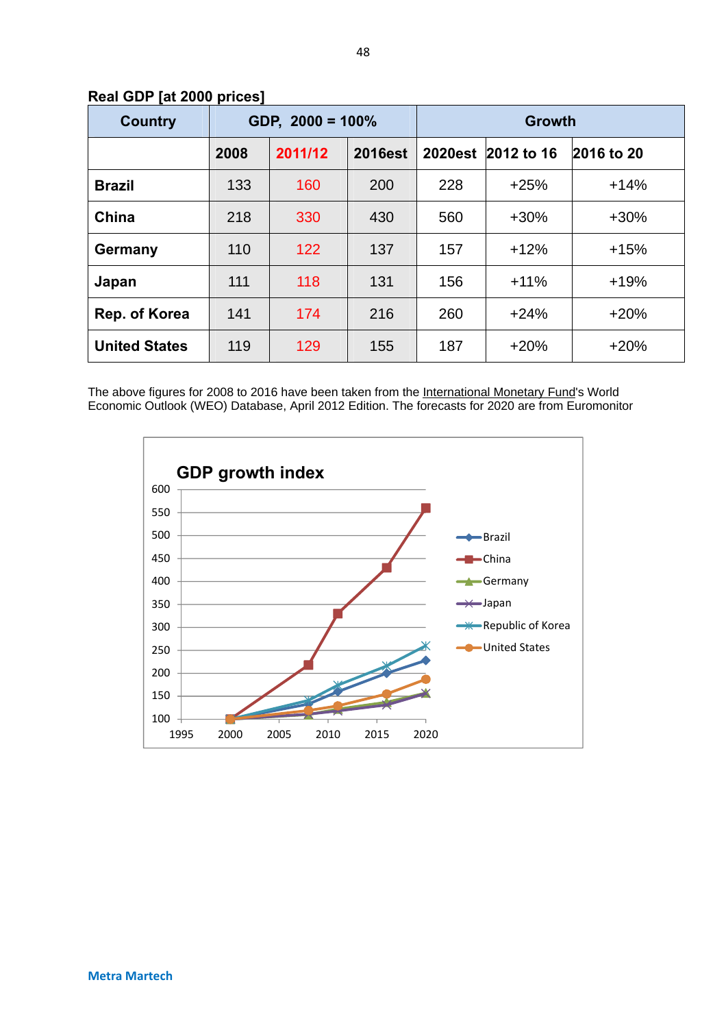**Real GDP [at 2000 prices]**

| Country | GDP, 2000 = 100% | | | Growth | | |
|---|---|---|---|---|---|---|
| | 2008 | 2011/12 | 2016est | 2020est | 2012 to 16 | 2016 to 20 |
| **Brazil** | 133 | 160 | 200 | 228 | +25% | +14% |
| **China** | 218 | 330 | 430 | 560 | +30% | +30% |
| **Germany** | 110 | 122 | 137 | 157 | +12% | +15% |
| **Japan** | 111 | 118 | 131 | 156 | +11% | +19% |
| **Rep. of Korea** | 141 | 174 | 216 | 260 | +24% | +20% |
| **United States** | 119 | 129 | 155 | 187 | +20% | +20% |

The above figures for 2008 to 2016 have been taken from the International Monetary Fund's World Economic Outlook (WEO) Database, April 2012 Edition. The forecasts for 2020 are from Euromonitor

**GDP growth index**

(Chart: GDP growth index, 1995–2020, for Brazil, China, Germany, Japan, Republic of Korea, United States)

Metra Martech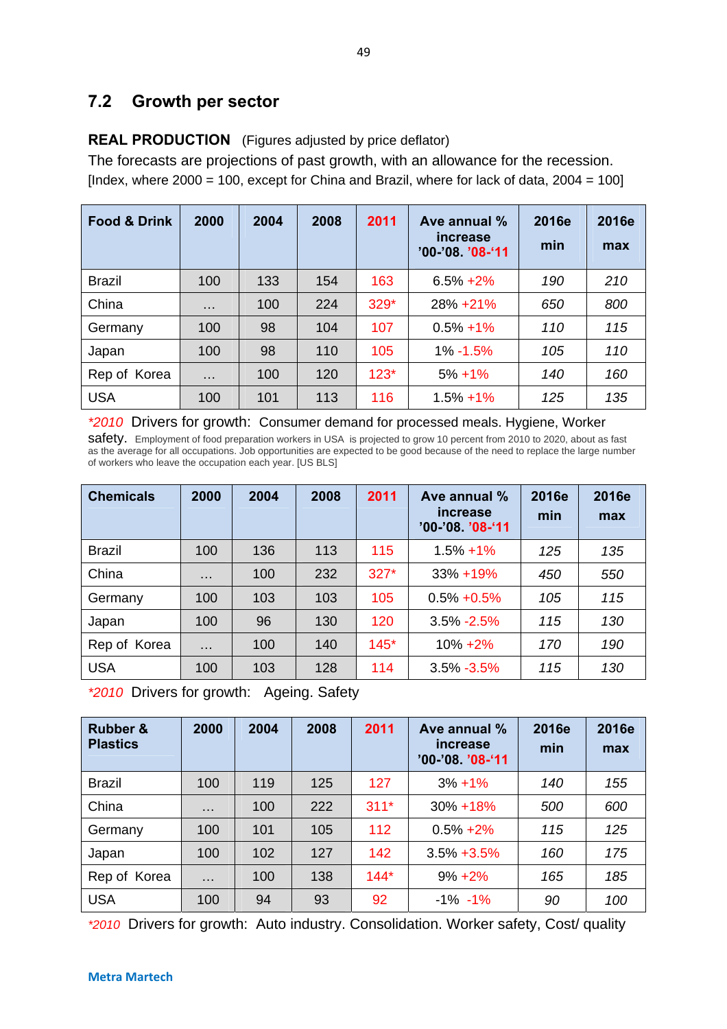## 7.2 Growth per sector

**REAL PRODUCTION** (Figures adjusted by price deflator)

The forecasts are projections of past growth, with an allowance for the recession.

[Index, where 2000 = 100, except for China and Brazil, where for lack of data, 2004 = 100]

| Food & Drink | 2000 | 2004 | 2008 | 2011 | Ave annual % increase '00-'08. '08-'11 | 2016e min | 2016e max |
|---|---|---|---|---|---|---|---|
| Brazil | 100 | 133 | 154 | 163 | 6.5% +2% | *190* | *210* |
| China | … | 100 | 224 | 329* | 28% +21% | *650* | *800* |
| Germany | 100 | 98 | 104 | 107 | 0.5% +1% | *110* | *115* |
| Japan | 100 | 98 | 110 | 105 | 1% -1.5% | *105* | *110* |
| Rep of Korea | … | 100 | 120 | 123* | 5% +1% | *140* | *160* |
| USA | 100 | 101 | 113 | 116 | 1.5% +1% | *125* | *135* |

*2010* Drivers for growth: Consumer demand for processed meals. Hygiene, Worker safety. Employment of food preparation workers in USA is projected to grow 10 percent from 2010 to 2020, about as fast as the average for all occupations. Job opportunities are expected to be good because of the need to replace the large number of workers who leave the occupation each year. [US BLS]

| Chemicals | 2000 | 2004 | 2008 | 2011 | Ave annual % increase '00-'08. '08-'11 | 2016e min | 2016e max |
|---|---|---|---|---|---|---|---|
| Brazil | 100 | 136 | 113 | 115 | 1.5% +1% | *125* | *135* |
| China | … | 100 | 232 | 327* | 33% +19% | *450* | *550* |
| Germany | 100 | 103 | 103 | 105 | 0.5% +0.5% | *105* | *115* |
| Japan | 100 | 96 | 130 | 120 | 3.5% -2.5% | *115* | *130* |
| Rep of Korea | … | 100 | 140 | 145* | 10% +2% | *170* | *190* |
| USA | 100 | 103 | 128 | 114 | 3.5% -3.5% | *115* | *130* |

*2010* Drivers for growth: Ageing. Safety

| Rubber & Plastics | 2000 | 2004 | 2008 | 2011 | Ave annual % increase '00-'08. '08-'11 | 2016e min | 2016e max |
|---|---|---|---|---|---|---|---|
| Brazil | 100 | 119 | 125 | 127 | 3% +1% | *140* | *155* |
| China | … | 100 | 222 | 311* | 30% +18% | *500* | *600* |
| Germany | 100 | 101 | 105 | 112 | 0.5% +2% | *115* | *125* |
| Japan | 100 | 102 | 127 | 142 | 3.5% +3.5% | *160* | *175* |
| Rep of Korea | … | 100 | 138 | 144* | 9% +2% | *165* | *185* |
| USA | 100 | 94 | 93 | 92 | -1% -1% | *90* | *100* |

*2010* Drivers for growth: Auto industry. Consolidation. Worker safety, Cost/ quality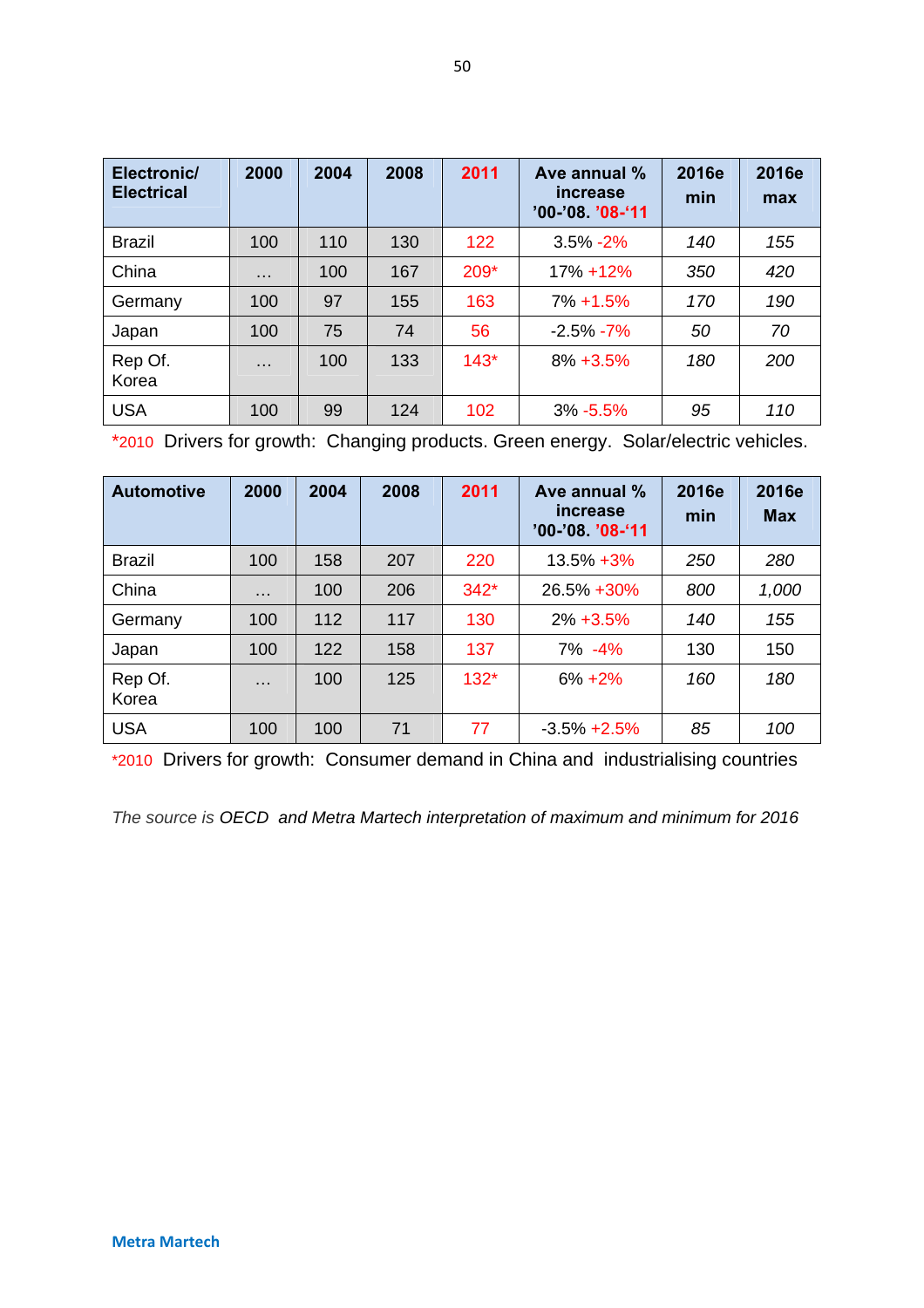| Electronic/ Electrical | 2000 | 2004 | 2008 | 2011 | Ave annual % increase '00-'08. '08-'11 | 2016e min | 2016e max |
|---|---|---|---|---|---|---|---|
| Brazil | 100 | 110 | 130 | 122 | 3.5% -2% | *140* | *155* |
| China | … | 100 | 167 | 209* | 17% +12% | *350* | *420* |
| Germany | 100 | 97 | 155 | 163 | 7% +1.5% | *170* | *190* |
| Japan | 100 | 75 | 74 | 56 | -2.5% -7% | *50* | *70* |
| Rep Of. Korea | … | 100 | 133 | 143* | 8% +3.5% | *180* | *200* |
| USA | 100 | 99 | 124 | 102 | 3% -5.5% | *95* | *110* |

*2010 Drivers for growth: Changing products. Green energy. Solar/electric vehicles.

| Automotive | 2000 | 2004 | 2008 | 2011 | Ave annual % increase '00-'08. '08-'11 | 2016e min | 2016e Max |
|---|---|---|---|---|---|---|---|
| Brazil | 100 | 158 | 207 | 220 | 13.5% +3% | *250* | *280* |
| China | … | 100 | 206 | 342* | 26.5% +30% | *800* | *1,000* |
| Germany | 100 | 112 | 117 | 130 | 2% +3.5% | *140* | *155* |
| Japan | 100 | 122 | 158 | 137 | 7% -4% | 130 | 150 |
| Rep Of. Korea | … | 100 | 125 | 132* | 6% +2% | *160* | *180* |
| USA | 100 | 100 | 71 | 77 | -3.5% +2.5% | *85* | *100* |

*2010 Drivers for growth: Consumer demand in China and industrialising countries

*The source is OECD and Metra Martech interpretation of maximum and minimum for 2016*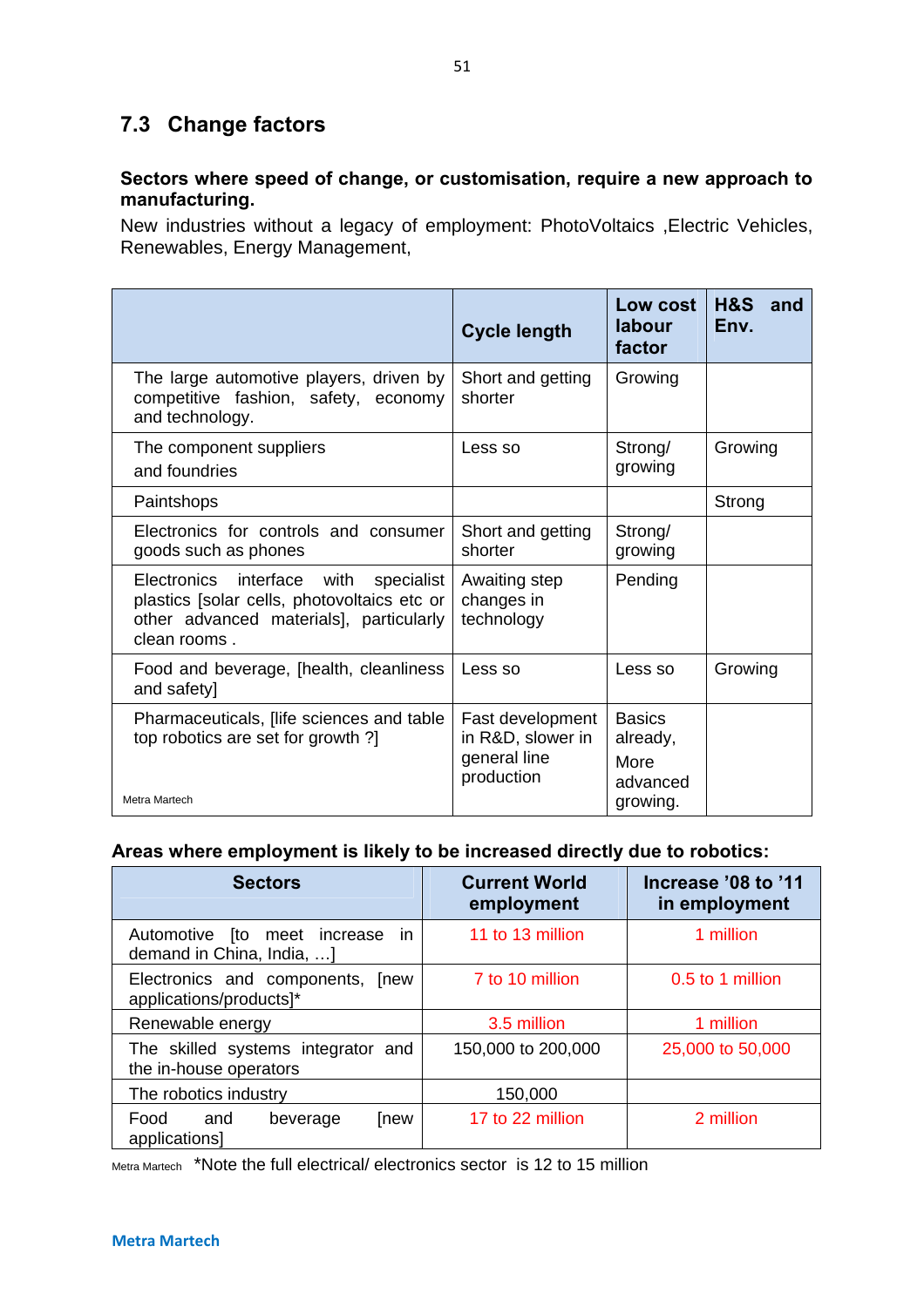## 7.3 Change factors

**Sectors where speed of change, or customisation, require a new approach to manufacturing.**

New industries without a legacy of employment: PhotoVoltaics ,Electric Vehicles, Renewables, Energy Management,

| | Cycle length | Low cost labour factor | H&S and Env. |
|---|---|---|---|
| The large automotive players, driven by competitive fashion, safety, economy and technology. | Short and getting shorter | Growing | |
| The component suppliers and foundries | Less so | Strong/ growing | Growing |
| Paintshops | | | Strong |
| Electronics for controls and consumer goods such as phones | Short and getting shorter | Strong/ growing | |
| Electronics interface with specialist plastics [solar cells, photovoltaics etc or other advanced materials], particularly clean rooms . | Awaiting step changes in technology | Pending | |
| Food and beverage, [health, cleanliness and safety] | Less so | Less so | Growing |
| Pharmaceuticals, [life sciences and table top robotics are set for growth ?] | Fast development in R&D, slower in general line production | Basics already, More advanced growing. | |

Metra Martech

**Areas where employment is likely to be increased directly due to robotics:**

| Sectors | Current World employment | Increase '08 to '11 in employment |
|---|---|---|
| Automotive [to meet increase in demand in China, India, …] | 11 to 13 million | 1 million |
| Electronics and components, [new applications/products]* | 7 to 10 million | 0.5 to 1 million |
| Renewable energy | 3.5 million | 1 million |
| The skilled systems integrator and the in-house operators | 150,000 to 200,000 | 25,000 to 50,000 |
| The robotics industry | 150,000 | |
| Food and beverage [new applications] | 17 to 22 million | 2 million |

Metra Martech *Note the full electrical/ electronics sector is 12 to 15 million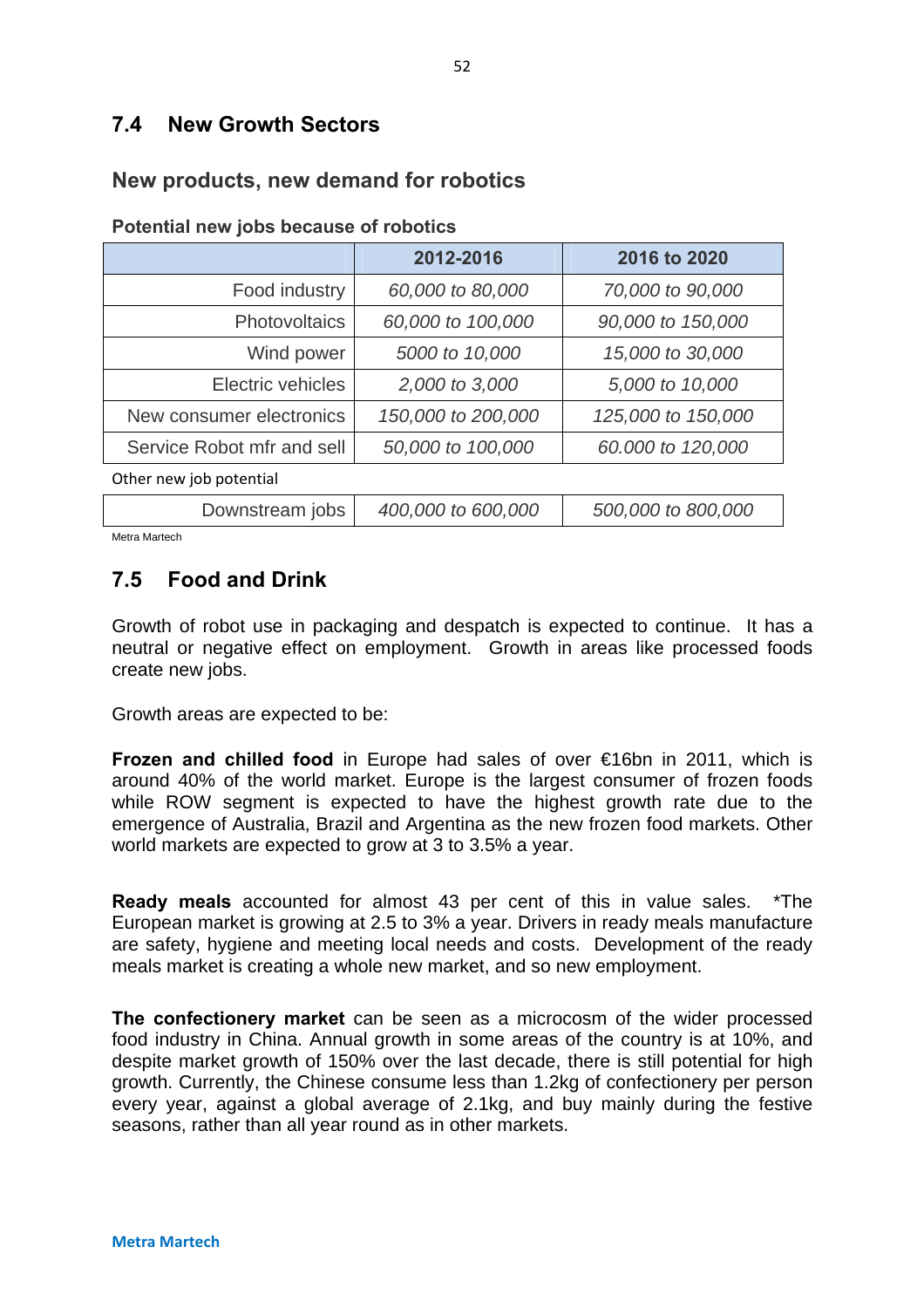## 7.4 New Growth Sectors

### New products, new demand for robotics

**Potential new jobs because of robotics**

| | 2012-2016 | 2016 to 2020 |
|---|---|---|
| Food industry | *60,000 to 80,000* | *70,000 to 90,000* |
| Photovoltaics | *60,000 to 100,000* | *90,000 to 150,000* |
| Wind power | *5000 to 10,000* | *15,000 to 30,000* |
| Electric vehicles | *2,000 to 3,000* | *5,000 to 10,000* |
| New consumer electronics | *150,000 to 200,000* | *125,000 to 150,000* |
| Service Robot mfr and sell | *50,000 to 100,000* | *60.000 to 120,000* |
| Other new job potential | | |
| Downstream jobs | *400,000 to 600,000* | *500,000 to 800,000* |

Metra Martech

## 7.5 Food and Drink

Growth of robot use in packaging and despatch is expected to continue. It has a neutral or negative effect on employment. Growth in areas like processed foods create new jobs.

Growth areas are expected to be:

**Frozen and chilled food** in Europe had sales of over €16bn in 2011, which is around 40% of the world market. Europe is the largest consumer of frozen foods while ROW segment is expected to have the highest growth rate due to the emergence of Australia, Brazil and Argentina as the new frozen food markets. Other world markets are expected to grow at 3 to 3.5% a year.

**Ready meals** accounted for almost 43 per cent of this in value sales. *The European market is growing at 2.5 to 3% a year. Drivers in ready meals manufacture are safety, hygiene and meeting local needs and costs. Development of the ready meals market is creating a whole new market, and so new employment.

**The confectionery market** can be seen as a microcosm of the wider processed food industry in China. Annual growth in some areas of the country is at 10%, and despite market growth of 150% over the last decade, there is still potential for high growth. Currently, the Chinese consume less than 1.2kg of confectionery per person every year, against a global average of 2.1kg, and buy mainly during the festive seasons, rather than all year round as in other markets.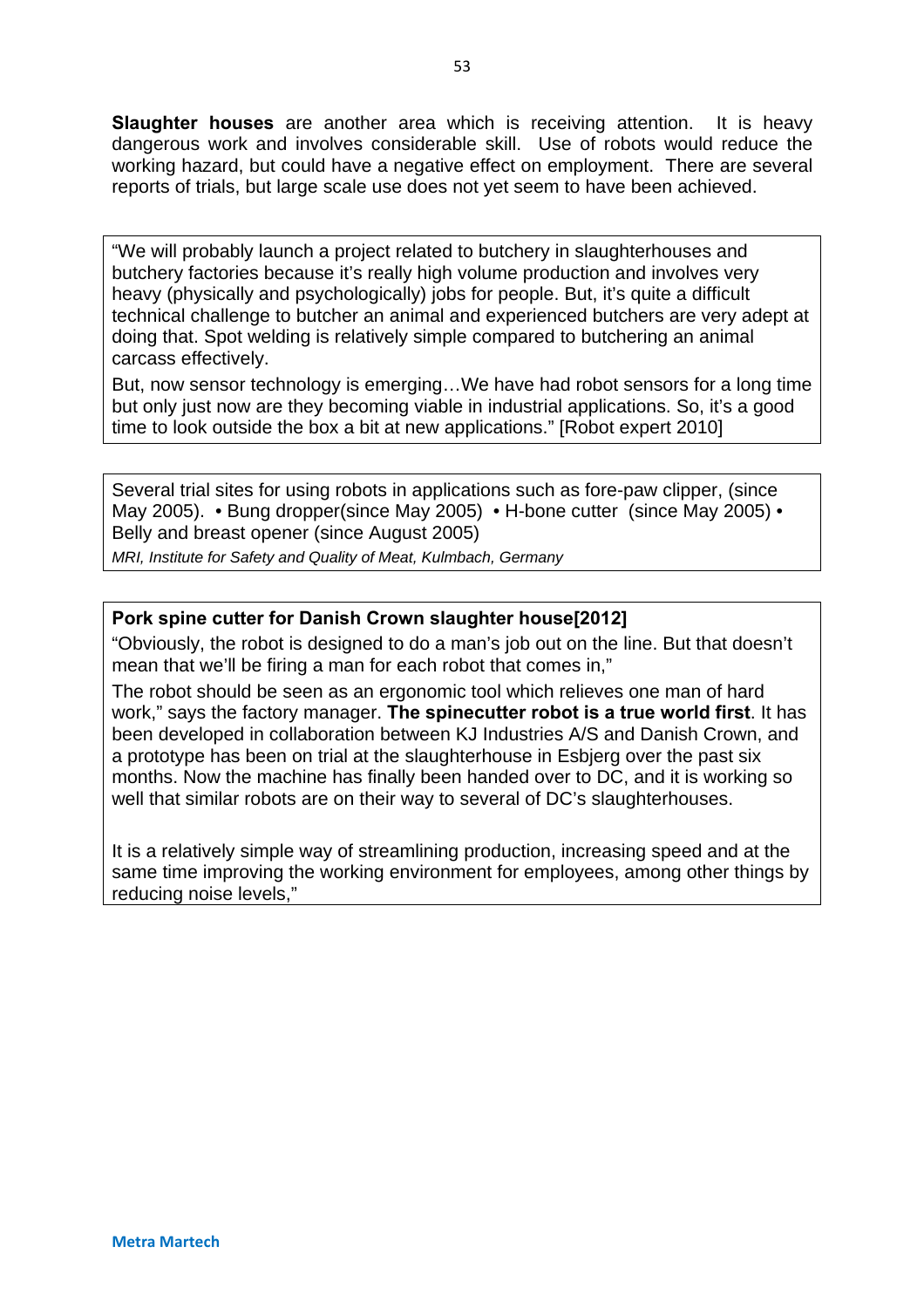**Slaughter houses** are another area which is receiving attention. It is heavy dangerous work and involves considerable skill. Use of robots would reduce the working hazard, but could have a negative effect on employment. There are several reports of trials, but large scale use does not yet seem to have been achieved.

"We will probably launch a project related to butchery in slaughterhouses and butchery factories because it's really high volume production and involves very heavy (physically and psychologically) jobs for people. But, it's quite a difficult technical challenge to butcher an animal and experienced butchers are very adept at doing that. Spot welding is relatively simple compared to butchering an animal carcass effectively.

But, now sensor technology is emerging…We have had robot sensors for a long time but only just now are they becoming viable in industrial applications. So, it's a good time to look outside the box a bit at new applications." [Robot expert 2010]

Several trial sites for using robots in applications such as fore-paw clipper, (since May 2005). • Bung dropper(since May 2005) • H-bone cutter (since May 2005) • Belly and breast opener (since August 2005)

*MRI, Institute for Safety and Quality of Meat, Kulmbach, Germany*

**Pork spine cutter for Danish Crown slaughter house[2012]**

"Obviously, the robot is designed to do a man's job out on the line. But that doesn't mean that we'll be firing a man for each robot that comes in,"

The robot should be seen as an ergonomic tool which relieves one man of hard work," says the factory manager. **The spinecutter robot is a true world first**. It has been developed in collaboration between KJ Industries A/S and Danish Crown, and a prototype has been on trial at the slaughterhouse in Esbjerg over the past six months. Now the machine has finally been handed over to DC, and it is working so well that similar robots are on their way to several of DC's slaughterhouses.

It is a relatively simple way of streamlining production, increasing speed and at the same time improving the working environment for employees, among other things by reducing noise levels,"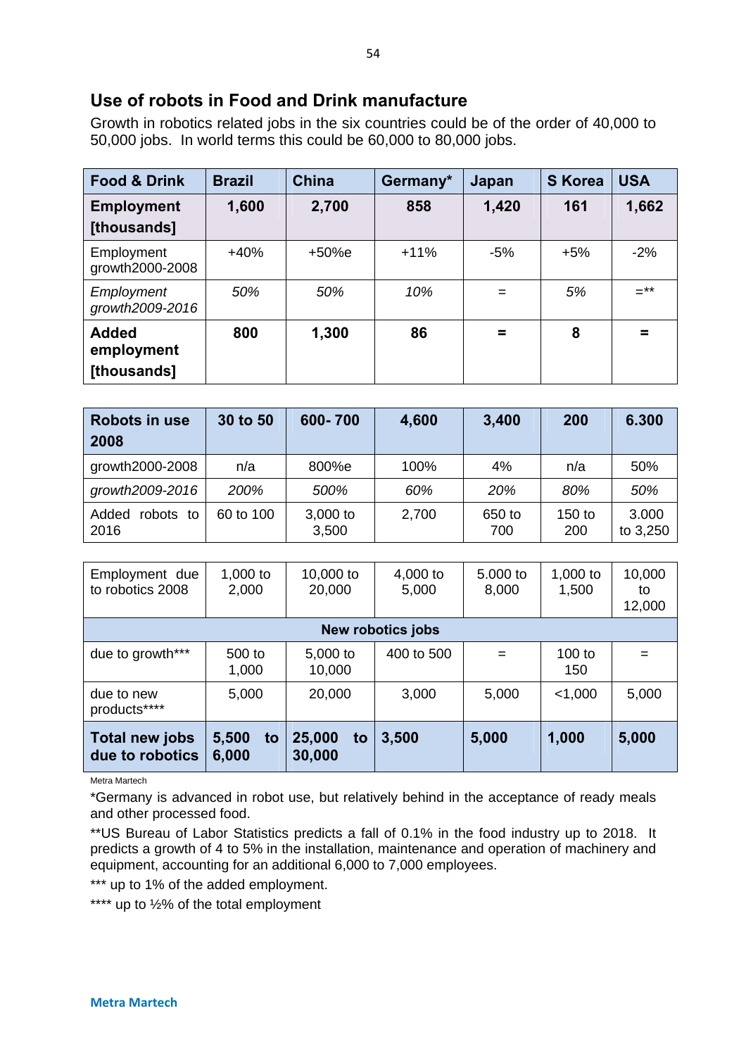## Use of robots in Food and Drink manufacture

Growth in robotics related jobs in the six countries could be of the order of 40,000 to 50,000 jobs. In world terms this could be 60,000 to 80,000 jobs.

| Food & Drink | Brazil | China | Germany* | Japan | S Korea | USA |
|---|---|---|---|---|---|---|
| **Employment [thousands]** | **1,600** | **2,700** | **858** | **1,420** | **161** | **1,662** |
| Employment growth2000-2008 | +40% | +50%e | +11% | -5% | +5% | -2% |
| *Employment growth2009-2016* | *50%* | *50%* | *10%* | = | *5%* | =** |
| **Added employment [thousands]** | **800** | **1,300** | **86** | **=** | **8** | **=** |

| **Robots in use 2008** | **30 to 50** | **600- 700** | **4,600** | **3,400** | **200** | **6.300** |
|---|---|---|---|---|---|---|
| growth2000-2008 | n/a | 800%e | 100% | 4% | n/a | 50% |
| *growth2009-2016* | *200%* | *500%* | *60%* | *20%* | *80%* | *50%* |
| Added robots to 2016 | 60 to 100 | 3,000 to 3,500 | 2,700 | 650 to 700 | 150 to 200 | 3.000 to 3,250 |

| Employment due to robotics 2008 | 1,000 to 2,000 | 10,000 to 20,000 | 4,000 to 5,000 | 5.000 to 8,000 | 1,000 to 1,500 | 10,000 to 12,000 |
|---|---|---|---|---|---|---|
| **New robotics jobs** | | | | | | |
| due to growth*** | 500 to 1,000 | 5,000 to 10,000 | 400 to 500 | = | 100 to 150 | = |
| due to new products**** | 5,000 | 20,000 | 3,000 | 5,000 | <1,000 | 5,000 |
| **Total new jobs due to robotics** | **5,500 to 6,000** | **25,000 to 30,000** | **3,500** | **5,000** | **1,000** | **5,000** |

Metra Martech

*Germany is advanced in robot use, but relatively behind in the acceptance of ready meals and other processed food.

**US Bureau of Labor Statistics predicts a fall of 0.1% in the food industry up to 2018. It predicts a growth of 4 to 5% in the installation, maintenance and operation of machinery and equipment, accounting for an additional 6,000 to 7,000 employees.

*** up to 1% of the added employment.

**** up to ½% of the total employment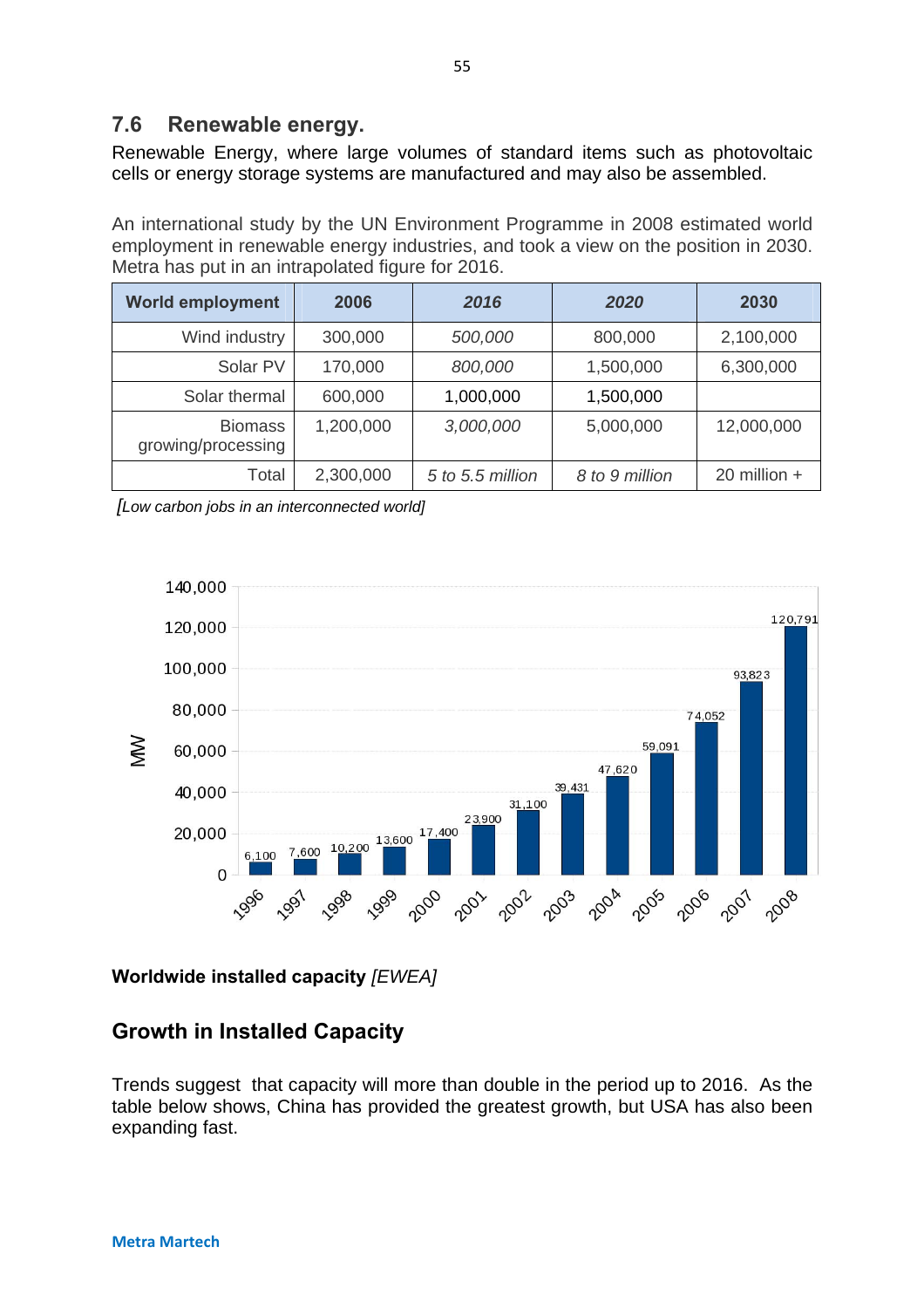## 7.6 Renewable energy.

Renewable Energy, where large volumes of standard items such as photovoltaic cells or energy storage systems are manufactured and may also be assembled.

An international study by the UN Environment Programme in 2008 estimated world employment in renewable energy industries, and took a view on the position in 2030. Metra has put in an intrapolated figure for 2016.

| World employment | 2006 | *2016* | *2020* | 2030 |
|---|---|---|---|---|
| Wind industry | 300,000 | *500,000* | 800,000 | 2,100,000 |
| Solar PV | 170,000 | *800,000* | 1,500,000 | 6,300,000 |
| Solar thermal | 600,000 | 1,000,000 | 1,500,000 | |
| Biomass growing/processing | 1,200,000 | *3,000,000* | 5,000,000 | 12,000,000 |
| Total | 2,300,000 | *5 to 5.5 million* | *8 to 9 million* | 20 million + |

*[Low carbon jobs in an interconnected world]*

| Year | MW |
|---|---|
| 1996 | 6,100 |
| 1997 | 7,600 |
| 1998 | 10,200 |
| 1999 | 13,600 |
| 2000 | 17,400 |
| 2001 | 23,900 |
| 2002 | 31,100 |
| 2003 | 39,431 |
| 2004 | 47,620 |
| 2005 | 59,091 |
| 2006 | 74,052 |
| 2007 | 93,823 |
| 2008 | 120,791 |

**Worldwide installed capacity** *[EWEA]*

## Growth in Installed Capacity

Trends suggest that capacity will more than double in the period up to 2016. As the table below shows, China has provided the greatest growth, but USA has also been expanding fast.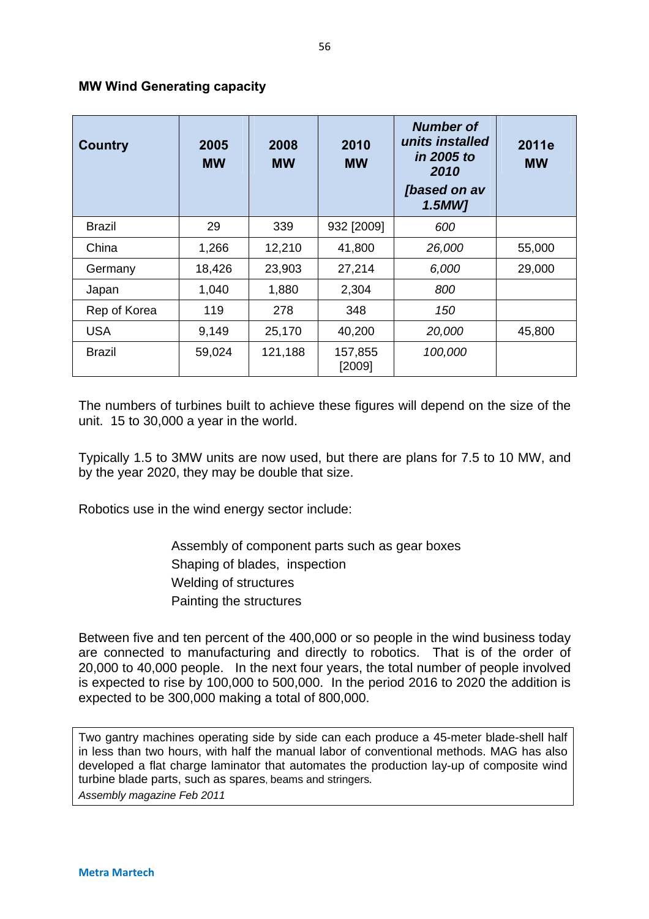**MW Wind Generating capacity**

| Country | 2005 MW | 2008 MW | 2010 MW | *Number of units installed in 2005 to 2010 [based on av 1.5MW]* | 2011e MW |
|---|---|---|---|---|---|
| Brazil | 29 | 339 | 932 [2009] | *600* | |
| China | 1,266 | 12,210 | 41,800 | *26,000* | 55,000 |
| Germany | 18,426 | 23,903 | 27,214 | *6,000* | 29,000 |
| Japan | 1,040 | 1,880 | 2,304 | *800* | |
| Rep of Korea | 119 | 278 | 348 | *150* | |
| USA | 9,149 | 25,170 | 40,200 | *20,000* | 45,800 |
| Brazil | 59,024 | 121,188 | 157,855 [2009] | *100,000* | |

The numbers of turbines built to achieve these figures will depend on the size of the unit. 15 to 30,000 a year in the world.

Typically 1.5 to 3MW units are now used, but there are plans for 7.5 to 10 MW, and by the year 2020, they may be double that size.

Robotics use in the wind energy sector include:

- Assembly of component parts such as gear boxes
- Shaping of blades, inspection
- Welding of structures
- Painting the structures

Between five and ten percent of the 400,000 or so people in the wind business today are connected to manufacturing and directly to robotics. That is of the order of 20,000 to 40,000 people. In the next four years, the total number of people involved is expected to rise by 100,000 to 500,000. In the period 2016 to 2020 the addition is expected to be 300,000 making a total of 800,000.

> Two gantry machines operating side by side can each produce a 45-meter blade-shell half in less than two hours, with half the manual labor of conventional methods. MAG has also developed a flat charge laminator that automates the production lay-up of composite wind turbine blade parts, such as spares, beams and stringers.
>
> *Assembly magazine Feb 2011*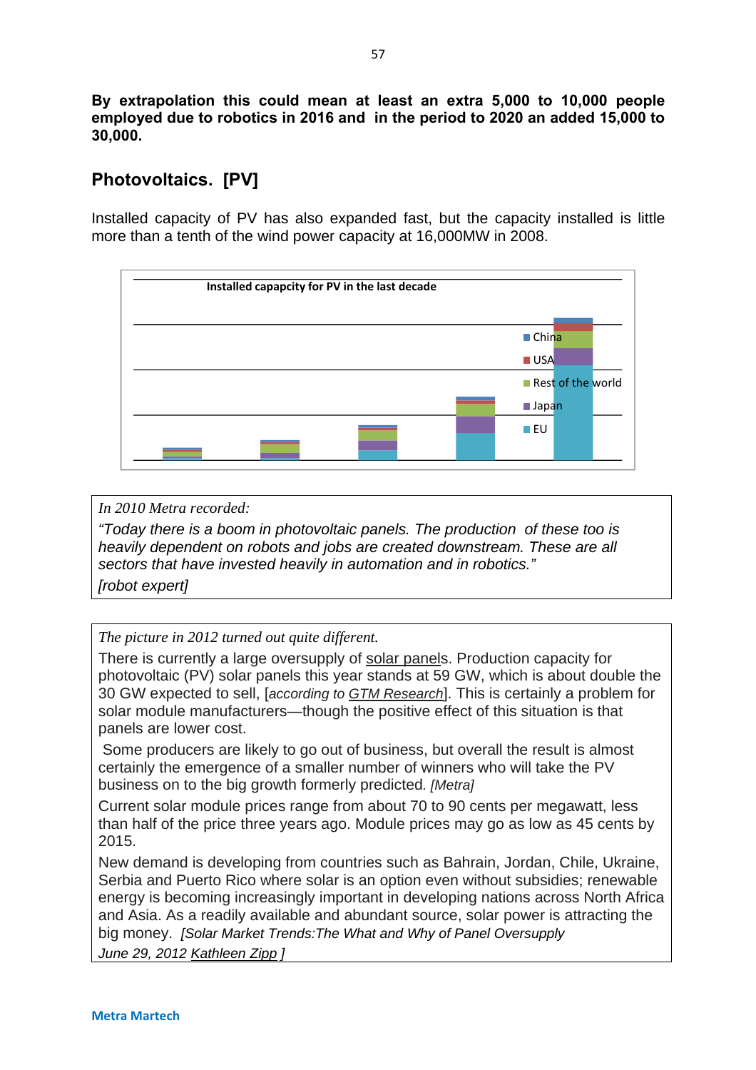**By extrapolation this could mean at least an extra 5,000 to 10,000 people employed due to robotics in 2016 and in the period to 2020 an added 15,000 to 30,000.**

## Photovoltaics. [PV]

Installed capacity of PV has also expanded fast, but the capacity installed is little more than a tenth of the wind power capacity at 16,000MW in 2008.

**Installed capapcity for PV in the last decade**

China
USA
Rest of the world
Japan
EU

*In 2010 Metra recorded:*

*"Today there is a boom in photovoltaic panels. The production of these too is heavily dependent on robots and jobs are created downstream. These are all sectors that have invested heavily in automation and in robotics."*

*[robot expert]*

*The picture in 2012 turned out quite different.*

There is currently a large oversupply of solar panels. Production capacity for photovoltaic (PV) solar panels this year stands at 59 GW, which is about double the 30 GW expected to sell, [*according to GTM Research*]. This is certainly a problem for solar module manufacturers—though the positive effect of this situation is that panels are lower cost.

Some producers are likely to go out of business, but overall the result is almost certainly the emergence of a smaller number of winners who will take the PV business on to the big growth formerly predicted. *[Metra]*

Current solar module prices range from about 70 to 90 cents per megawatt, less than half of the price three years ago. Module prices may go as low as 45 cents by 2015.

New demand is developing from countries such as Bahrain, Jordan, Chile, Ukraine, Serbia and Puerto Rico where solar is an option even without subsidies; renewable energy is becoming increasingly important in developing nations across North Africa and Asia. As a readily available and abundant source, solar power is attracting the big money. *[Solar Market Trends:The What and Why of Panel Oversupply June 29, 2012 Kathleen Zipp ]*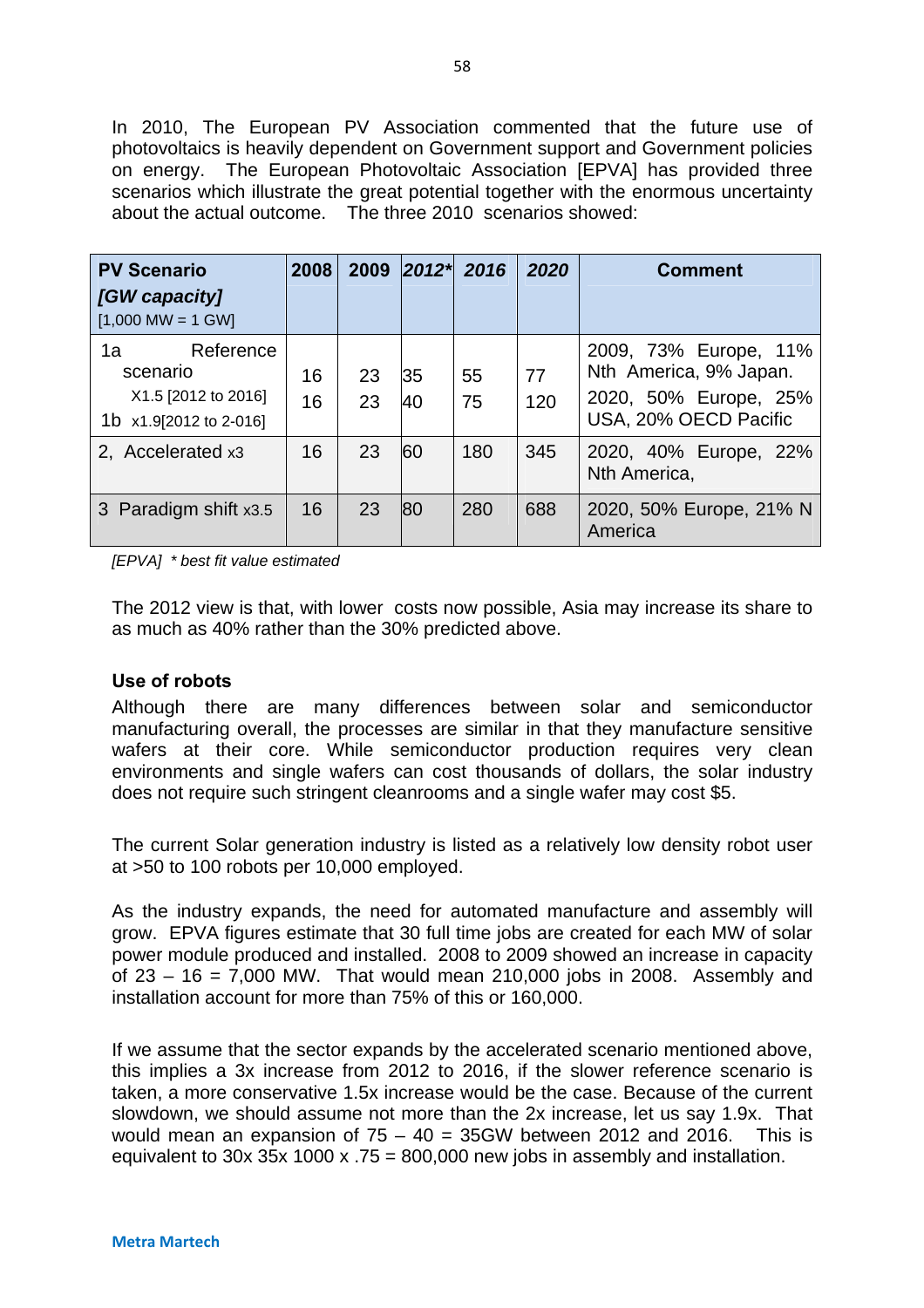In 2010, The European PV Association commented that the future use of photovoltaics is heavily dependent on Government support and Government policies on energy. The European Photovoltaic Association [EPVA] has provided three scenarios which illustrate the great potential together with the enormous uncertainty about the actual outcome. The three 2010 scenarios showed:

| **PV Scenario** ***[GW capacity]*** [1,000 MW = 1 GW] | **2008** | **2009** | ***2012**** | ***2016*** | ***2020*** | **Comment** |
|---|---|---|---|---|---|---|
| 1a Reference scenario X1.5 [2012 to 2016]<br>1b x1.9[2012 to 2-016] | 16<br>16 | 23<br>23 | 35<br>40 | 55<br>75 | 77<br>120 | 2009, 73% Europe, 11% Nth America, 9% Japan.<br>2020, 50% Europe, 25% USA, 20% OECD Pacific |
| 2, Accelerated x3 | 16 | 23 | 60 | 180 | 345 | 2020, 40% Europe, 22% Nth America, |
| 3 Paradigm shift x3.5 | 16 | 23 | 80 | 280 | 688 | 2020, 50% Europe, 21% N America |

*[EPVA] * best fit value estimated*

The 2012 view is that, with lower costs now possible, Asia may increase its share to as much as 40% rather than the 30% predicted above.

**Use of robots**

Although there are many differences between solar and semiconductor manufacturing overall, the processes are similar in that they manufacture sensitive wafers at their core. While semiconductor production requires very clean environments and single wafers can cost thousands of dollars, the solar industry does not require such stringent cleanrooms and a single wafer may cost $5.

The current Solar generation industry is listed as a relatively low density robot user at >50 to 100 robots per 10,000 employed.

As the industry expands, the need for automated manufacture and assembly will grow. EPVA figures estimate that 30 full time jobs are created for each MW of solar power module produced and installed. 2008 to 2009 showed an increase in capacity of 23 – 16 = 7,000 MW. That would mean 210,000 jobs in 2008. Assembly and installation account for more than 75% of this or 160,000.

If we assume that the sector expands by the accelerated scenario mentioned above, this implies a 3x increase from 2012 to 2016, if the slower reference scenario is taken, a more conservative 1.5x increase would be the case. Because of the current slowdown, we should assume not more than the 2x increase, let us say 1.9x. That would mean an expansion of 75 – 40 = 35GW between 2012 and 2016. This is equivalent to 30x 35x 1000 x .75 = 800,000 new jobs in assembly and installation.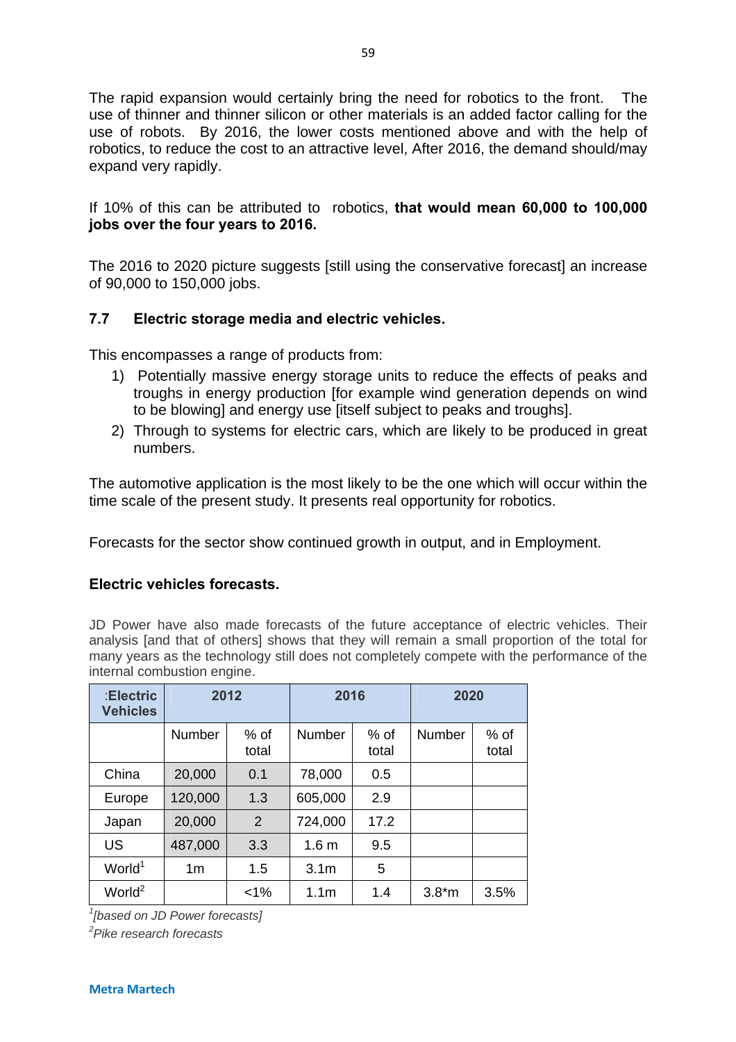The rapid expansion would certainly bring the need for robotics to the front. The use of thinner and thinner silicon or other materials is an added factor calling for the use of robots. By 2016, the lower costs mentioned above and with the help of robotics, to reduce the cost to an attractive level, After 2016, the demand should/may expand very rapidly.

If 10% of this can be attributed to robotics, **that would mean 60,000 to 100,000 jobs over the four years to 2016.**

The 2016 to 2020 picture suggests [still using the conservative forecast] an increase of 90,000 to 150,000 jobs.

### 7.7 Electric storage media and electric vehicles.

This encompasses a range of products from:

1) Potentially massive energy storage units to reduce the effects of peaks and troughs in energy production [for example wind generation depends on wind to be blowing] and energy use [itself subject to peaks and troughs].
2) Through to systems for electric cars, which are likely to be produced in great numbers.

The automotive application is the most likely to be the one which will occur within the time scale of the present study. It presents real opportunity for robotics.

Forecasts for the sector show continued growth in output, and in Employment.

**Electric vehicles forecasts.**

JD Power have also made forecasts of the future acceptance of electric vehicles. Their analysis [and that of others] shows that they will remain a small proportion of the total for many years as the technology still does not completely compete with the performance of the internal combustion engine.

| :Electric Vehicles | 2012 | | 2016 | | 2020 | |
|---|---|---|---|---|---|---|
| | Number | % of total | Number | % of total | Number | % of total |
| China | 20,000 | 0.1 | 78,000 | 0.5 | | |
| Europe | 120,000 | 1.3 | 605,000 | 2.9 | | |
| Japan | 20,000 | 2 | 724,000 | 17.2 | | |
| US | 487,000 | 3.3 | 1.6 m | 9.5 | | |
| World[1] | 1m | 1.5 | 3.1m | 5 | | |
| World[2] | | <1% | 1.1m | 1.4 | 3.8*m | 3.5% |

*[1][based on JD Power forecasts]*

*[2]Pike research forecasts*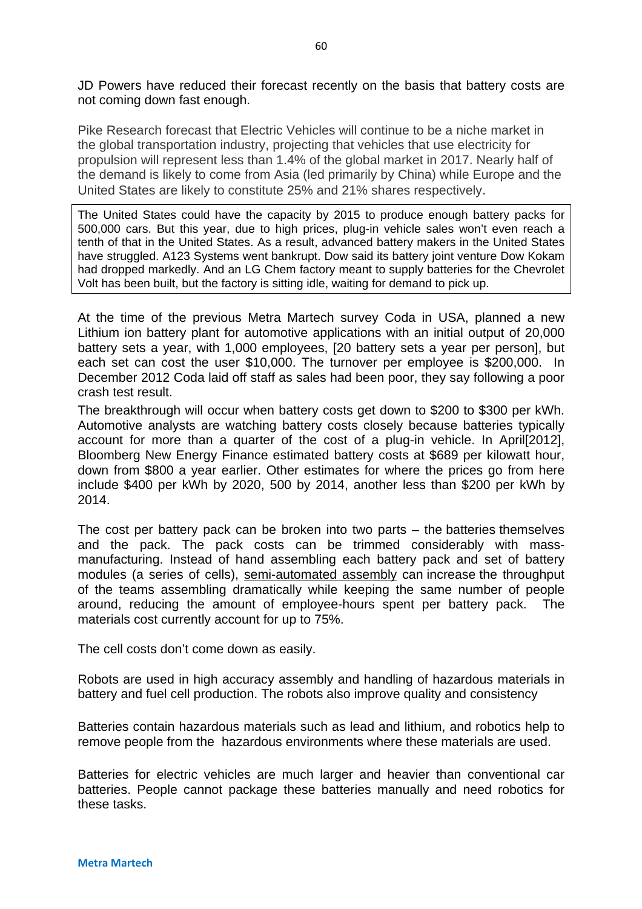JD Powers have reduced their forecast recently on the basis that battery costs are not coming down fast enough.

Pike Research forecast that Electric Vehicles will continue to be a niche market in the global transportation industry, projecting that vehicles that use electricity for propulsion will represent less than 1.4% of the global market in 2017. Nearly half of the demand is likely to come from Asia (led primarily by China) while Europe and the United States are likely to constitute 25% and 21% shares respectively.

> The United States could have the capacity by 2015 to produce enough battery packs for 500,000 cars. But this year, due to high prices, plug-in vehicle sales won't even reach a tenth of that in the United States. As a result, advanced battery makers in the United States have struggled. A123 Systems went bankrupt. Dow said its battery joint venture Dow Kokam had dropped markedly. And an LG Chem factory meant to supply batteries for the Chevrolet Volt has been built, but the factory is sitting idle, waiting for demand to pick up.

At the time of the previous Metra Martech survey Coda in USA, planned a new Lithium ion battery plant for automotive applications with an initial output of 20,000 battery sets a year, with 1,000 employees, [20 battery sets a year per person], but each set can cost the user $10,000. The turnover per employee is $200,000. In December 2012 Coda laid off staff as sales had been poor, they say following a poor crash test result.

The breakthrough will occur when battery costs get down to $200 to $300 per kWh. Automotive analysts are watching battery costs closely because batteries typically account for more than a quarter of the cost of a plug-in vehicle. In April[2012], Bloomberg New Energy Finance estimated battery costs at $689 per kilowatt hour, down from $800 a year earlier. Other estimates for where the prices go from here include $400 per kWh by 2020, 500 by 2014, another less than $200 per kWh by 2014.

The cost per battery pack can be broken into two parts – the batteries themselves and the pack. The pack costs can be trimmed considerably with mass-manufacturing. Instead of hand assembling each battery pack and set of battery modules (a series of cells), semi-automated assembly can increase the throughput of the teams assembling dramatically while keeping the same number of people around, reducing the amount of employee-hours spent per battery pack. The materials cost currently account for up to 75%.

The cell costs don't come down as easily.

Robots are used in high accuracy assembly and handling of hazardous materials in battery and fuel cell production. The robots also improve quality and consistency

Batteries contain hazardous materials such as lead and lithium, and robotics help to remove people from the hazardous environments where these materials are used.

Batteries for electric vehicles are much larger and heavier than conventional car batteries. People cannot package these batteries manually and need robotics for these tasks.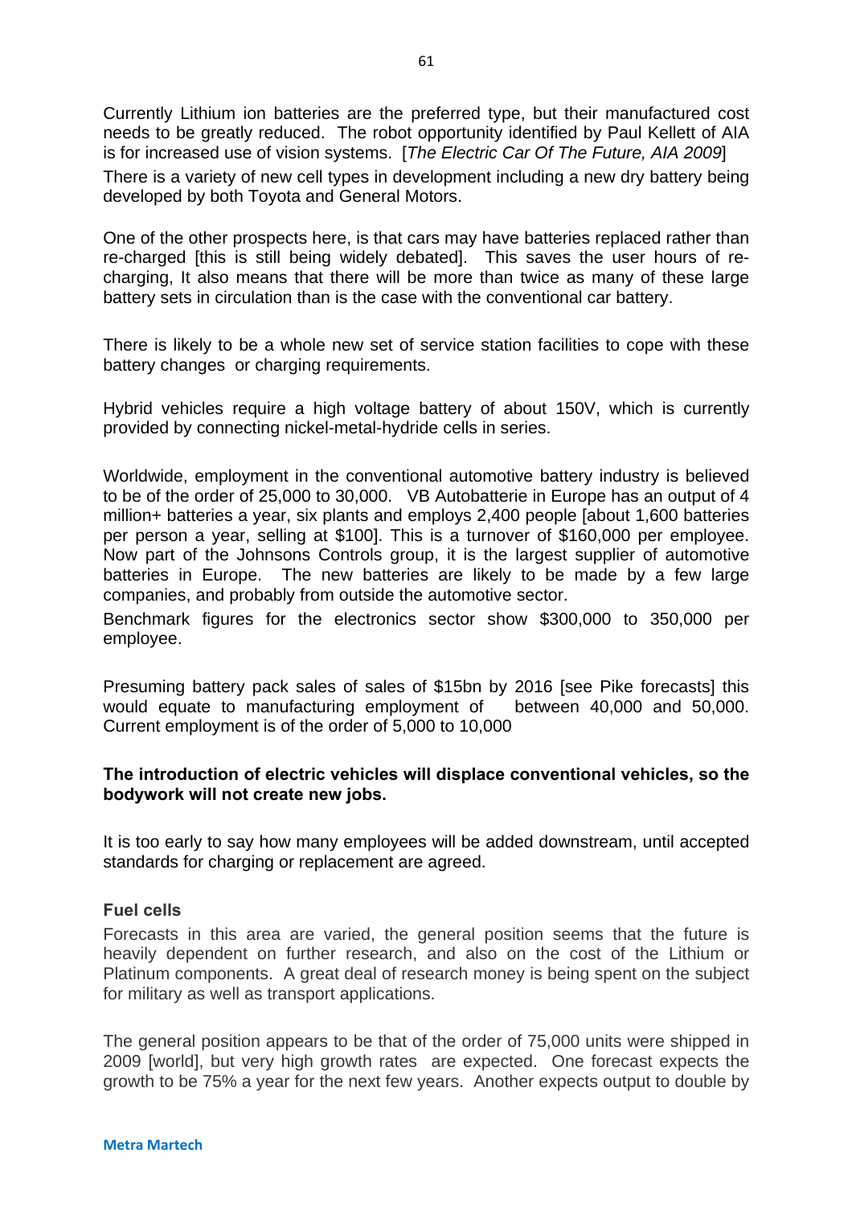Currently Lithium ion batteries are the preferred type, but their manufactured cost needs to be greatly reduced. The robot opportunity identified by Paul Kellett of AIA is for increased use of vision systems. [*The Electric Car Of The Future, AIA 2009*]

There is a variety of new cell types in development including a new dry battery being developed by both Toyota and General Motors.

One of the other prospects here, is that cars may have batteries replaced rather than re-charged [this is still being widely debated]. This saves the user hours of re-charging, It also means that there will be more than twice as many of these large battery sets in circulation than is the case with the conventional car battery.

There is likely to be a whole new set of service station facilities to cope with these battery changes or charging requirements.

Hybrid vehicles require a high voltage battery of about 150V, which is currently provided by connecting nickel-metal-hydride cells in series.

Worldwide, employment in the conventional automotive battery industry is believed to be of the order of 25,000 to 30,000. VB Autobatterie in Europe has an output of 4 million+ batteries a year, six plants and employs 2,400 people [about 1,600 batteries per person a year, selling at $100]. This is a turnover of $160,000 per employee. Now part of the Johnsons Controls group, it is the largest supplier of automotive batteries in Europe. The new batteries are likely to be made by a few large companies, and probably from outside the automotive sector.

Benchmark figures for the electronics sector show $300,000 to 350,000 per employee.

Presuming battery pack sales of sales of $15bn by 2016 [see Pike forecasts] this would equate to manufacturing employment of between 40,000 and 50,000. Current employment is of the order of 5,000 to 10,000

**The introduction of electric vehicles will displace conventional vehicles, so the bodywork will not create new jobs.**

It is too early to say how many employees will be added downstream, until accepted standards for charging or replacement are agreed.

### Fuel cells

Forecasts in this area are varied, the general position seems that the future is heavily dependent on further research, and also on the cost of the Lithium or Platinum components. A great deal of research money is being spent on the subject for military as well as transport applications.

The general position appears to be that of the order of 75,000 units were shipped in 2009 [world], but very high growth rates are expected. One forecast expects the growth to be 75% a year for the next few years. Another expects output to double by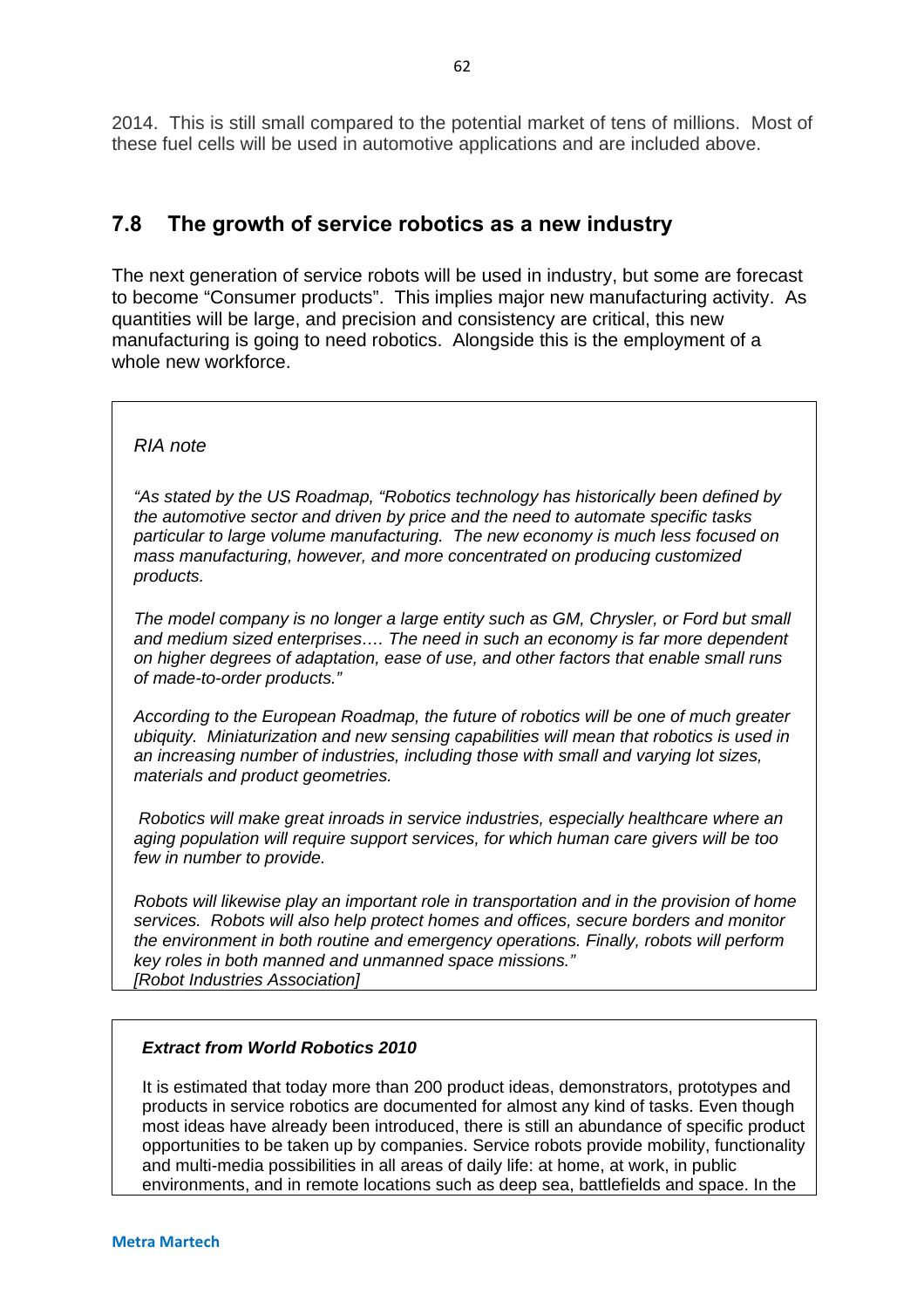2014. This is still small compared to the potential market of tens of millions. Most of these fuel cells will be used in automotive applications and are included above.

## 7.8 The growth of service robotics as a new industry

The next generation of service robots will be used in industry, but some are forecast to become "Consumer products". This implies major new manufacturing activity. As quantities will be large, and precision and consistency are critical, this new manufacturing is going to need robotics. Alongside this is the employment of a whole new workforce.

*RIA note*

*"As stated by the US Roadmap, "Robotics technology has historically been defined by the automotive sector and driven by price and the need to automate specific tasks particular to large volume manufacturing. The new economy is much less focused on mass manufacturing, however, and more concentrated on producing customized products.*

*The model company is no longer a large entity such as GM, Chrysler, or Ford but small and medium sized enterprises…. The need in such an economy is far more dependent on higher degrees of adaptation, ease of use, and other factors that enable small runs of made-to-order products."*

*According to the European Roadmap, the future of robotics will be one of much greater ubiquity. Miniaturization and new sensing capabilities will mean that robotics is used in an increasing number of industries, including those with small and varying lot sizes, materials and product geometries.*

*Robotics will make great inroads in service industries, especially healthcare where an aging population will require support services, for which human care givers will be too few in number to provide.*

*Robots will likewise play an important role in transportation and in the provision of home services. Robots will also help protect homes and offices, secure borders and monitor the environment in both routine and emergency operations. Finally, robots will perform key roles in both manned and unmanned space missions."*
*[Robot Industries Association]*

***Extract from World Robotics 2010***

It is estimated that today more than 200 product ideas, demonstrators, prototypes and products in service robotics are documented for almost any kind of tasks. Even though most ideas have already been introduced, there is still an abundance of specific product opportunities to be taken up by companies. Service robots provide mobility, functionality and multi-media possibilities in all areas of daily life: at home, at work, in public environments, and in remote locations such as deep sea, battlefields and space. In the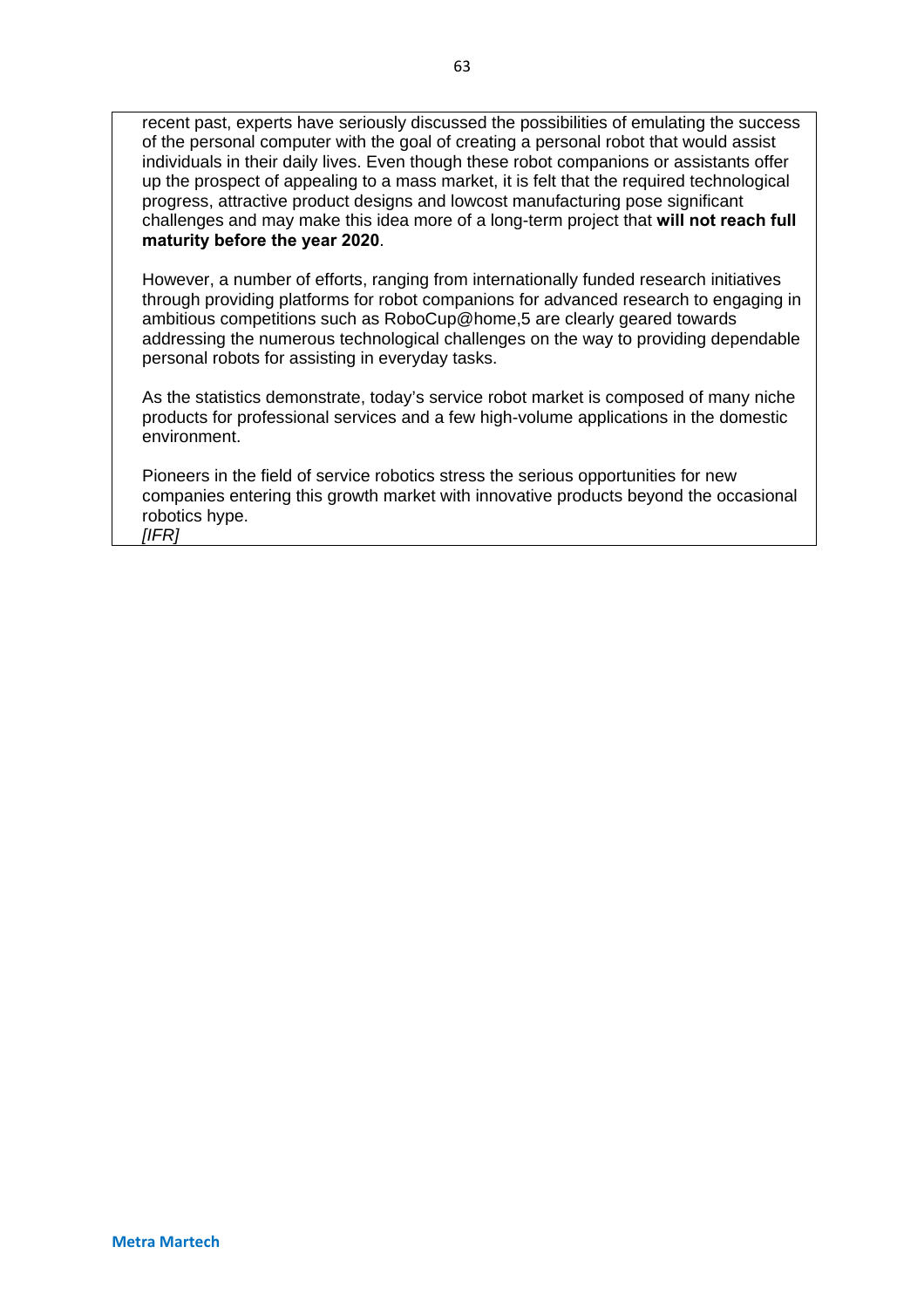recent past, experts have seriously discussed the possibilities of emulating the success of the personal computer with the goal of creating a personal robot that would assist individuals in their daily lives. Even though these robot companions or assistants offer up the prospect of appealing to a mass market, it is felt that the required technological progress, attractive product designs and lowcost manufacturing pose significant challenges and may make this idea more of a long-term project that **will not reach full maturity before the year 2020**.

However, a number of efforts, ranging from internationally funded research initiatives through providing platforms for robot companions for advanced research to engaging in ambitious competitions such as RoboCup@home,5 are clearly geared towards addressing the numerous technological challenges on the way to providing dependable personal robots for assisting in everyday tasks.

As the statistics demonstrate, today's service robot market is composed of many niche products for professional services and a few high-volume applications in the domestic environment.

Pioneers in the field of service robotics stress the serious opportunities for new companies entering this growth market with innovative products beyond the occasional robotics hype.
*[IFR]*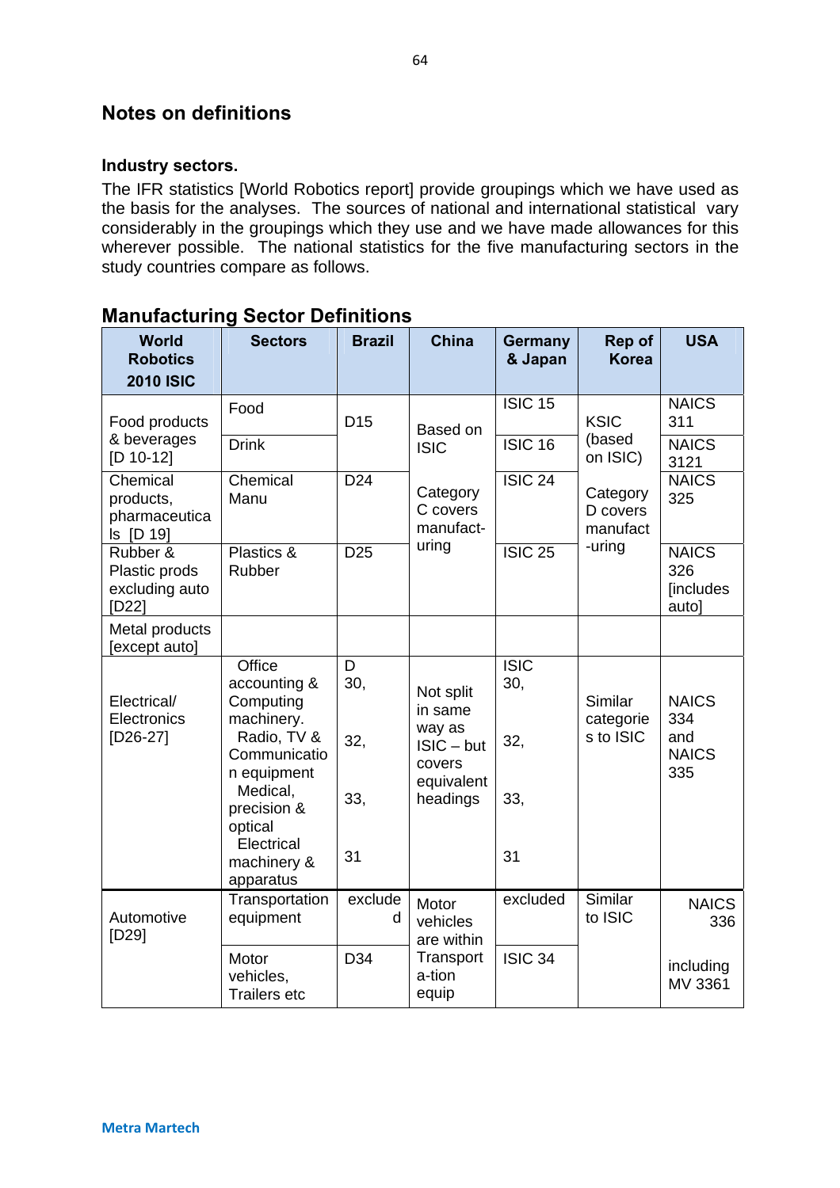## Notes on definitions

### Industry sectors.

The IFR statistics [World Robotics report] provide groupings which we have used as the basis for the analyses. The sources of national and international statistical vary considerably in the groupings which they use and we have made allowances for this wherever possible. The national statistics for the five manufacturing sectors in the study countries compare as follows.

## Manufacturing Sector Definitions

| World Robotics 2010 ISIC | Sectors | Brazil | China | Germany & Japan | Rep of Korea | USA |
|---|---|---|---|---|---|---|
| Food products & beverages [D 10-12] | Food | D15 | Based on ISIC | ISIC 15 | KSIC (based on ISIC) | NAICS 311 |
| | Drink | | | ISIC 16 | | NAICS 3121 |
| Chemical products, pharmaceuticals [D 19] | Chemical Manu | D24 | Category C covers manufact-uring | ISIC 24 | Category D covers manufact-uring | NAICS 325 |
| Rubber & Plastic prods excluding auto [D22] | Plastics & Rubber | D25 | | ISIC 25 | | NAICS 326 [includes auto] |
| Metal products [except auto] | | | | | | |
| Electrical/ Electronics [D26-27] | Office accounting & Computing machinery. Radio, TV & Communication equipment Medical, precision & optical Electrical machinery & apparatus | D 30, 32, 33, 31 | Not split in same way as ISIC – but covers equivalent headings | ISIC 30, 32, 33, 31 | Similar categories to ISIC | NAICS 334 and NAICS 335 |
| Automotive [D29] | Transportation equipment | excluded | Motor vehicles are within Transport-ation equip | excluded | Similar to ISIC | NAICS 336 |
| | Motor vehicles, Trailers etc | D34 | | ISIC 34 | | including MV 3361 |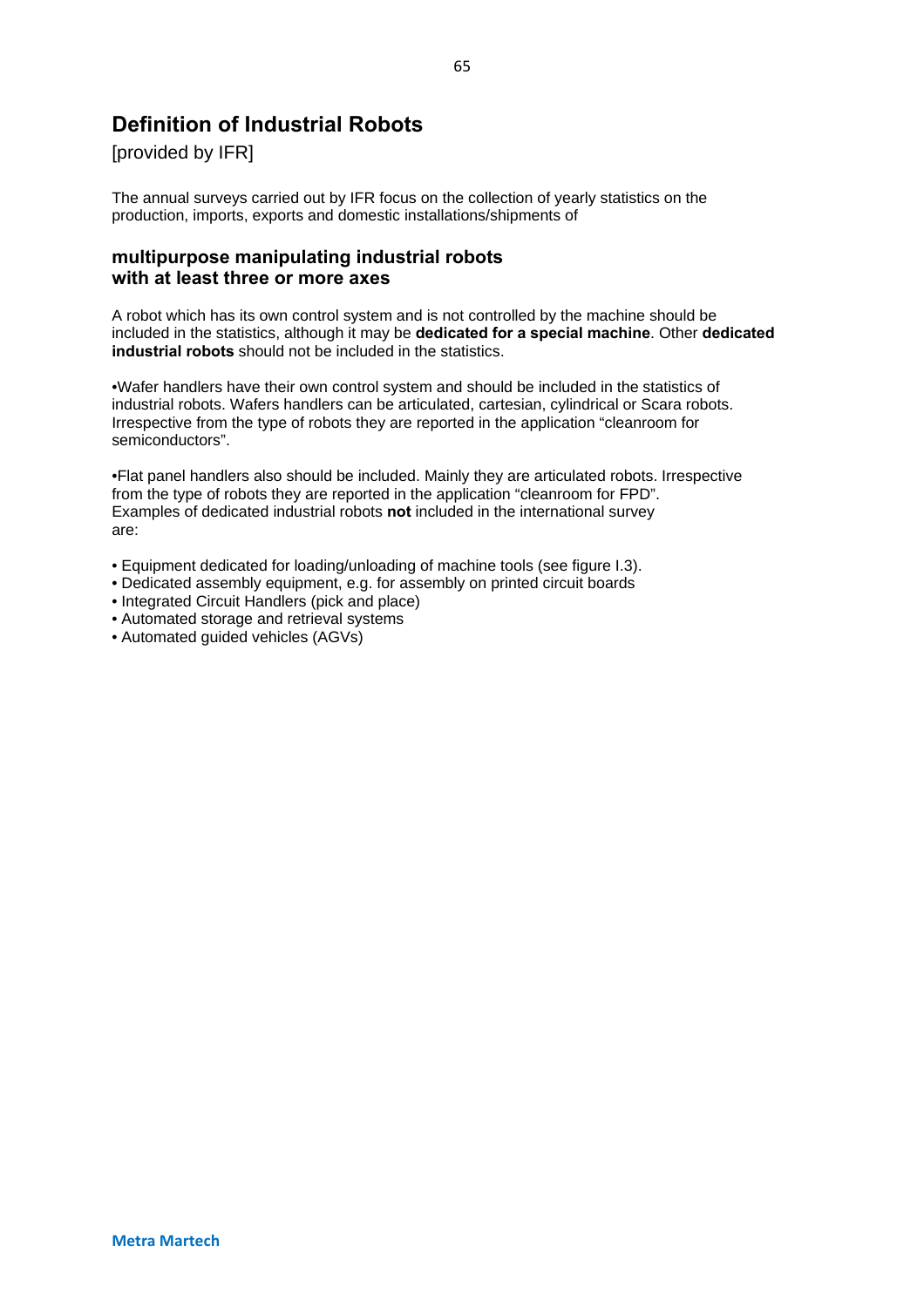# Definition of Industrial Robots

[provided by IFR]

The annual surveys carried out by IFR focus on the collection of yearly statistics on the production, imports, exports and domestic installations/shipments of

### multipurpose manipulating industrial robots with at least three or more axes

A robot which has its own control system and is not controlled by the machine should be included in the statistics, although it may be **dedicated for a special machine**. Other **dedicated industrial robots** should not be included in the statistics.

•Wafer handlers have their own control system and should be included in the statistics of industrial robots. Wafers handlers can be articulated, cartesian, cylindrical or Scara robots. Irrespective from the type of robots they are reported in the application "cleanroom for semiconductors".

•Flat panel handlers also should be included. Mainly they are articulated robots. Irrespective from the type of robots they are reported in the application "cleanroom for FPD".
Examples of dedicated industrial robots **not** included in the international survey are:

- Equipment dedicated for loading/unloading of machine tools (see figure I.3).
- Dedicated assembly equipment, e.g. for assembly on printed circuit boards
- Integrated Circuit Handlers (pick and place)
- Automated storage and retrieval systems
- Automated guided vehicles (AGVs)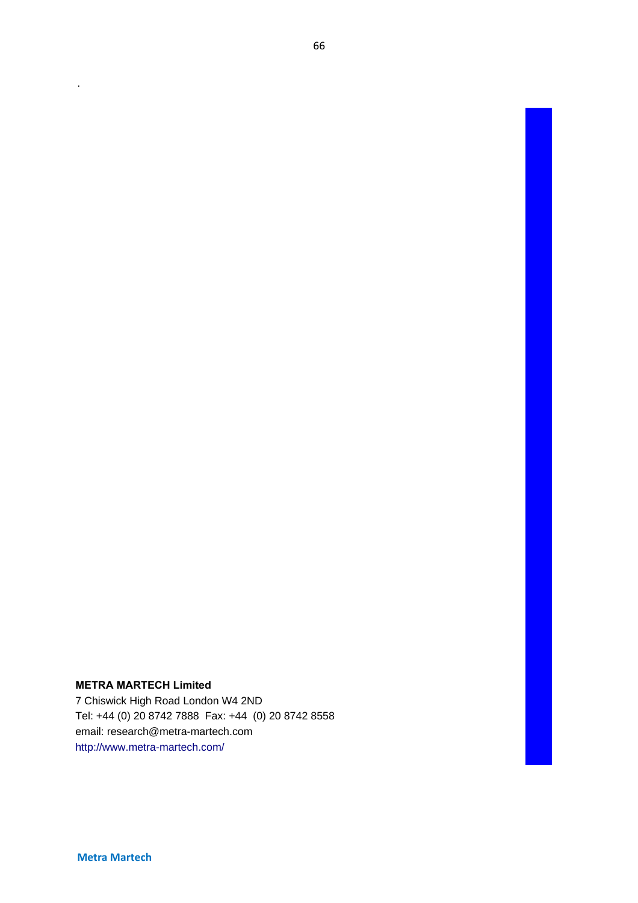.

**METRA MARTECH Limited**
7 Chiswick High Road London W4 2ND
Tel: +44 (0) 20 8742 7888  Fax: +44  (0) 20 8742 8558
email: research@metra-martech.com
http://www.metra-martech.com/